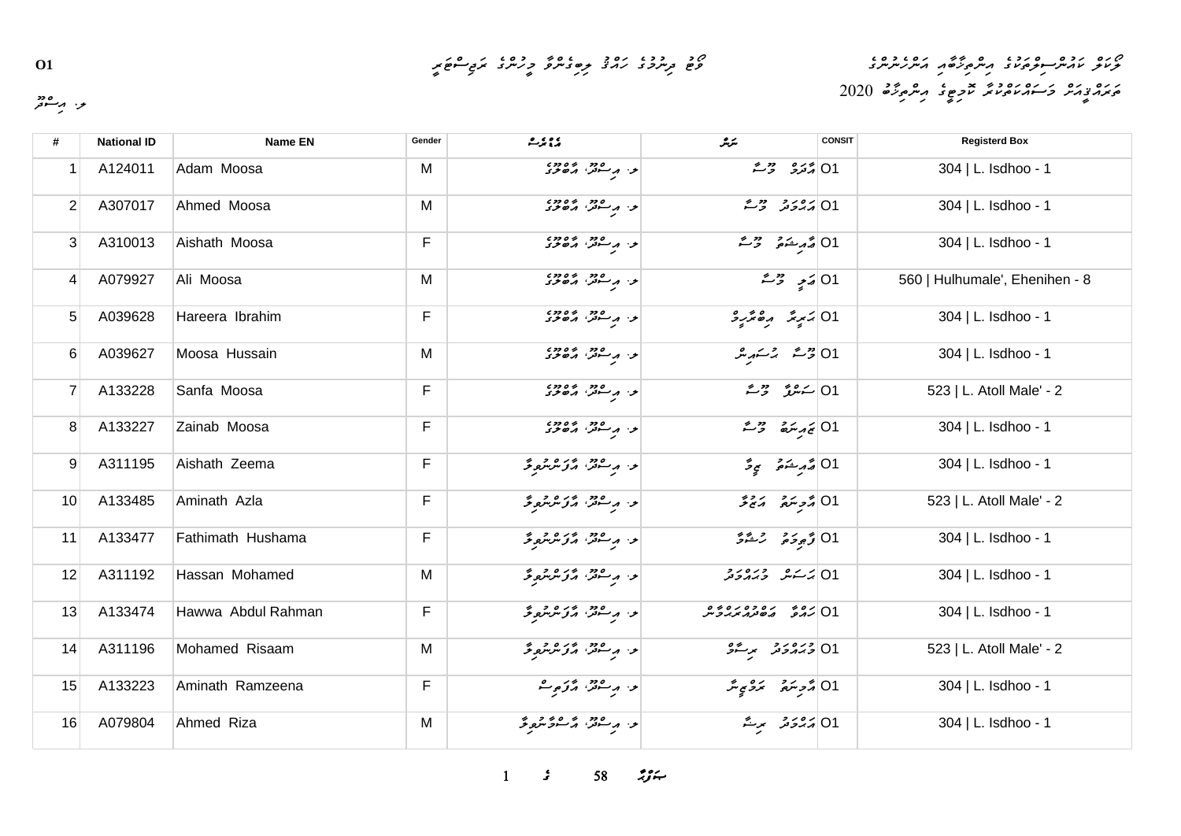ލ. އިސްދޫ

ވޯޓު ދިނުމުގެ ހައްޤު ލިބިގެންވާ މީހުންގެ ނަމުގެ ލިސްޓު — ރާއްޖޭގެ ރައްޔިތުންގެ މަޖިލީހުގެ އިންތިޚާބު 2020

| # | National ID | Name EN | Gender | ގެއްގެ ނަން | ނަން | CONSIT | Registerd Box |
|---|---|---|---|---|---|---|---|
| 1 | A124011 | Adam Moosa | M | ލ. އިސްދޫ، އާބާދީގެ | އާދަމް މޫސާ | O1 | 304 \| L. Isdhoo - 1 |
| 2 | A307017 | Ahmed Moosa | M | ލ. އިސްދޫ، އާބާދީގެ | އަޙްމަދު މޫސާ | O1 | 304 \| L. Isdhoo - 1 |
| 3 | A310013 | Aishath Moosa | F | ލ. އިސްދޫ، އާބާދީގެ | އާއިޝަތު މޫސާ | O1 | 304 \| L. Isdhoo - 1 |
| 4 | A079927 | Ali Moosa | M | ލ. އިސްދޫ، އާބާދީގެ | އަލި މޫސާ | O1 | 560 \| Hulhumale', Ehenihen - 8 |
| 5 | A039628 | Hareera Ibrahim | F | ލ. އިސްދޫ، އާބާދީގެ | ހަރީރާ އިބްރާހީމް | O1 | 304 \| L. Isdhoo - 1 |
| 6 | A039627 | Moosa Hussain | M | ލ. އިސްދޫ، އާބާދީގެ | މޫސާ ހުސައިން | O1 | 304 \| L. Isdhoo - 1 |
| 7 | A133228 | Sanfa Moosa | F | ލ. އިސްދޫ، އާބާދީގެ | ސަންފާ މޫސާ | O1 | 523 \| L. Atoll Male' - 2 |
| 8 | A133227 | Zainab Moosa | F | ލ. އިސްދޫ، އާބާދީގެ | ޒައިނަބު މޫސާ | O1 | 304 \| L. Isdhoo - 1 |
| 9 | A311195 | Aishath Zeema | F | ލ. އިސްދޫ، އާފަންނުވިލާ | އާއިޝަތު ޒީމާ | O1 | 304 \| L. Isdhoo - 1 |
| 10 | A133485 | Aminath Azla | F | ލ. އިސްދޫ، އާފަންނުވިލާ | އާމިނަތު އަޒްލާ | O1 | 523 \| L. Atoll Male' - 2 |
| 11 | A133477 | Fathimath Hushama | F | ލ. އިސްދޫ، އާފަންނުވިލާ | ފާތިމަތު ހުޝާމާ | O1 | 304 \| L. Isdhoo - 1 |
| 12 | A311192 | Hassan Mohamed | M | ލ. އިސްދޫ، އާފަންނުވިލާ | ހަސަން މުޙައްމަދު | O1 | 304 \| L. Isdhoo - 1 |
| 13 | A133474 | Hawwa Abdul Rahman | F | ލ. އިސްދޫ، އާފަންނުވިލާ | ހައްވާ އަބްދުއްރަޙްމާން | O1 | 304 \| L. Isdhoo - 1 |
| 14 | A311196 | Mohamed Risaam | M | ލ. އިސްދޫ، އާފަންނުވިލާ | މުޙައްމަދު ރިސާމް | O1 | 523 \| L. Atoll Male' - 2 |
| 15 | A133223 | Aminath Ramzeena | F | ލ. އިސްދޫ، އާފަހިވާ | އާމިނަތު ރަމްޒީނާ | O1 | 304 \| L. Isdhoo - 1 |
| 16 | A079804 | Ahmed Riza | M | ލ. އިސްދޫ، އާސްމާނުވިލާ | އަޙްމަދު ރިޟާ | O1 | 304 \| L. Isdhoo - 1 |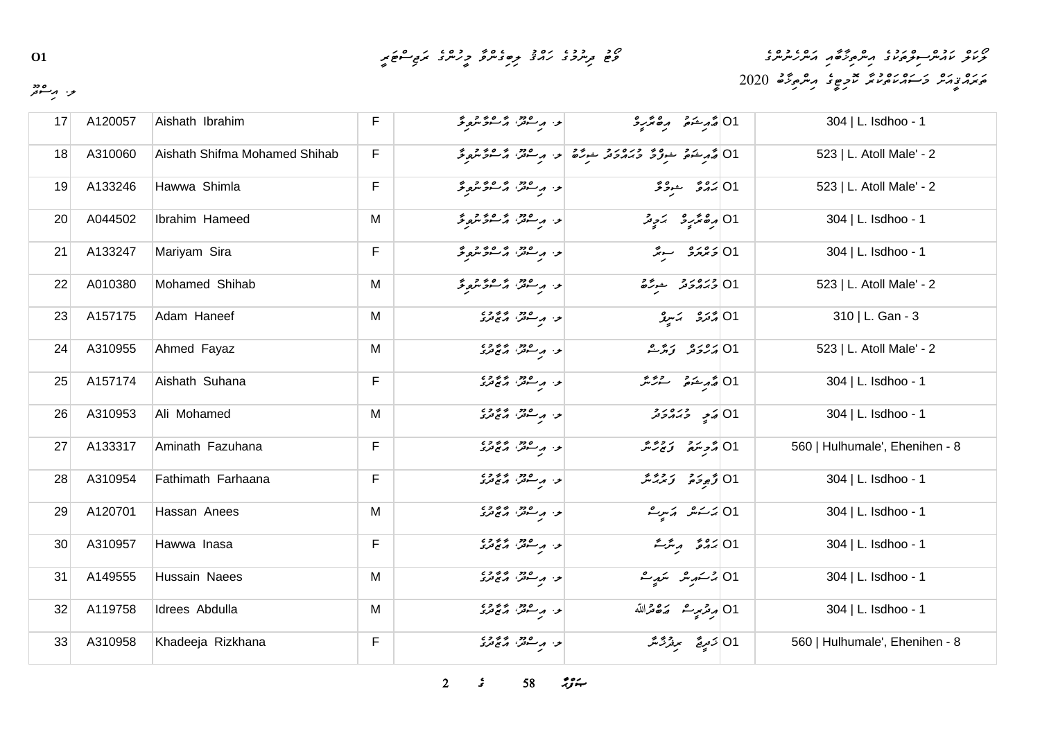| 17 | A120057 | Aishath Ibrahim | F | ، ދިސްދޫ، އާސަވާނާވިލާ | O1 އާއިޝަތު އިބްރާހީމް | 304 \| L. Isdhoo - 1 |
|---|---|---|---|---|---|---|
| 18 | A310060 | Aishath Shifma Mohamed Shihab | F | ، ދިސްދޫ، އާސަވާނާވިލާ | O1 އާއިޝަތު ޝިފްމާ މުޙައްމަދު ޝިހާބު | 523 \| L. Atoll Male' - 2 |
| 19 | A133246 | Hawwa Shimla | F | ، ދިސްދޫ، އާސަވާނާވިލާ | O1 ހައްވާ ޝިމްލާ | 523 \| L. Atoll Male' - 2 |
| 20 | A044502 | Ibrahim Hameed | M | ، ދިސްދޫ، އާސަވާނާވިލާ | O1 އިބްރާހީމް ހަމީދު | 304 \| L. Isdhoo - 1 |
| 21 | A133247 | Mariyam Sira | F | ، ދިސްދޫ، އާސަވާނާވިލާ | O1 މަރިޔަމް ސިރާ | 304 \| L. Isdhoo - 1 |
| 22 | A010380 | Mohamed Shihab | M | ، ދިސްދޫ، އާސަވާނާވިލާ | O1 މުޙައްމަދު ޝިހާބު | 523 \| L. Atoll Male' - 2 |
| 23 | A157175 | Adam Haneef | M | ، ދިސްދޫ، އާޒާދީ | O1 އާދަމް ހަނީފް | 310 \| L. Gan - 3 |
| 24 | A310955 | Ahmed Fayaz | M | ، ދިސްދޫ، އާޒާދީ | O1 އަހުމަދު ފަޔާޒް | 523 \| L. Atoll Male' - 2 |
| 25 | A157174 | Aishath Suhana | F | ، ދިސްދޫ، އާޒާދީ | O1 އާއިޝަތު ސުހާނާ | 304 \| L. Isdhoo - 1 |
| 26 | A310953 | Ali Mohamed | M | ، ދިސްދޫ، އާޒާދީ | O1 އަލީ މުޙައްމަދު | 304 \| L. Isdhoo - 1 |
| 27 | A133317 | Aminath Fazuhana | F | ، ދިސްދޫ، އާޒާދީ | O1 އާމިނަތު ފަޒުހާނާ | 560 \| Hulhumale', Ehenihen - 8 |
| 28 | A310954 | Fathimath Farhaana | F | ، ދިސްދޫ، އާޒާދީ | O1 ފާތިމަތު ފަރުހާނާ | 304 \| L. Isdhoo - 1 |
| 29 | A120701 | Hassan Anees | M | ، ދިސްދޫ، އާޒާދީ | O1 ހަސަން އަނީސް | 304 \| L. Isdhoo - 1 |
| 30 | A310957 | Hawwa Inasa | F | ، ދިސްދޫ، އާޒާދީ | O1 ހައްވާ އިނާސާ | 304 \| L. Isdhoo - 1 |
| 31 | A149555 | Hussain Naees | M | ، ދިސްދޫ، އާޒާދީ | O1 ހުސައިން ނައީސް | 304 \| L. Isdhoo - 1 |
| 32 | A119758 | Idrees Abdulla | M | ، ދިސްދޫ، އާޒާދީ | O1 އިދްރީސް އަބްދުﷲ | 304 \| L. Isdhoo - 1 |
| 33 | A310958 | Khadeeja Rizkhana | F | ، ދިސްދޫ، އާޒާދީ | O1 ޚަދީޖާ ރިޒްޚާނާ | 560 \| Hulhumale', Ehenihen - 8 |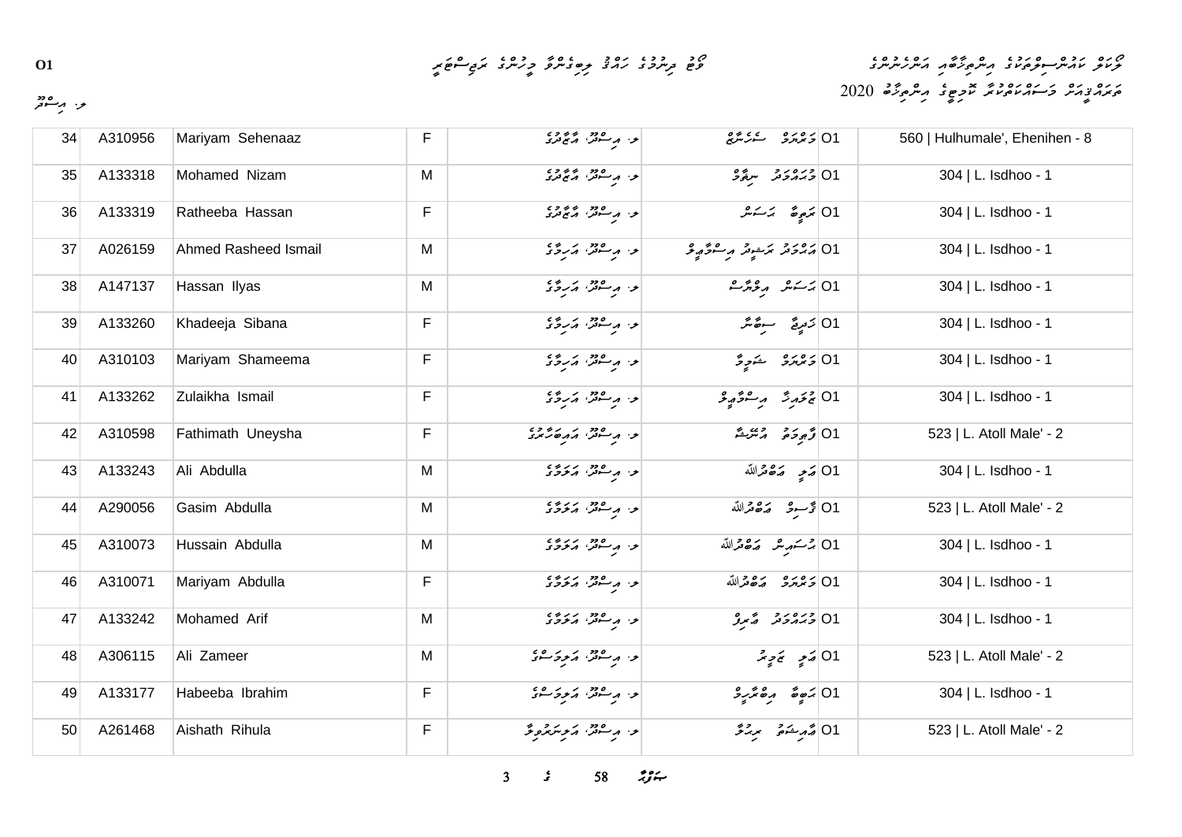| 34 | A310956 | Mariyam Sehenaaz | F | ޏ. އިސްދޫ، އާޒާދީގެ | O1 ޝަރިޔަމް ސަހަނާޒް | 560 \| Hulhumale', Ehenihen - 8 |
|---|---|---|---|---|---|---|
| 35 | A133318 | Mohamed Nizam | M | ޏ. އިސްދޫ، އާޒާދީގެ | O1 މުހައްމަދު ނިޒާމް | 304 \| L. Isdhoo - 1 |
| 36 | A133319 | Ratheeba Hassan | F | ޏ. އިސްދޫ، އާޒާދީގެ | O1 ރަތީބާ ހަސަން | 304 \| L. Isdhoo - 1 |
| 37 | A026159 | Ahmed Rasheed Ismail | M | ޏ. އިސްދޫ، އަރިމާގެ | O1 އަހުމަދު ރަޝީދު އިސްމާއީލް | 304 \| L. Isdhoo - 1 |
| 38 | A147137 | Hassan Ilyas | M | ޏ. އިސްދޫ، އަރިމާގެ | O1 ހަސަން އިލްޔާސް | 304 \| L. Isdhoo - 1 |
| 39 | A133260 | Khadeeja Sibana | F | ޏ. އިސްދޫ، އަރިމާގެ | O1 ޚަދީޖާ ސިބާނާ | 304 \| L. Isdhoo - 1 |
| 40 | A310103 | Mariyam Shameema | F | ޏ. އިސްދޫ، އަރިމާގެ | O1 މަރިޔަމް ޝަމީމާ | 304 \| L. Isdhoo - 1 |
| 41 | A133262 | Zulaikha Ismail | F | ޏ. އިސްދޫ، އަރިމާގެ | O1 ޒުލައިޚާ އިސްމާއީލް | 304 \| L. Isdhoo - 1 |
| 42 | A310598 | Fathimath Uneysha | F | ޏ. އިސްދޫ، އައިބަކަރުގެ | O1 ފާތިމަތު އުނޭޝާ | 523 \| L. Atoll Male' - 2 |
| 43 | A133243 | Ali Abdulla | M | ޏ. އިސްދޫ، އަލަމާގެ | O1 އަލި އަބްދުﷲ | 304 \| L. Isdhoo - 1 |
| 44 | A290056 | Gasim Abdulla | M | ޏ. އިސްދޫ، އަލަމާގެ | O1 ޤާސިމް އަބްދުﷲ | 523 \| L. Atoll Male' - 2 |
| 45 | A310073 | Hussain Abdulla | M | ޏ. އިސްދޫ، އަލަމާގެ | O1 ހުސައިން އަބްދުﷲ | 304 \| L. Isdhoo - 1 |
| 46 | A310071 | Mariyam Abdulla | F | ޏ. އިސްދޫ، އަލަމާގެ | O1 މަރިޔަމް އަބްދުﷲ | 304 \| L. Isdhoo - 1 |
| 47 | A133242 | Mohamed Arif | M | ޏ. އިސްދޫ، އަލަމާގެ | O1 މުހައްމަދު އާރިފް | 304 \| L. Isdhoo - 1 |
| 48 | A306115 | Ali Zameer | M | ޏ. އިސްދޫ، އަލިމަސްގެ | O1 އަލި ޒަމީރު | 523 \| L. Atoll Male' - 2 |
| 49 | A133177 | Habeeba Ibrahim | F | ޏ. އިސްދޫ، އަލިމަސްގެ | O1 ހަބީބާ އިބްރާހީމް | 304 \| L. Isdhoo - 1 |
| 50 | A261468 | Aishath Rihula | F | ޏ. އިސްދޫ، އަލިނަރުގިލާ | O1 އާއިޝަތު ރިހުލާ | 523 \| L. Atoll Male' - 2 |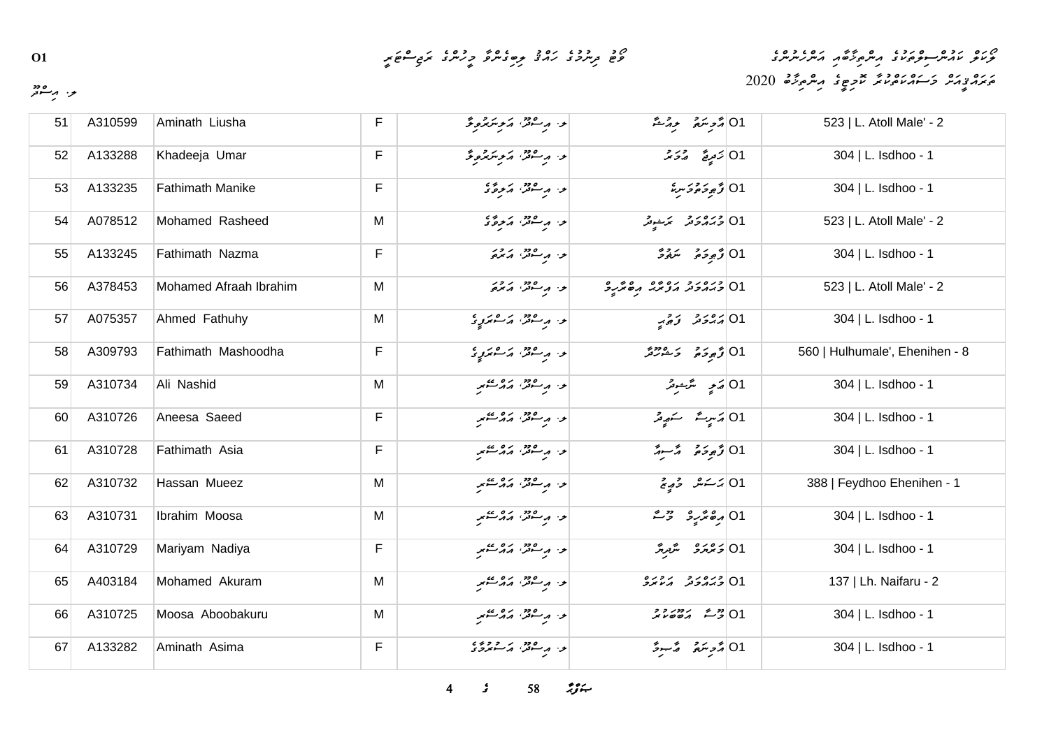| 51 | A310599 | Aminath Liusha | F | ށ. އިސްދޫ، އަލިނަރުގެ | O1 އާމިނަތު ލިއުޝާ | 523 \| L. Atoll Male' - 2 |
|---|---|---|---|---|---|---|
| 52 | A133288 | Khadeeja Umar | F | ށ. އިސްދޫ، އަލިނަރުގެ | O1 ޚަދީޖާ ޢުމަރު | 304 \| L. Isdhoo - 1 |
| 53 | A133235 | Fathimath Manike | F | ށ. އިސްދޫ، އަލިވާގެ | O1 ފާތިމަތުމަނިކެ | 304 \| L. Isdhoo - 1 |
| 54 | A078512 | Mohamed Rasheed | M | ށ. އިސްދޫ، އަލިވާގެ | O1 މުހައްމަދު ރަޝީދު | 523 \| L. Atoll Male' - 2 |
| 55 | A133245 | Fathimath Nazma | F | ށ. އިސްދޫ، އަނބަ | O1 ފާތިމަތު ނަޒްމާ | 304 \| L. Isdhoo - 1 |
| 56 | A378453 | Mohamed Afraah Ibrahim | M | ށ. އިސްދޫ، އަނބަ | O1 މުހައްމަދު އަފްރާހް އިބްރާހީމް | 523 \| L. Atoll Male' - 2 |
| 57 | A075357 | Ahmed Fathuhy | M | ށ. އިސްދޫ، އަސްނަފީގެ | O1 އަޙްމަދު ފަތުހީ | 304 \| L. Isdhoo - 1 |
| 58 | A309793 | Fathimath Mashoodha | F | ށ. އިސްދޫ، އަސްނަފީގެ | O1 ފާތިމަތު މަޝޫދާ | 560 \| Hulhumale', Ehenihen - 8 |
| 59 | A310734 | Ali Nashid | M | ށ. އިސްދޫ، އައުސަރި | O1 އަލި ނާޝިދު | 304 \| L. Isdhoo - 1 |
| 60 | A310726 | Aneesa Saeed | F | ށ. އިސްދޫ، އައުސަރި | O1 އަނީސާ ސަޢީދު | 304 \| L. Isdhoo - 1 |
| 61 | A310728 | Fathimath Asia | F | ށ. އިސްދޫ، އައުސަރި | O1 ފާތިމަތު އާސިޔާ | 304 \| L. Isdhoo - 1 |
| 62 | A310732 | Hassan Mueez | M | ށ. އިސްދޫ، އައުސަރި | O1 ހަސަން މުޢީޒު | 388 \| Feydhoo Ehenihen - 1 |
| 63 | A310731 | Ibrahim Moosa | M | ށ. އިސްދޫ، އައުސަރި | O1 އިބްރާހީމް މޫސާ | 304 \| L. Isdhoo - 1 |
| 64 | A310729 | Mariyam Nadiya | F | ށ. އިސްދޫ، އައުސަރި | O1 މަރިޔަމް ނާދިޔާ | 304 \| L. Isdhoo - 1 |
| 65 | A403184 | Mohamed Akuram | M | ށ. އިސްދޫ، އައުސަރި | O1 މުހައްމަދު އަކުރަމް | 137 \| Lh. Naifaru - 2 |
| 66 | A310725 | Moosa Aboobakuru | M | ށ. އިސްދޫ، އައުސަރި | O1 މޫސާ އަބޫބަކުރު | 304 \| L. Isdhoo - 1 |
| 67 | A133282 | Aminath Asima | F | ށ. އިސްދޫ، އަސަރުވާގެ | O1 އާމިނަތު އާސިމާ | 304 \| L. Isdhoo - 1 |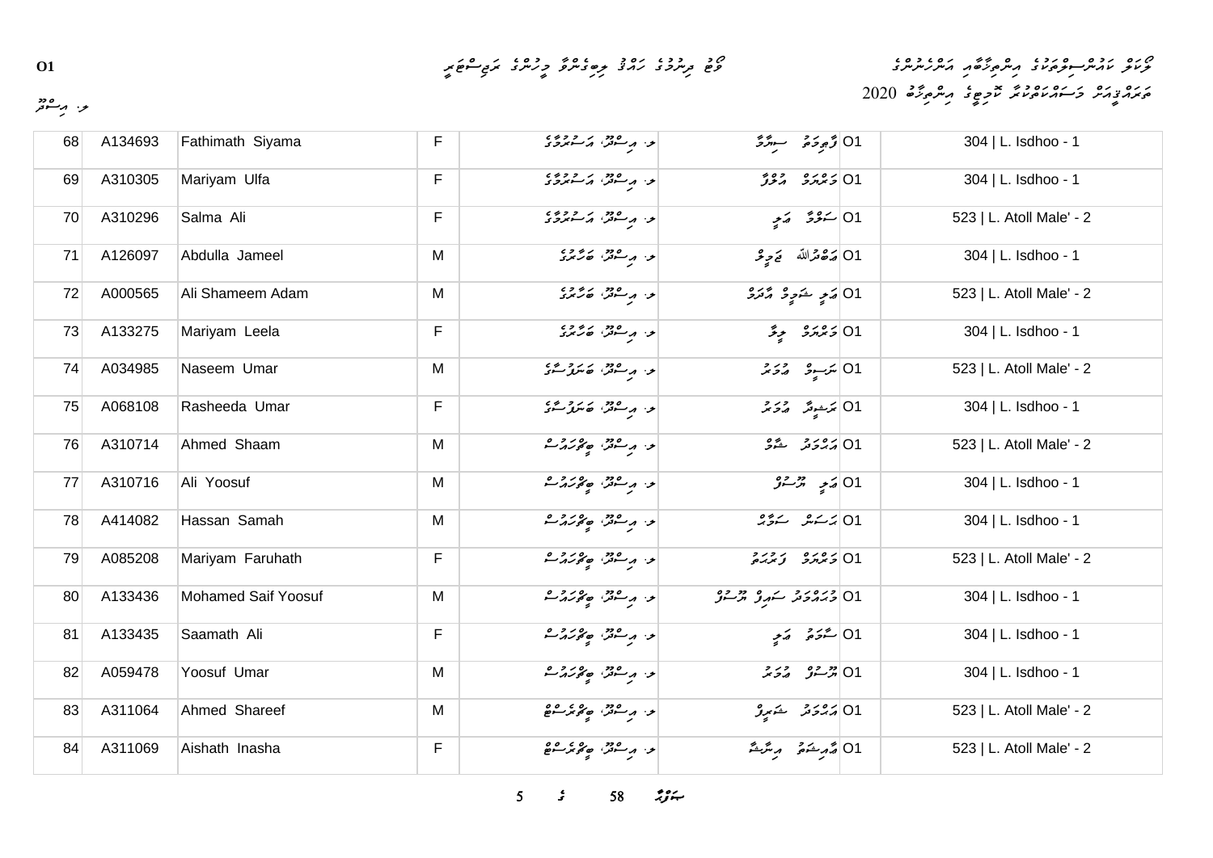| 68 | A134693 | Fathimath Siyama | F | ލ. އިސްދޫ، އަސްތަރުމާގެ | O1 ފާތިމަތު ސިޔާމާ | 304 \| L. Isdhoo - 1 |
|---|---|---|---|---|---|---|
| 69 | A310305 | Mariyam Ulfa | F | ލ. އިސްދޫ، އަސްތަރުމާގެ | O1 މަރިޔަމް އުލްފާ | 304 \| L. Isdhoo - 1 |
| 70 | A310296 | Salma Ali | F | ލ. އިސްދޫ، އަސްތަރުމާގެ | O1 ސަލްމާ އަލީ | 523 \| L. Atoll Male' - 2 |
| 71 | A126097 | Abdulla Jameel | M | ލ. އިސްދޫ، ބަހާރުގެ | O1 އަބްދުﷲ ޖަމީލު | 304 \| L. Isdhoo - 1 |
| 72 | A000565 | Ali Shameem Adam | M | ލ. އިސްދޫ، ބަހާރުގެ | O1 އަލީ ޝަމީމް އާދަމް | 523 \| L. Atoll Male' - 2 |
| 73 | A133275 | Mariyam Leela | F | ލ. އިސްދޫ، ބަހާރުގެ | O1 މަރިޔަމް ލީލާ | 304 \| L. Isdhoo - 1 |
| 74 | A034985 | Naseem Umar | M | ލ. އިސްދޫ، ބަނަފްސާގެ | O1 ނަސީމް އުމަރު | 523 \| L. Atoll Male' - 2 |
| 75 | A068108 | Rasheeda Umar | F | ލ. އިސްދޫ، ބަނަފްސާގެ | O1 ރަޝީދާ އުމަރު | 304 \| L. Isdhoo - 1 |
| 76 | A310714 | Ahmed Shaam | M | ލ. އިސްދޫ، ބީޗްހައުސް | O1 އަހުމަދު ޝާމް | 523 \| L. Atoll Male' - 2 |
| 77 | A310716 | Ali Yoosuf | M | ލ. އިސްދޫ، ބީޗްހައުސް | O1 އަލީ ޔޫސުފް | 304 \| L. Isdhoo - 1 |
| 78 | A414082 | Hassan Samah | M | ލ. އިސްދޫ، ބީޗްހައުސް | O1 ހަސަން ސަމާހު | 304 \| L. Isdhoo - 1 |
| 79 | A085208 | Mariyam Faruhath | F | ލ. އިސްދޫ، ބީޗްހައުސް | O1 މަރިޔަމް ފަރުހަތު | 523 \| L. Atoll Male' - 2 |
| 80 | A133436 | Mohamed Saif Yoosuf | M | ލ. އިސްދޫ، ބީޗްހައުސް | O1 މުހައްމަދު ސައިފު ޔޫސުފް | 304 \| L. Isdhoo - 1 |
| 81 | A133435 | Saamath Ali | F | ލ. އިސްދޫ، ބީޗްހައުސް | O1 ސާމަތު އަލީ | 304 \| L. Isdhoo - 1 |
| 82 | A059478 | Yoosuf Umar | M | ލ. އިސްދޫ، ބީޗްހައުސް | O1 ޔޫސުފް އުމަރު | 304 \| L. Isdhoo - 1 |
| 83 | A311064 | Ahmed Shareef | M | ލ. އިސްދޫ، ބީޗްރެސޯޓް | O1 އަހުމަދު ޝަރީފް | 523 \| L. Atoll Male' - 2 |
| 84 | A311069 | Aishath Inasha | F | ލ. އިސްދޫ، ބީޗްރެސޯޓް | O1 އާއިޝަތު އިނާޝާ | 523 \| L. Atoll Male' - 2 |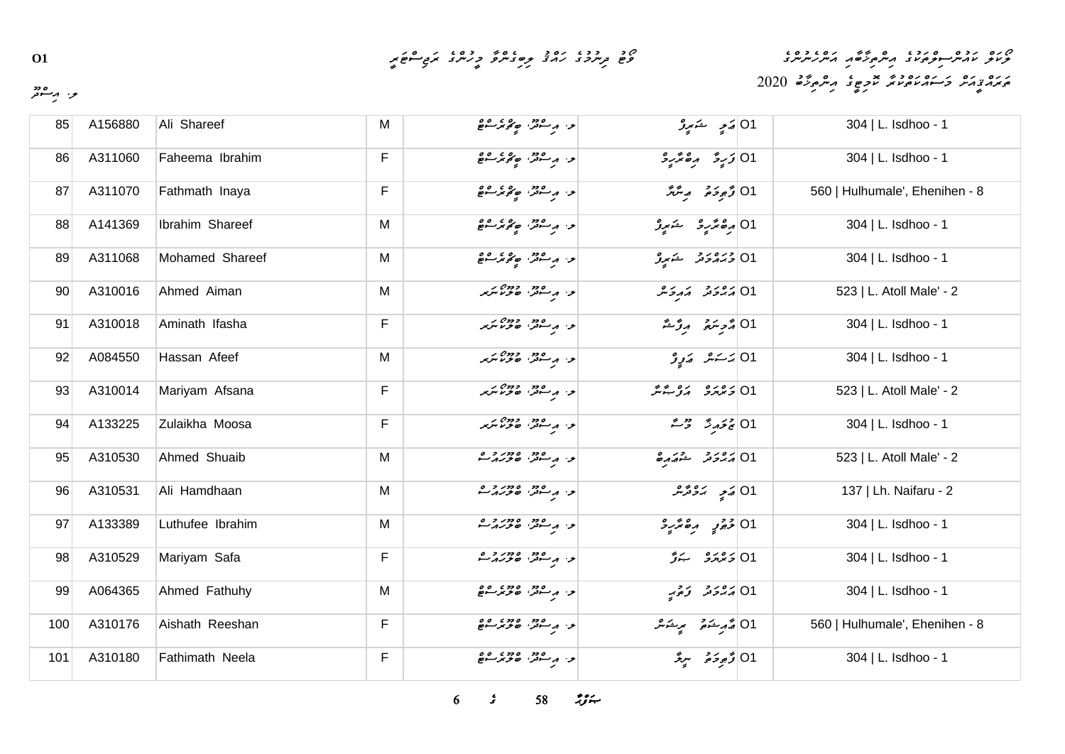| 85 | A156880 | Ali Shareef | M | ށ. އިސްދޫ، ޏަޓާރަސްޓް | O1 | އަލި ޝަރީފް | 304 \| L. Isdhoo - 1 |
|---|---|---|---|---|---|---|---|
| 86 | A311060 | Faheema Ibrahim | F | ށ. އިސްދޫ، ޏަޓާރަސްޓް | O1 | ފަހީމާ އިބްރާހީމް | 304 \| L. Isdhoo - 1 |
| 87 | A311070 | Fathmath Inaya | F | ށ. އިސްދޫ، ޏަޓާރަސްޓް | O1 | ފާތިމަތު އިނާޔާ | 560 \| Hulhumale', Ehenihen - 8 |
| 88 | A141369 | Ibrahim Shareef | M | ށ. އިސްދޫ، ޏަޓާރަސްޓް | O1 | އިބްރާހީމް ޝަރީފް | 304 \| L. Isdhoo - 1 |
| 89 | A311068 | Mohamed Shareef | M | ށ. އިސްދޫ، ޏަޓާރަސްޓް | O1 | މުހައްމަދު ޝަރީފް | 304 \| L. Isdhoo - 1 |
| 90 | A310016 | Ahmed Aiman | M | ށ. އިސްދޫ، ބުރުނީނަރ | O1 | އަހްމަދު އައިމަން | 523 \| L. Atoll Male' - 2 |
| 91 | A310018 | Aminath Ifasha | F | ށ. އިސްދޫ، ބުރުނީނަރ | O1 | އާމިނަތު އިފާޝާ | 304 \| L. Isdhoo - 1 |
| 92 | A084550 | Hassan Afeef | M | ށ. އިސްދޫ، ބުރުނީނަރ | O1 | ހަސަން އަފީފް | 304 \| L. Isdhoo - 1 |
| 93 | A310014 | Mariyam Afsana | F | ށ. އިސްދޫ، ބުރުނީނަރ | O1 | މަރިޔަމް އަފްސާނާ | 523 \| L. Atoll Male' - 2 |
| 94 | A133225 | Zulaikha Moosa | F | ށ. އިސްދޫ، ބުރުނީނަރ | O1 | ޒުލައިޚާ މޫސާ | 304 \| L. Isdhoo - 1 |
| 95 | A310530 | Ahmed Shuaib | M | ށ. އިސްދޫ، ބުރުހައުސް | O1 | އަހްމަދު ޝުޢައިބު | 523 \| L. Atoll Male' - 2 |
| 96 | A310531 | Ali Hamdhaan | M | ށ. އިސްދޫ، ބުރުހައުސް | O1 | އަލި ހަމްދާން | 137 \| Lh. Naifaru - 2 |
| 97 | A133389 | Luthufee Ibrahim | M | ށ. އިސްދޫ، ބުރުހައުސް | O1 | ލުތުފީ އިބްރާހީމް | 304 \| L. Isdhoo - 1 |
| 98 | A310529 | Mariyam Safa | F | ށ. އިސްދޫ، ބުރުހައުސް | O1 | މަރިޔަމް ސަފާ | 304 \| L. Isdhoo - 1 |
| 99 | A064365 | Ahmed Fathuhy | M | ށ. އިސްދޫ، ބުރުރަސްޓް | O1 | އަހްމަދު ފަތުހީ | 304 \| L. Isdhoo - 1 |
| 100 | A310176 | Aishath Reeshan | F | ށ. އިސްދޫ، ބުރުރަސްޓް | O1 | އާއިޝަތު ރީޝަން | 560 \| Hulhumale', Ehenihen - 8 |
| 101 | A310180 | Fathimath Neela | F | ށ. އިސްދޫ، ބުރުރަސްޓް | O1 | ފާތިމަތު ނީލާ | 304 \| L. Isdhoo - 1 |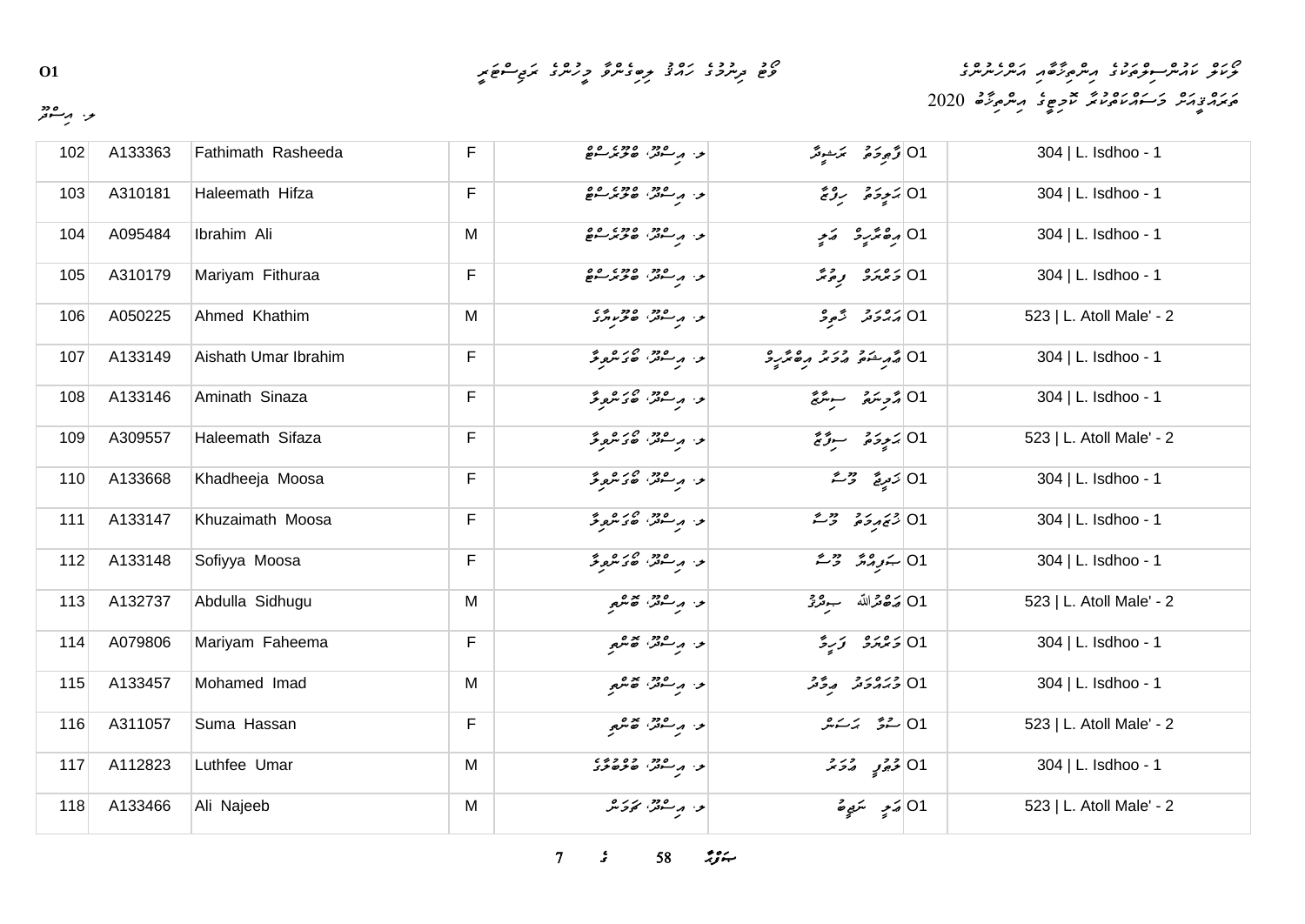| 102 | A133363 | Fathimath Rasheeda | F | ޅ. އިސްދޫ، ބޮޑުރަސްޖެ | O1 ފާތިމަތު ރަޝީދާ | 304 \| L. Isdhoo - 1 |
|---|---|---|---|---|---|---|
| 103 | A310181 | Haleemath Hifza | F | ޅ. އިސްދޫ، ބޮޑުރަސްޖެ | O1 ހަލީމަތު ހިފްޒާ | 304 \| L. Isdhoo - 1 |
| 104 | A095484 | Ibrahim Ali | M | ޅ. އިސްދޫ، ބޮޑުރަސްޖެ | O1 އިބްރާހީމް ޢަލީ | 304 \| L. Isdhoo - 1 |
| 105 | A310179 | Mariyam Fithuraa | F | ޅ. އިސްދޫ، ބޮޑުރަސްޖެ | O1 މަރިޔަމް ފިތުރާ | 304 \| L. Isdhoo - 1 |
| 106 | A050225 | Ahmed Khathim | M | ޅ. އިސްދޫ، ބޮޑުވިލާގެ | O1 އަޙްމަދު ޚާތިމް | 523 \| L. Atoll Male' - 2 |
| 107 | A133149 | Aishath Umar Ibrahim | F | ޅ. އިސްދޫ، ބޮޑުހުޅުގެ | O1 އާއިޝަތު ޢުމަރު އިބްރާހީމް | 304 \| L. Isdhoo - 1 |
| 108 | A133146 | Aminath Sinaza | F | ޅ. އިސްދޫ، ބޮޑުހުޅުގެ | O1 އާމިނަތު ސިނާޒާ | 304 \| L. Isdhoo - 1 |
| 109 | A309557 | Haleemath Sifaza | F | ޅ. އިސްދޫ، ބޮޑުހުޅުގެ | O1 ހަލީމަތު ސިފާޒާ | 523 \| L. Atoll Male' - 2 |
| 110 | A133668 | Khadheeja Moosa | F | ޅ. އިސްދޫ، ބޮޑުހުޅުގެ | O1 ޚަދީޖާ މޫސާ | 304 \| L. Isdhoo - 1 |
| 111 | A133147 | Khuzaimath Moosa | F | ޅ. އިސްދޫ، ބޮޑުހުޅުގެ | O1 ޚުޒައިމަތު މޫސާ | 304 \| L. Isdhoo - 1 |
| 112 | A133148 | Sofiyya Moosa | F | ޅ. އިސްދޫ، ބޮޑުހުޅުގެ | O1 ޞޯފިއްޔާ މޫސާ | 304 \| L. Isdhoo - 1 |
| 113 | A132737 | Abdulla Sidhugu | M | ޅ. އިސްދޫ، ބޯންޏ | O1 އަބްދުއްލާ ސިދުގު | 523 \| L. Atoll Male' - 2 |
| 114 | A079806 | Mariyam Faheema | F | ޅ. އިސްދޫ، ބޯންޏ | O1 މަރިޔަމް ފަހީމާ | 304 \| L. Isdhoo - 1 |
| 115 | A133457 | Mohamed Imad | M | ޅ. އިސްދޫ، ބޯންޏ | O1 މުޙައްމަދު އިމާދު | 304 \| L. Isdhoo - 1 |
| 116 | A311057 | Suma Hassan | F | ޅ. އިސްދޫ، ބޯންޏ | O1 ސުމާ ޙަސަން | 523 \| L. Atoll Male' - 2 |
| 117 | A112823 | Luthfee Umar | M | ޅ. އިސްދޫ، ބުލްބުލާގެ | O1 ލުތުފީ ޢުމަރު | 304 \| L. Isdhoo - 1 |
| 118 | A133466 | Ali Najeeb | M | ޅ. އިސްދޫ، ބަހާރު | O1 ޢަލީ ނަޖީބު | 523 \| L. Atoll Male' - 2 |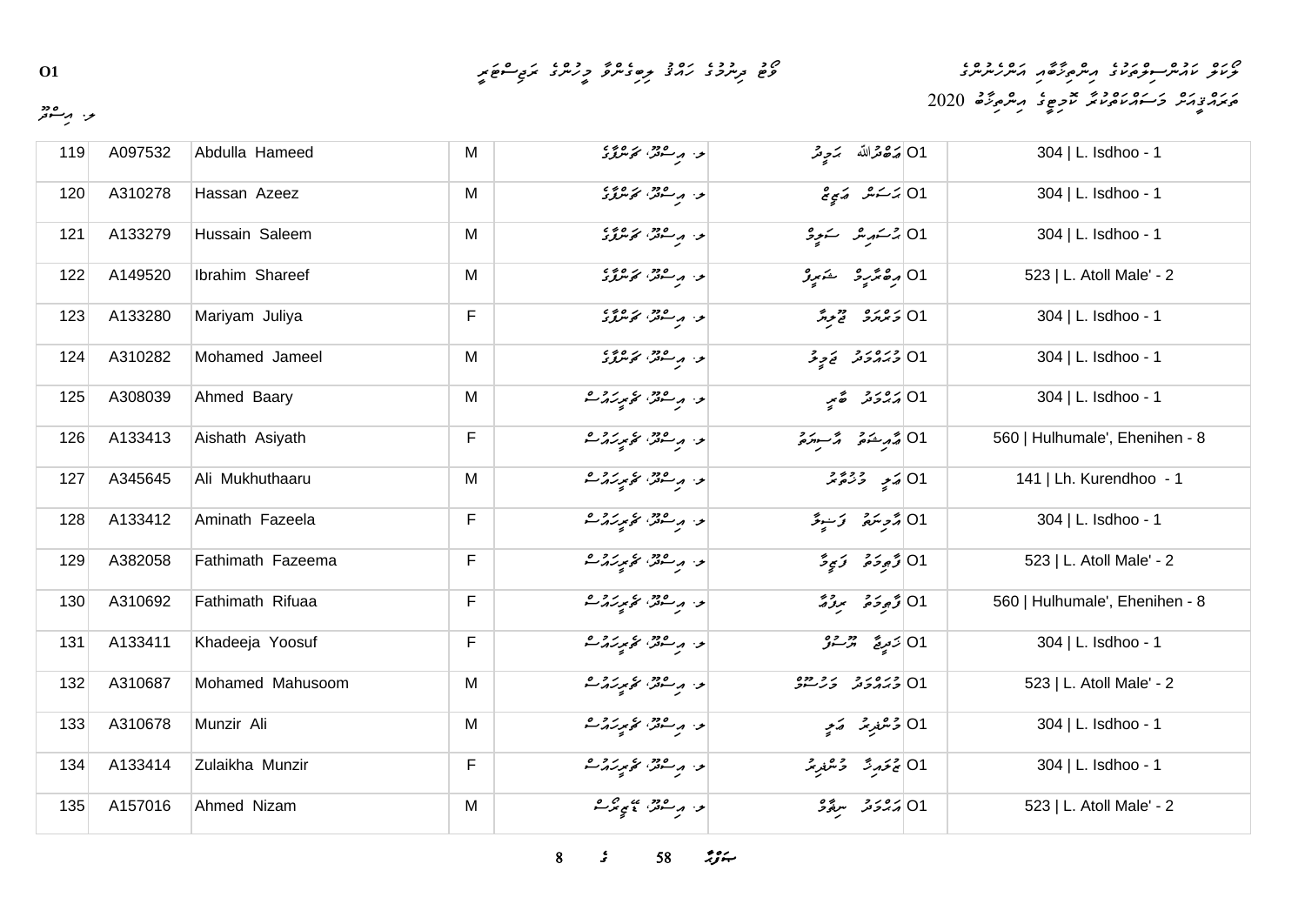| 119 | A097532 | Abdulla Hameed | M | ނ. އިސްދޫ، ޗަންދާގެ | O1 އަބްދުالله ޙަމީދު | 304 \| L. Isdhoo - 1 |
|---|---|---|---|---|---|---|
| 120 | A310278 | Hassan Azeez | M | ނ. އިސްދޫ، ޗަންދާގެ | O1 ހަސަން އަޒީޒު | 304 \| L. Isdhoo - 1 |
| 121 | A133279 | Hussain Saleem | M | ނ. އިސްދޫ، ޗަންދާގެ | O1 ހުސައިން ސަލީމު | 304 \| L. Isdhoo - 1 |
| 122 | A149520 | Ibrahim Shareef | M | ނ. އިސްދޫ، ޗަންދާގެ | O1 އިބްރާހީމް ޝަރީފު | 523 \| L. Atoll Male' - 2 |
| 123 | A133280 | Mariyam Juliya | F | ނ. އިސްދޫ، ޗަންދާގެ | O1 މަރިޔަމް ޖޫލިޔާ | 304 \| L. Isdhoo - 1 |
| 124 | A310282 | Mohamed Jameel | M | ނ. އިސްދޫ، ޗަންދާގެ | O1 މުޙައްމަދު ޖަމީލު | 304 \| L. Isdhoo - 1 |
| 125 | A308039 | Ahmed Baary | M | ނ. އިސްދޫ، ޗަރިހަމުސް | O1 އަޙްމަދު ބާރީ | 304 \| L. Isdhoo - 1 |
| 126 | A133413 | Aishath Asiyath | F | ނ. އިސްދޫ، ޗަރިހަމުސް | O1 އާއިޝަތު އާސިޔަތު | 560 \| Hulhumale', Ehenihen - 8 |
| 127 | A345645 | Ali Mukhuthaaru | M | ނ. އިސްދޫ، ޗަރިހަމުސް | O1 އަލި މުޚުތާރު | 141 \| Lh. Kurendhoo - 1 |
| 128 | A133412 | Aminath Fazeela | F | ނ. އިސްދޫ، ޗަރިހަމުސް | O1 އާމިނަތު ފަޒީލާ | 304 \| L. Isdhoo - 1 |
| 129 | A382058 | Fathimath Fazeema | F | ނ. އިސްދޫ، ޗަރިހަމުސް | O1 ފާތިމަތު ފަޒީމާ | 523 \| L. Atoll Male' - 2 |
| 130 | A310692 | Fathimath Rifuaa | F | ނ. އިސްދޫ، ޗަރިހަމުސް | O1 ފާތިމަތު ރިފުއާ | 560 \| Hulhumale', Ehenihen - 8 |
| 131 | A133411 | Khadeeja Yoosuf | F | ނ. އިސްދޫ، ޗަރިހަމުސް | O1 ޚަދީޖާ ޔޫސުފު | 304 \| L. Isdhoo - 1 |
| 132 | A310687 | Mohamed Mahusoom | M | ނ. އިސްދޫ، ޗަރިހަމުސް | O1 މުޙައްމަދު މަޙުސޫމް | 523 \| L. Atoll Male' - 2 |
| 133 | A310678 | Munzir Ali | M | ނ. އިސްދޫ، ޗަރިހަމުސް | O1 މުންޛިރު އަލި | 304 \| L. Isdhoo - 1 |
| 134 | A133414 | Zulaikha Munzir | F | ނ. އިސްދޫ، ޗަރިހަމުސް | O1 ޒުލައިޚާ މުންޛިރު | 304 \| L. Isdhoo - 1 |
| 135 | A157016 | Ahmed Nizam | M | ނ. އިސްދޫ، ޗޭރީހުސް | O1 އަޙްމަދު ނިޒާމް | 523 \| L. Atoll Male' - 2 |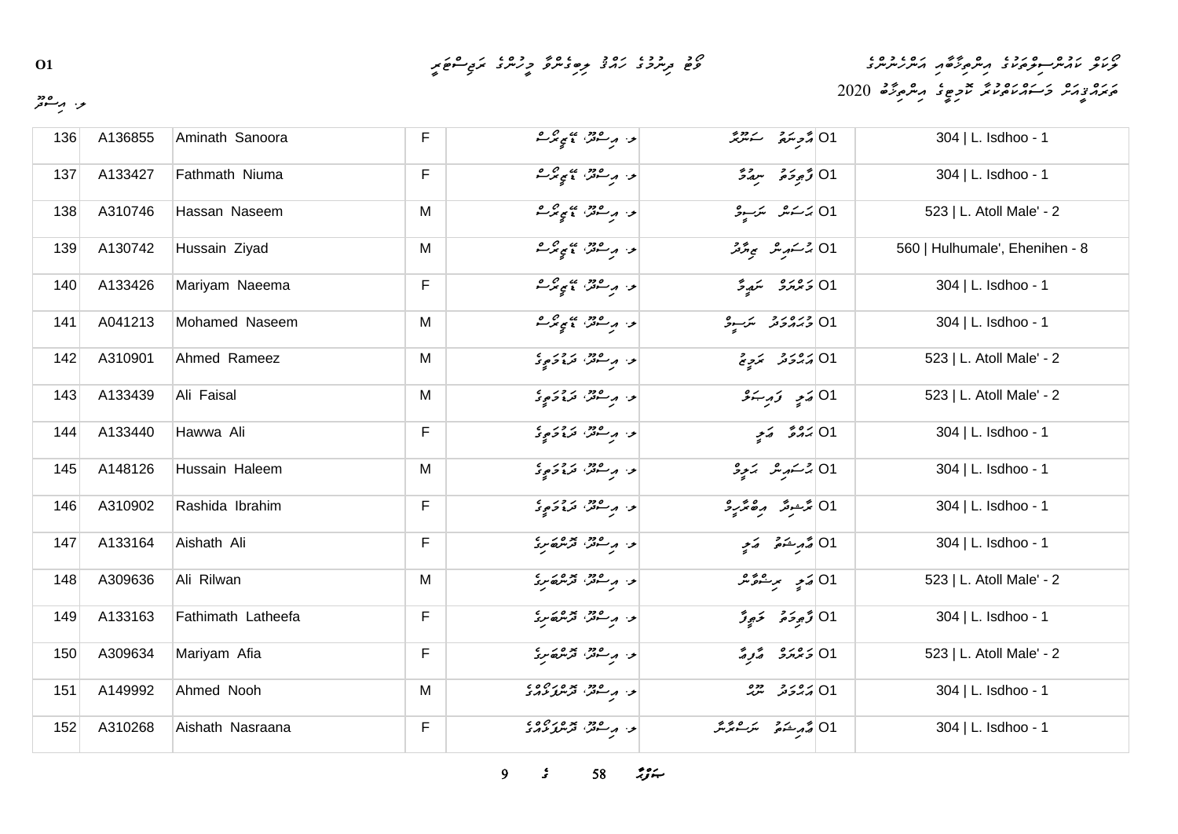| 136 | A136855 | Aminath Sanoora | F | ޅ. އިސްދޫ، ޅޭޒީރިސް | O1 | އާމިނަތު ސަނޫރާ | 304 \| L. Isdhoo - 1 |
|---|---|---|---|---|---|---|---|
| 137 | A133427 | Fathmath Niuma | F | ޅ. އިސްދޫ، ޅޭޒީރިސް | O1 | ފާތިމަތު ނިޢުމާ | 304 \| L. Isdhoo - 1 |
| 138 | A310746 | Hassan Naseem | M | ޅ. އިސްދޫ، ޅޭޒީރިސް | O1 | ހަސަން ނަސީމް | 523 \| L. Atoll Male' - 2 |
| 139 | A130742 | Hussain Ziyad | M | ޅ. އިސްދޫ، ޅޭޒީރިސް | O1 | ހުސައިން ޒިޔާދު | 560 \| Hulhumale', Ehenihen - 8 |
| 140 | A133426 | Mariyam Naeema | F | ޅ. އިސްދޫ، ޅޭޒީރިސް | O1 | މަރިޔަމް ނައީމާ | 304 \| L. Isdhoo - 1 |
| 141 | A041213 | Mohamed Naseem | M | ޅ. އިސްދޫ، ޅޭޒީރިސް | O1 | މުޙައްމަދު ނަސީމް | 304 \| L. Isdhoo - 1 |
| 142 | A310901 | Ahmed Rameez | M | ޅ. އިސްދޫ، ދަޢުލަތުގެ | O1 | އަޙްމަދު ރަމީޒު | 523 \| L. Atoll Male' - 2 |
| 143 | A133439 | Ali Faisal | M | ޅ. އިސްދޫ، ދަޢުލަތުގެ | O1 | އަލި ފައިސަލް | 523 \| L. Atoll Male' - 2 |
| 144 | A133440 | Hawwa Ali | F | ޅ. އިސްދޫ، ދަޢުލަތުގެ | O1 | ހައްވާ އަލި | 304 \| L. Isdhoo - 1 |
| 145 | A148126 | Hussain Haleem | M | ޅ. އިސްދޫ، ދަޢުލަތުގެ | O1 | ހުސައިން ހަލީމް | 304 \| L. Isdhoo - 1 |
| 146 | A310902 | Rashida Ibrahim | F | ޅ. އިސްދޫ، ދަޢުލަތުގެ | O1 | ރާޝިދާ އިބްރާހީމް | 304 \| L. Isdhoo - 1 |
| 147 | A133164 | Aishath Ali | F | ޅ. އިސްދޫ، ދޮންބަރި | O1 | އާއިޝަތު އަލި | 304 \| L. Isdhoo - 1 |
| 148 | A309636 | Ali Rilwan | M | ޅ. އިސްދޫ، ދޮންބަރި | O1 | އަލި ރިލްވާން | 523 \| L. Atoll Male' - 2 |
| 149 | A133163 | Fathimath Latheefa | F | ޅ. އިސްދޫ، ދޮންބަރި | O1 | ފާތިމަތު ލަޠީފާ | 304 \| L. Isdhoo - 1 |
| 150 | A309634 | Mariyam Afia | F | ޅ. އިސްދޫ، ދޮންބަރި | O1 | މަރިޔަމް އާފިއާ | 523 \| L. Atoll Male' - 2 |
| 151 | A149992 | Ahmed Nooh | M | ޅ. އިސްދޫ، ދޮންފަނުމާގެ | O1 | އަޙްމަދު ނޫޙް | 304 \| L. Isdhoo - 1 |
| 152 | A310268 | Aishath Nasraana | F | ޅ. އިސްދޫ، ދޮންފަނުމާގެ | O1 | އާއިޝަތު ނަސްރާނާ | 304 \| L. Isdhoo - 1 |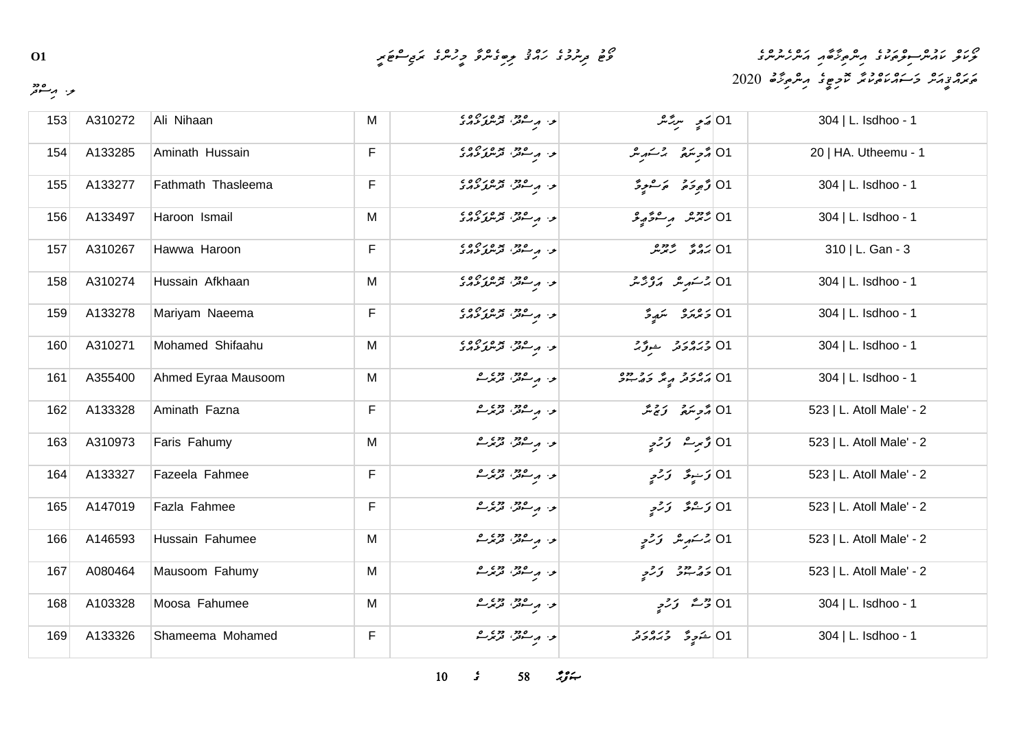| 153 | A310272 | Ali Nihaan | M | ل. إِسْدُو، فَرَسْرُوَدْدَرُ | O1 أَهُجِ سِرَّسْرُ | 304 \| L. Isdhoo - 1 |
|---|---|---|---|---|---|---|
| 154 | A133285 | Aminath Hussain | F | ل. إِسْدُو، فَرَسْرُوَدْدَرُ | O1 أُوسَرَهُ بُرْسَهِرِسْرُ | 20 \| HA. Utheemu - 1 |
| 155 | A133277 | Fathmath Thasleema | F | ل. إِسْدُو، فَرَسْرُوَدْدَرُ | O1 وَّجِوَمُ مَرْسْمِوِدَّ | 304 \| L. Isdhoo - 1 |
| 156 | A133497 | Haroon Ismail | M | ل. إِسْدُو، فَرَسْرُوَدْدَرُ | O1 رُبُرْسْرُ مِرْسْوَّمِوْ | 304 \| L. Isdhoo - 1 |
| 157 | A310267 | Hawwa Haroon | F | ل. إِسْدُو، فَرَسْرُوَدْدَرُ | O1 بَرْدُوَّ رُبُرْسْرُ | 310 \| L. Gan - 3 |
| 158 | A310274 | Hussain Afkhaan | M | ل. إِسْدُو، فَرَسْرُوَدْدَرُ | O1 بُرْسَهِرِسْرُ مَرُوْرُسْرُ | 304 \| L. Isdhoo - 1 |
| 159 | A133278 | Mariyam Naeema | F | ل. إِسْدُو، فَرَسْرُوَدْدَرُ | O1 وَمُرْمَرْدُ سَمِدِّ | 304 \| L. Isdhoo - 1 |
| 160 | A310271 | Mohamed Shifaahu | M | ل. إِسْدُو، فَرَسْرُوَدْدَرُ | O1 وُبَرْدُوَمْرُ شِوَّبُرُ | 304 \| L. Isdhoo - 1 |
| 161 | A355400 | Ahmed Eyraa Mausoom | M | ل. إِسْدُو، فَرَسْرُ | O1 مَبْرُوَمْرُ مِيمَرُ وَمْرُسْدُودُ | 304 \| L. Isdhoo - 1 |
| 162 | A133328 | Aminath Fazna | F | ل. إِسْدُو، فَرَسْرُ | O1 أُوسَرَهُ وَتَجْسْرُ | 523 \| L. Atoll Male' - 2 |
| 163 | A310973 | Faris Fahumy | M | ل. إِسْدُو، فَرَسْرُ | O1 وُّمِرِسْ وَرُحِ | 523 \| L. Atoll Male' - 2 |
| 164 | A133327 | Fazeela Fahmee | F | ل. إِسْدُو، فَرَسْرُ | O1 وَسِوِدَّ وَرُحِ | 523 \| L. Atoll Male' - 2 |
| 165 | A147019 | Fazla Fahmee | F | ل. إِسْدُو، فَرَسْرُ | O1 وَسْدُوَّ وَرُحِ | 523 \| L. Atoll Male' - 2 |
| 166 | A146593 | Hussain Fahumee | M | ل. إِسْدُو، فَرَسْرُ | O1 بُرْسَهِرِسْرُ وَرُحِ | 523 \| L. Atoll Male' - 2 |
| 167 | A080464 | Mausoom Fahumy | M | ل. إِسْدُو، فَرَسْرُ | O1 وَمْرُسْدُودُ وَرُحِ | 523 \| L. Atoll Male' - 2 |
| 168 | A103328 | Moosa Fahumee | M | ل. إِسْدُو، فَرَسْرُ | O1 وُسَّ وَرُحِ | 304 \| L. Isdhoo - 1 |
| 169 | A133326 | Shameema Mohamed | F | ل. إِسْدُو، فَرَسْرُ | O1 شَوِدَّ وُبَرْدُوَمْرُ | 304 \| L. Isdhoo - 1 |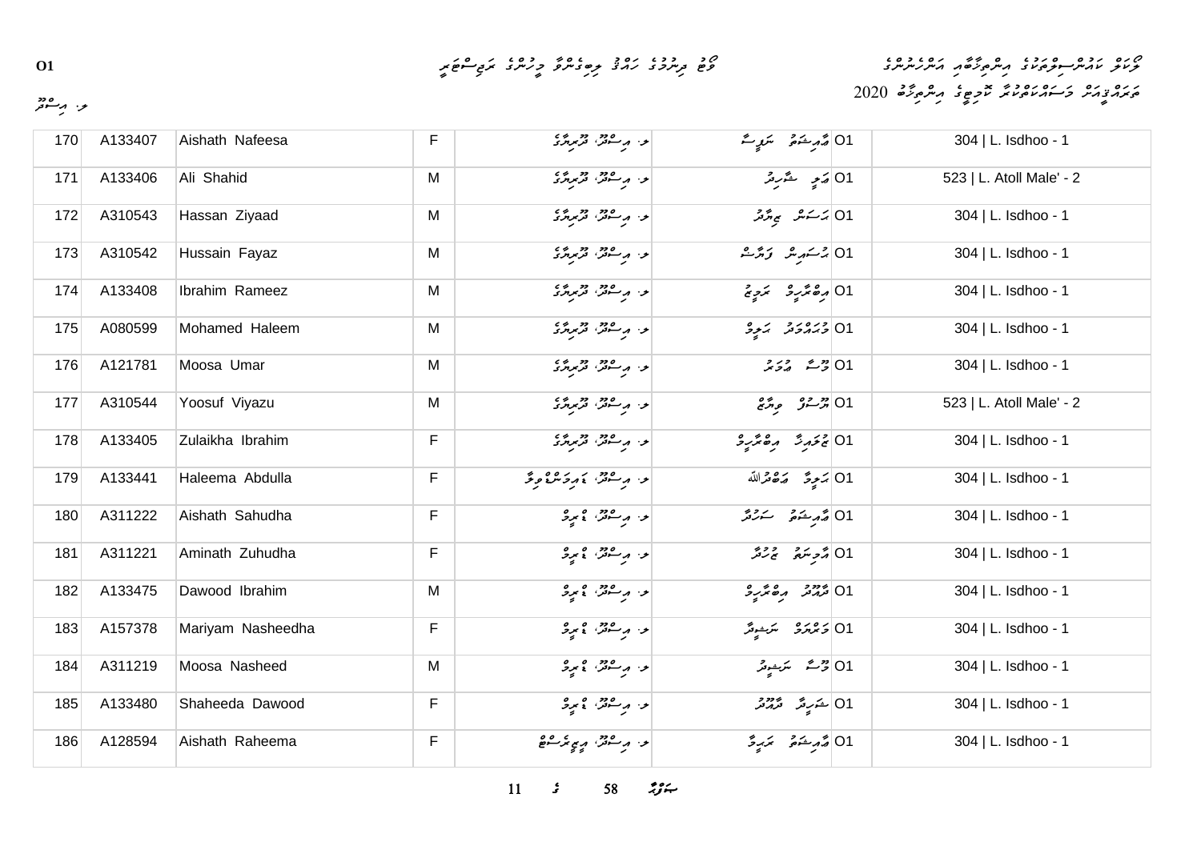| 170 | A133407 | Aishath Nafeesa | F | ل. إِسْدُو، فُرِيدَاغَ | O1 مَّەرِحَمْ سَرَدِيَّ | 304 \| L. Isdhoo - 1 |
|---|---|---|---|---|---|---|
| 171 | A133406 | Ali Shahid | M | ل. إِسْدُو، فُرِيدَاغَ | O1 مَعِ حَدَّرِتْر | 523 \| L. Atoll Male' - 2 |
| 172 | A310543 | Hassan Ziyaad | M | ل. إِسْدُو، فُرِيدَاغَ | O1 بَرَسَمْ بِرَّتْر | 304 \| L. Isdhoo - 1 |
| 173 | A310542 | Hussain Fayaz | M | ل. إِسْدُو، فُرِيدَاغَ | O1 بُرْسَمِرْ وَتَرْتْ | 304 \| L. Isdhoo - 1 |
| 174 | A133408 | Ibrahim Rameez | M | ل. إِسْدُو، فُرِيدَاغَ | O1 رِهْ بَرْرِدْ بَرَدِجْ | 304 \| L. Isdhoo - 1 |
| 175 | A080599 | Mohamed Haleem | M | ل. إِسْدُو، فُرِيدَاغَ | O1 دِيَرْ دَتْرْ بَرِدْ | 304 \| L. Isdhoo - 1 |
| 176 | A121781 | Moosa Umar | M | ل. إِسْدُو، فُرِيدَاغَ | O1 دُرْ مْ دُرَدْ | 304 \| L. Isdhoo - 1 |
| 177 | A310544 | Yoosuf Viyazu | M | ل. إِسْدُو، فُرِيدَاغَ | O1 بَرْ دْ دِيَرْعْ | 523 \| L. Atoll Male' - 2 |
| 178 | A133405 | Zulaikha Ibrahim | F | ل. إِسْدُو، فُرِيدَاغَ | O1 يْ تَمِرْ رِهْ بَرْرِدْ | 304 \| L. Isdhoo - 1 |
| 179 | A133441 | Haleema Abdulla | F | ل. إِسْدُو، ءَمِرَ سْءْ دَرْ | O1 بَرِدَ مَهْ قَرْاللَّه | 304 \| L. Isdhoo - 1 |
| 180 | A311222 | Aishath Sahudha | F | ل. إِسْدُو، ءْ بِرِدْ | O1 مَّەرِحَمْ سَرْتَرْ | 304 \| L. Isdhoo - 1 |
| 181 | A311221 | Aminath Zuhudha | F | ل. إِسْدُو، ءْ بِرِدْ | O1 مَرْدِسَمْ يْ رْتَرْ | 304 \| L. Isdhoo - 1 |
| 182 | A133475 | Dawood Ibrahim | M | ل. إِسْدُو، ءْ بِرِدْ | O1 دَرْتَرْ رِهْ بَرْرِدْ | 304 \| L. Isdhoo - 1 |
| 183 | A157378 | Mariyam Nasheedha | F | ل. إِسْدُو، ءْ بِرِدْ | O1 دَيْرُوْ سَرْشِوتَرْ | 304 \| L. Isdhoo - 1 |
| 184 | A311219 | Moosa Nasheed | M | ل. إِسْدُو، ءْ بِرِدْ | O1 دُرْ مْ سَرْشِوتَرْ | 304 \| L. Isdhoo - 1 |
| 185 | A133480 | Shaheeda Dawood | F | ل. إِسْدُو، ءْ بِرِدْ | O1 حَتَبِرتَرْ دَرْتَرْ | 304 \| L. Isdhoo - 1 |
| 186 | A128594 | Aishath Raheema | F | ل. إِسْدُو، مِرِ بْرْسْءْ | O1 مَّەرِحَمْ بَرِدَ | 304 \| L. Isdhoo - 1 |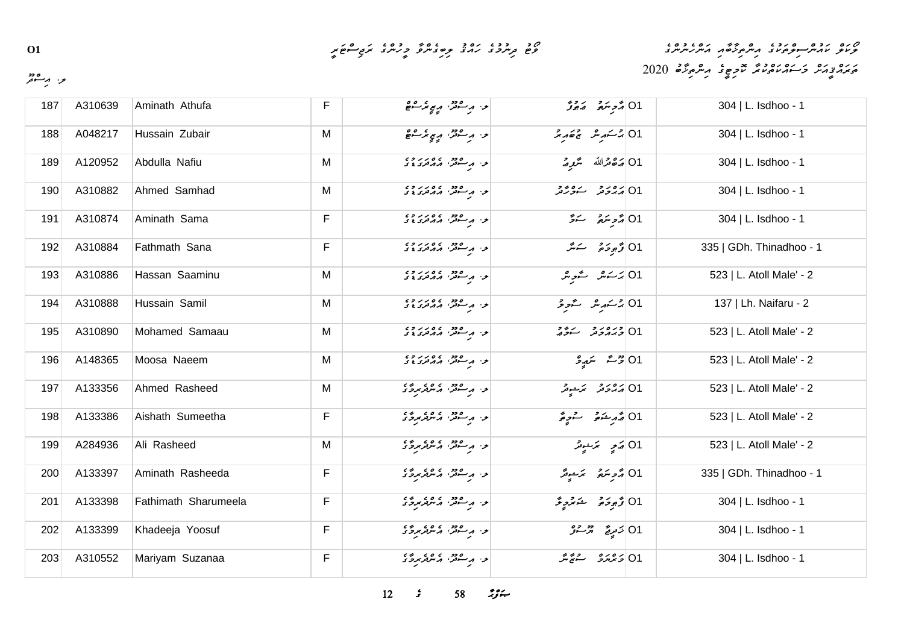ތ. އިސްދޫ

| 187 | A310639 | Aminath Athufa | F | ލ. އިސްދޫ، އިޓީރޮސްޓް | O1 އާމިނަތު އަތުފާ | 304 \| L. Isdhoo - 1 |
|---|---|---|---|---|---|---|
| 188 | A048217 | Hussain Zubair | M | ލ. އިސްދޫ، އިޓީރޮސްޓް | O1 ހުސައިން ޒުބައިރު | 304 \| L. Isdhoo - 1 |
| 189 | A120952 | Abdulla Nafiu | M | ލ. އިސްދޫ، އައްސޭރީގެ | O1 އަބްދުﷲ ނާފިއު | 304 \| L. Isdhoo - 1 |
| 190 | A310882 | Ahmed Samhad | M | ލ. އިސްދޫ، އައްސޭރީގެ | O1 އަހްމަދު ސަމްހާދު | 304 \| L. Isdhoo - 1 |
| 191 | A310874 | Aminath Sama | F | ލ. އިސްދޫ، އައްސޭރީގެ | O1 އާމިނަތު ސަމާ | 304 \| L. Isdhoo - 1 |
| 192 | A310884 | Fathmath Sana | F | ލ. އިސްދޫ، އައްސޭރީގެ | O1 ފާތިމަތު ސަނާ | 335 \| GDh. Thinadhoo - 1 |
| 193 | A310886 | Hassan Saaminu | M | ލ. އިސްދޫ، އައްސޭރީގެ | O1 ހަސަން ސާމިނު | 523 \| L. Atoll Male' - 2 |
| 194 | A310888 | Hussain Samil | M | ލ. އިސްދޫ، އައްސޭރީގެ | O1 ހުސައިން ސާމިލް | 137 \| Lh. Naifaru - 2 |
| 195 | A310890 | Mohamed Samaau | M | ލ. އިސްދޫ، އައްސޭރީގެ | O1 މުހައްމަދު ސަމާއު | 523 \| L. Atoll Male' - 2 |
| 196 | A148365 | Moosa Naeem | M | ލ. އިސްދޫ، އައްސޭރީގެ | O1 މޫސާ ނައީމް | 523 \| L. Atoll Male' - 2 |
| 197 | A133356 | Ahmed Rasheed | M | ލ. އިސްދޫ، އަންދަރިމާގެ | O1 އަހްމަދު ރަޝީދު | 523 \| L. Atoll Male' - 2 |
| 198 | A133386 | Aishath Sumeetha | F | ލ. އިސްދޫ، އަންދަރިމާގެ | O1 އާއިޝަތު ސުމީތާ | 523 \| L. Atoll Male' - 2 |
| 199 | A284936 | Ali Rasheed | M | ލ. އިސްދޫ، އަންދަރިމާގެ | O1 އަލީ ރަޝީދު | 523 \| L. Atoll Male' - 2 |
| 200 | A133397 | Aminath Rasheeda | F | ލ. އިސްދޫ، އަންދަރިމާގެ | O1 އާމިނަތު ރަޝީދާ | 335 \| GDh. Thinadhoo - 1 |
| 201 | A133398 | Fathimath Sharumeela | F | ލ. އިސްދޫ، އަންދަރިމާގެ | O1 ފާތިމަތު ޝަރުމީލާ | 304 \| L. Isdhoo - 1 |
| 202 | A133399 | Khadeeja Yoosuf | F | ލ. އިސްދޫ، އަންދަރިމާގެ | O1 ޚަދީޖާ ޔޫސުފް | 304 \| L. Isdhoo - 1 |
| 203 | A310552 | Mariyam Suzanaa | F | ލ. އިސްދޫ، އަންދަރިމާގެ | O1 މަރިޔަމް ސުޒަނާ | 304 \| L. Isdhoo - 1 |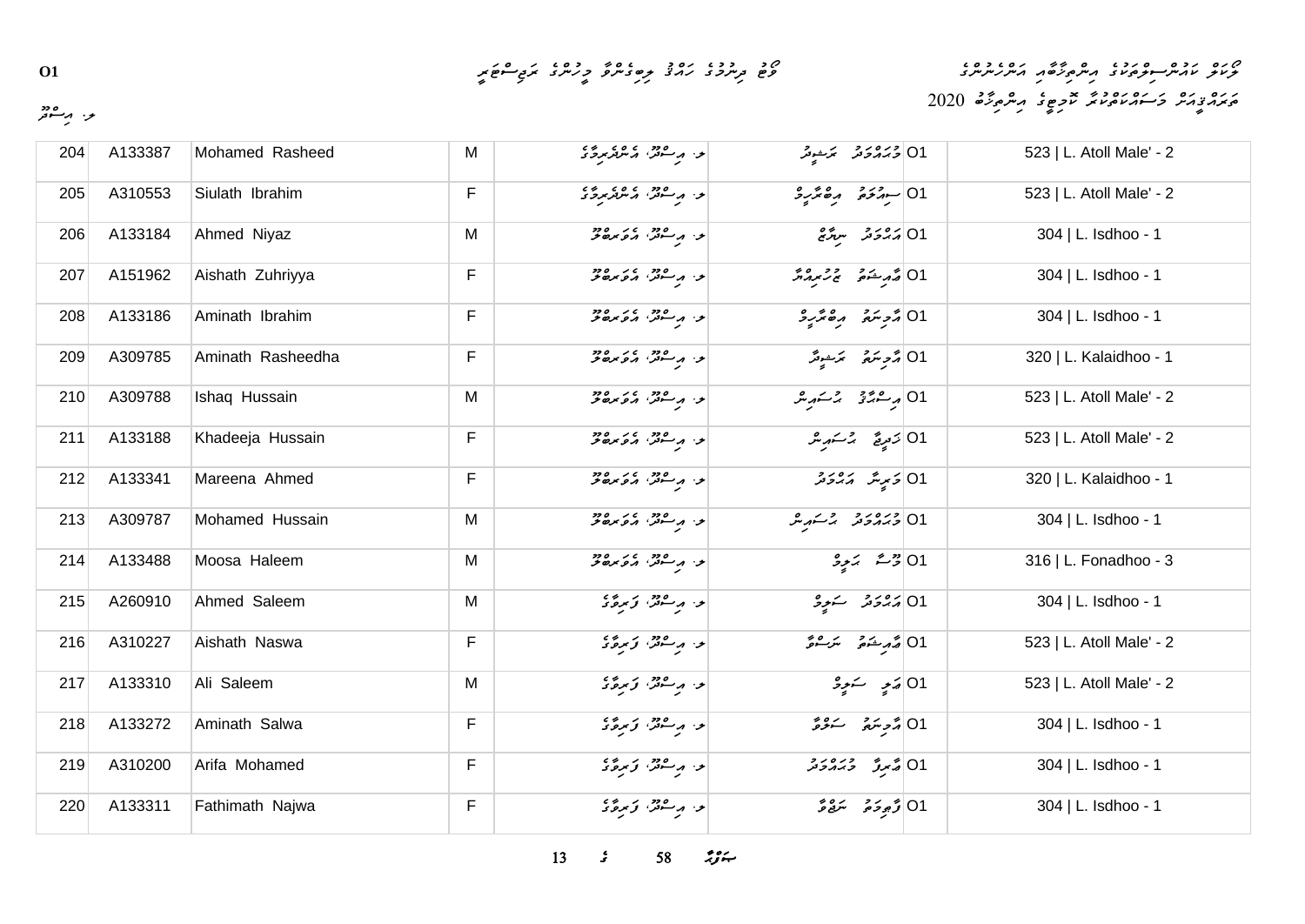| 204 | A133387 | Mohamed Rasheed | M | ލ. އިސްދޫ، އަންދެރިވާގެ | O1 މުޙައްމަދު ރަޝީދު | 523 \| L. Atoll Male' - 2 |
|---|---|---|---|---|---|---|
| 205 | A310553 | Siulath Ibrahim | F | ލ. އިސްދޫ، އަންދެރިވާގެ | O1 ސިއުލަތު އިބްރާހީމް | 523 \| L. Atoll Male' - 2 |
| 206 | A133184 | Ahmed Niyaz | M | ލ. އިސްދޫ، އުފަރަބާދު | O1 އަހުމަދު ނިޔާޒް | 304 \| L. Isdhoo - 1 |
| 207 | A151962 | Aishath Zuhriyya | F | ލ. އިސްދޫ، އުފަރަބާދު | O1 އާއިޝަތު ޒުހުރިއްޔާ | 304 \| L. Isdhoo - 1 |
| 208 | A133186 | Aminath Ibrahim | F | ލ. އިސްދޫ، އުފަރަބާދު | O1 އާމިނަތު އިބްރާހީމް | 304 \| L. Isdhoo - 1 |
| 209 | A309785 | Aminath Rasheedha | F | ލ. އިސްދޫ، އުފަރަބާދު | O1 އާމިނަތު ރަޝީދާ | 320 \| L. Kalaidhoo - 1 |
| 210 | A309788 | Ishaq Hussain | M | ލ. އިސްދޫ، އުފަރަބާދު | O1 އިސްޙާޤު ހުސައިން | 523 \| L. Atoll Male' - 2 |
| 211 | A133188 | Khadeeja Hussain | F | ލ. އިސްދޫ، އުފަރަބާދު | O1 ޚަދީޖާ ހުސައިން | 523 \| L. Atoll Male' - 2 |
| 212 | A133341 | Mareena Ahmed | F | ލ. އިސްދޫ، އުފަރަބާދު | O1 މަރީނާ އަހުމަދު | 320 \| L. Kalaidhoo - 1 |
| 213 | A309787 | Mohamed Hussain | M | ލ. އިސްދޫ، އުފަރަބާދު | O1 މުޙައްމަދު ހުސައިން | 304 \| L. Isdhoo - 1 |
| 214 | A133488 | Moosa Haleem | M | ލ. އިސްދޫ، އުފަރަބާދު | O1 މޫސާ ހަލީމް | 316 \| L. Fonadhoo - 3 |
| 215 | A260910 | Ahmed Saleem | M | ލ. އިސްދޫ، ފަރިވާގެ | O1 އަހުމަދު ސަލީމް | 304 \| L. Isdhoo - 1 |
| 216 | A310227 | Aishath Naswa | F | ލ. އިސްދޫ، ފަރިވާގެ | O1 އާއިޝަތު ނަސްވާ | 523 \| L. Atoll Male' - 2 |
| 217 | A133310 | Ali Saleem | M | ލ. އިސްދޫ، ފަރިވާގެ | O1 އަލި ސަލީމް | 523 \| L. Atoll Male' - 2 |
| 218 | A133272 | Aminath Salwa | F | ލ. އިސްދޫ، ފަރިވާގެ | O1 އާމިނަތު ސަލްވާ | 304 \| L. Isdhoo - 1 |
| 219 | A310200 | Arifa Mohamed | F | ލ. އިސްދޫ، ފަރިވާގެ | O1 އާރިފާ މުޙައްމަދު | 304 \| L. Isdhoo - 1 |
| 220 | A133311 | Fathimath Najwa | F | ލ. އިސްދޫ، ފަރިވާގެ | O1 ފާތިމަތު ނަޖުވާ | 304 \| L. Isdhoo - 1 |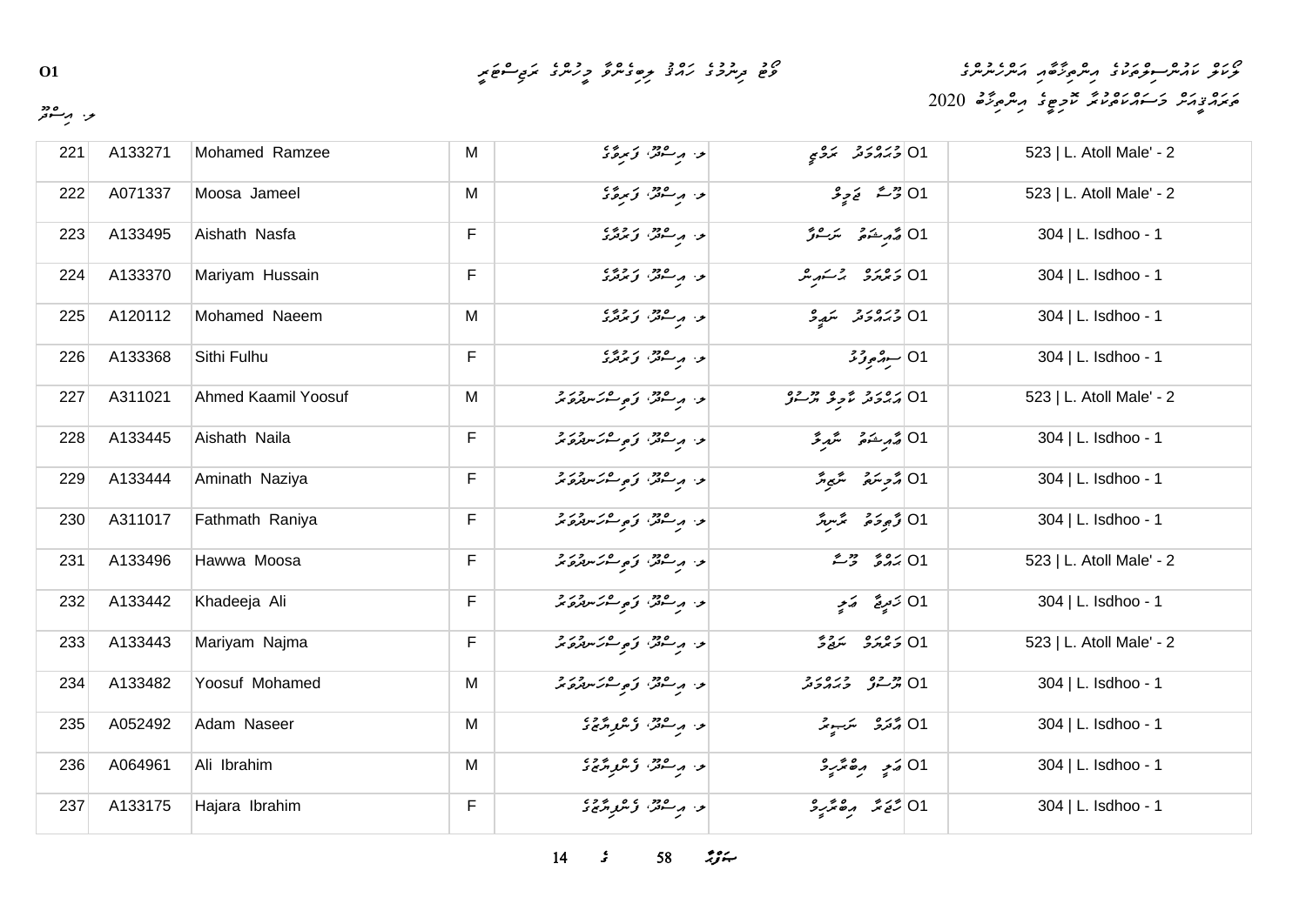| 221 | A133271 | Mohamed Ramzee | M | ل. إِسْدُوْ، وَبِرِوِّدُ | O1 وُبُرَمُّدَ بُرُوْبِي | 523 \| L. Atoll Male' - 2 |
|---|---|---|---|---|---|---|
| 222 | A071337 | Moosa Jameel | M | ل. إِسْدُوْ، وَبِرِوِّدُ | O1 وُسَّا جَمِيلُ | 523 \| L. Atoll Male' - 2 |
| 223 | A133495 | Aishath Nasfa | F | ل. إِسْدُوْ، وَبُرِدُّ | O1 مُرِسَرُ سَرُسْوُ | 304 \| L. Isdhoo - 1 |
| 224 | A133370 | Mariyam Hussain | F | ل. إِسْدُوْ، وَبُرِدُّ | O1 وَبُرِرُ بُرْسَرِسْ | 304 \| L. Isdhoo - 1 |
| 225 | A120112 | Mohamed Naeem | M | ل. إِسْدُوْ، وَبُرِدُّ | O1 وُبُرَمُّدَ سَمِيُو | 304 \| L. Isdhoo - 1 |
| 226 | A133368 | Sithi Fulhu | F | ل. إِسْدُوْ، وَبُرِدُّ | O1 سِوْمِوِوُ | 304 \| L. Isdhoo - 1 |
| 227 | A311021 | Ahmed Kaamil Yoosuf | M | ل. إِسْدُوْ، وَوِسْدَسِرُوَبْرُ | O1 مَرْبُوَدْ مُوِوْ مِرْسُوْ | 523 \| L. Atoll Male' - 2 |
| 228 | A133445 | Aishath Naila | F | ل. إِسْدُوْ، وَوِسْدَسِرُوَبْرُ | O1 مُرِسَرُ سُمِرُّ | 304 \| L. Isdhoo - 1 |
| 229 | A133444 | Aminath Naziya | F | ل. إِسْدُوْ، وَوِسْدَسِرُوَبْرُ | O1 مُوِسَرُ سُمِرُ | 304 \| L. Isdhoo - 1 |
| 230 | A311017 | Fathmath Raniya | F | ل. إِسْدُوْ، وَوِسْدَسِرُوَبْرُ | O1 وُبُوِرَ بُرِسُ | 304 \| L. Isdhoo - 1 |
| 231 | A133496 | Hawwa Moosa | F | ل. إِسْدُوْ، وَوِسْدَسِرُوَبْرُ | O1 بَرْمُرُ وُسَّا | 523 \| L. Atoll Male' - 2 |
| 232 | A133442 | Khadeeja Ali | F | ل. إِسْدُوْ، وَوِسْدَسِرُوَبْرُ | O1 زَبِرِجُ مَرِ | 304 \| L. Isdhoo - 1 |
| 233 | A133443 | Mariyam Najma | F | ل. إِسْدُوْ، وَوِسْدَسِرُوَبْرُ | O1 وَبُرِرُ سَرُوْوُ | 523 \| L. Atoll Male' - 2 |
| 234 | A133482 | Yoosuf Mohamed | M | ل. إِسْدُوْ، وَوِسْدَسِرُوَبْرُ | O1 مِرْسُوْ وُبُرَمُّدَ | 304 \| L. Isdhoo - 1 |
| 235 | A052492 | Adam Naseer | M | ل. إِسْدُوْ، وَسْرِمُرُوُّ | O1 مُرْدُ سَرِسِبُرُ | 304 \| L. Isdhoo - 1 |
| 236 | A064961 | Ali Ibrahim | M | ل. إِسْدُوْ، وَسْرِمُرُوُّ | O1 مَرِ مِرْصُرُبِرُو | 304 \| L. Isdhoo - 1 |
| 237 | A133175 | Hajara Ibrahim | F | ل. إِسْدُوْ، وَسْرِمُرُوُّ | O1 رُجَرُ مِرْصُرُبِرُو | 304 \| L. Isdhoo - 1 |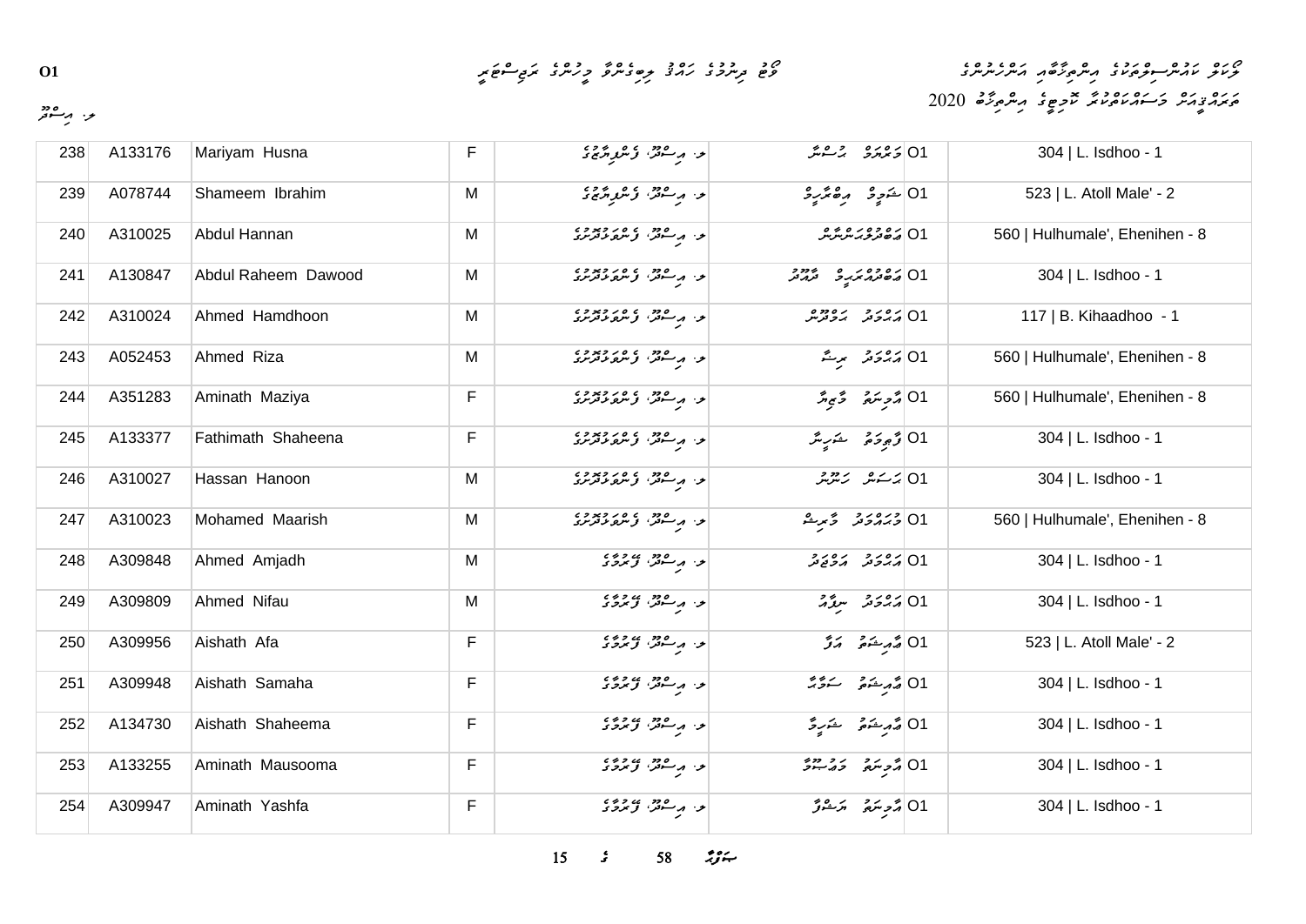| 238 | A133176 | Mariyam Husna | F | ލ. އިސްދޫ، ފެންފިޔާޒުގެ | މަރިޔަމް ހުސްނާ | O1 | 304 \| L. Isdhoo - 1 |
|---|---|---|---|---|---|---|---|
| 239 | A078744 | Shameem Ibrahim | M | ލ. އިސްދޫ، ފެންފިޔާޒުގެ | ޝަމީމް އިބްރާހީމް | O1 | 523 \| L. Atoll Male' - 2 |
| 240 | A310025 | Abdul Hannan | M | ލ. އިސްދޫ، ފެންމަލަފުއްޓަރި | އަބްދުލްހަންނާން | O1 | 560 \| Hulhumale', Ehenihen - 8 |
| 241 | A130847 | Abdul Raheem Dawood | M | ލ. އިސްދޫ، ފެންމަލަފުއްޓަރި | އަބްދުއްރަޙީމް ދާއޫދު | O1 | 304 \| L. Isdhoo - 1 |
| 242 | A310024 | Ahmed Hamdhoon | M | ލ. އިސްދޫ، ފެންމަލަފުއްޓަރި | އަޙްމަދު ހަމްދޫން | O1 | 117 \| B. Kihaadhoo - 1 |
| 243 | A052453 | Ahmed Riza | M | ލ. އިސްދޫ، ފެންމަލަފުއްޓަރި | އަޙްމަދު ރިޟާ | O1 | 560 \| Hulhumale', Ehenihen - 8 |
| 244 | A351283 | Aminath Maziya | F | ލ. އިސްދޫ، ފެންމަލަފުއްޓަރި | އާމިނަތު މާޒިޔާ | O1 | 560 \| Hulhumale', Ehenihen - 8 |
| 245 | A133377 | Fathimath Shaheena | F | ލ. އިސްދޫ، ފެންމަލަފުއްޓަރި | ފާތިމަތު ޝަހީނާ | O1 | 304 \| L. Isdhoo - 1 |
| 246 | A310027 | Hassan Hanoon | M | ލ. އިސްދޫ، ފެންމަލަފުއްޓަރި | ހަސަން ހަނޫން | O1 | 304 \| L. Isdhoo - 1 |
| 247 | A310023 | Mohamed Maarish | M | ލ. އިސްދޫ، ފެންމަލަފުއްޓަރި | މުޙައްމަދު މާރިޝް | O1 | 560 \| Hulhumale', Ehenihen - 8 |
| 248 | A309848 | Ahmed Amjadh | M | ލ. އިސްދޫ، ފްރެގްރަންސް | އަޙްމަދު އަމްޖަދު | O1 | 304 \| L. Isdhoo - 1 |
| 249 | A309809 | Ahmed Nifau | M | ލ. އިސްދޫ، ފްރެގްރަންސް | އަޙްމަދު ނިފާއު | O1 | 304 \| L. Isdhoo - 1 |
| 250 | A309956 | Aishath Afa | F | ލ. އިސްދޫ، ފްރެގްރަންސް | އާއިޝަތު އަފާ | O1 | 523 \| L. Atoll Male' - 2 |
| 251 | A309948 | Aishath Samaha | F | ލ. އިސްދޫ، ފްރެގްރަންސް | އާއިޝަތު ސަމާހާ | O1 | 304 \| L. Isdhoo - 1 |
| 252 | A134730 | Aishath Shaheema | F | ލ. އިސްދޫ، ފްރެގްރަންސް | އާއިޝަތު ޝަހީމާ | O1 | 304 \| L. Isdhoo - 1 |
| 253 | A133255 | Aminath Mausooma | F | ލ. އިސްދޫ، ފްރެގްރަންސް | އާމިނަތު މައުސޫމާ | O1 | 304 \| L. Isdhoo - 1 |
| 254 | A309947 | Aminath Yashfa | F | ލ. އިސްދޫ، ފްރެގްރަންސް | އާމިނަތު ޔަށްފާ | O1 | 304 \| L. Isdhoo - 1 |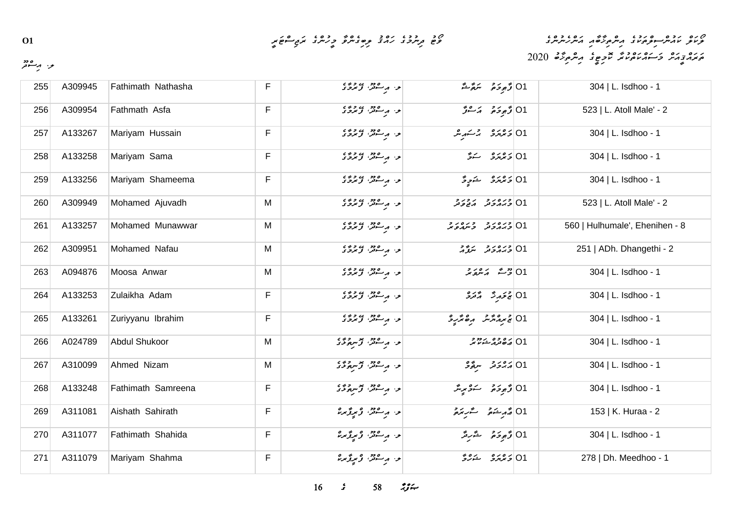| 255 | A309945 | Fathimath Nathasha | F | ލ. އިސްދޫ، ފެހިމާގެ | O1 ފާތިމަތު ނަތާޝާ | 304 \| L. Isdhoo - 1 |
|---|---|---|---|---|---|---|
| 256 | A309954 | Fathmath Asfa | F | ލ. އިސްދޫ، ފެހިމާގެ | O1 ފާތިމަތު އަސްފާ | 523 \| L. Atoll Male' - 2 |
| 257 | A133267 | Mariyam Hussain | F | ލ. އިސްދޫ، ފެހިމާގެ | O1 މަރިޔަމް ހުސައިން | 304 \| L. Isdhoo - 1 |
| 258 | A133258 | Mariyam Sama | F | ލ. އިސްދޫ، ފެހިމާގެ | O1 މަރިޔަމް ސަމާ | 304 \| L. Isdhoo - 1 |
| 259 | A133256 | Mariyam Shameema | F | ލ. އިސްދޫ، ފެހިމާގެ | O1 މަރިޔަމް ޝަމީމާ | 304 \| L. Isdhoo - 1 |
| 260 | A309949 | Mohamed Ajuvadh | M | ލ. އިސްދޫ، ފެހިމާގެ | O1 މުހައްމަދު އަޖުވަދު | 523 \| L. Atoll Male' - 2 |
| 261 | A133257 | Mohamed Munawwar | M | ލ. އިސްދޫ، ފެހިމާގެ | O1 މުހައްމަދު މުނައްވަރު | 560 \| Hulhumale', Ehenihen - 8 |
| 262 | A309951 | Mohamed Nafau | M | ލ. އިސްދޫ، ފެހިމާގެ | O1 މުހައްމަދު ނަފާއު | 251 \| ADh. Dhangethi - 2 |
| 263 | A094876 | Moosa Anwar | M | ލ. އިސްދޫ، ފެހިމާގެ | O1 މޫސާ އަންވަރު | 304 \| L. Isdhoo - 1 |
| 264 | A133253 | Zulaikha Adam | F | ލ. އިސްދޫ، ފެހިމާގެ | O1 ޒުލައިޚާ އާދަމް | 304 \| L. Isdhoo - 1 |
| 265 | A133261 | Zuriyyanu Ibrahim | F | ލ. އިސްދޫ، ފެހިމާގެ | O1 ޒުރިއްޔާނު އިބްރާހީމް | 304 \| L. Isdhoo - 1 |
| 266 | A024789 | Abdul Shukoor | M | ލ. އިސްދޫ، ފެހިނިވާގެ | O1 އަބްދުލްޝަކޫރު | 304 \| L. Isdhoo - 1 |
| 267 | A310099 | Ahmed Nizam | M | ލ. އިސްދޫ، ފެހިނިވާގެ | O1 އަހްމަދު ނިޒާމް | 304 \| L. Isdhoo - 1 |
| 268 | A133248 | Fathimath Samreena | F | ލ. އިސްދޫ، ފެހިނިވާގެ | O1 ފާތިމަތު ސަމްރީނާ | 304 \| L. Isdhoo - 1 |
| 269 | A311081 | Aishath Sahirath | F | ލ. އިސްދޫ، ފެރިވާރު | O1 އާއިޝަތު ސާހިރަތު | 153 \| K. Huraa - 2 |
| 270 | A311077 | Fathimath Shahida | F | ލ. އިސްދޫ، ފެރިވާރު | O1 ފާތިމަތު ޝާހިދާ | 304 \| L. Isdhoo - 1 |
| 271 | A311079 | Mariyam Shahma | F | ލ. އިސްދޫ، ފެރިވާރު | O1 މަރިޔަމް ޝަހްމާ | 278 \| Dh. Meedhoo - 1 |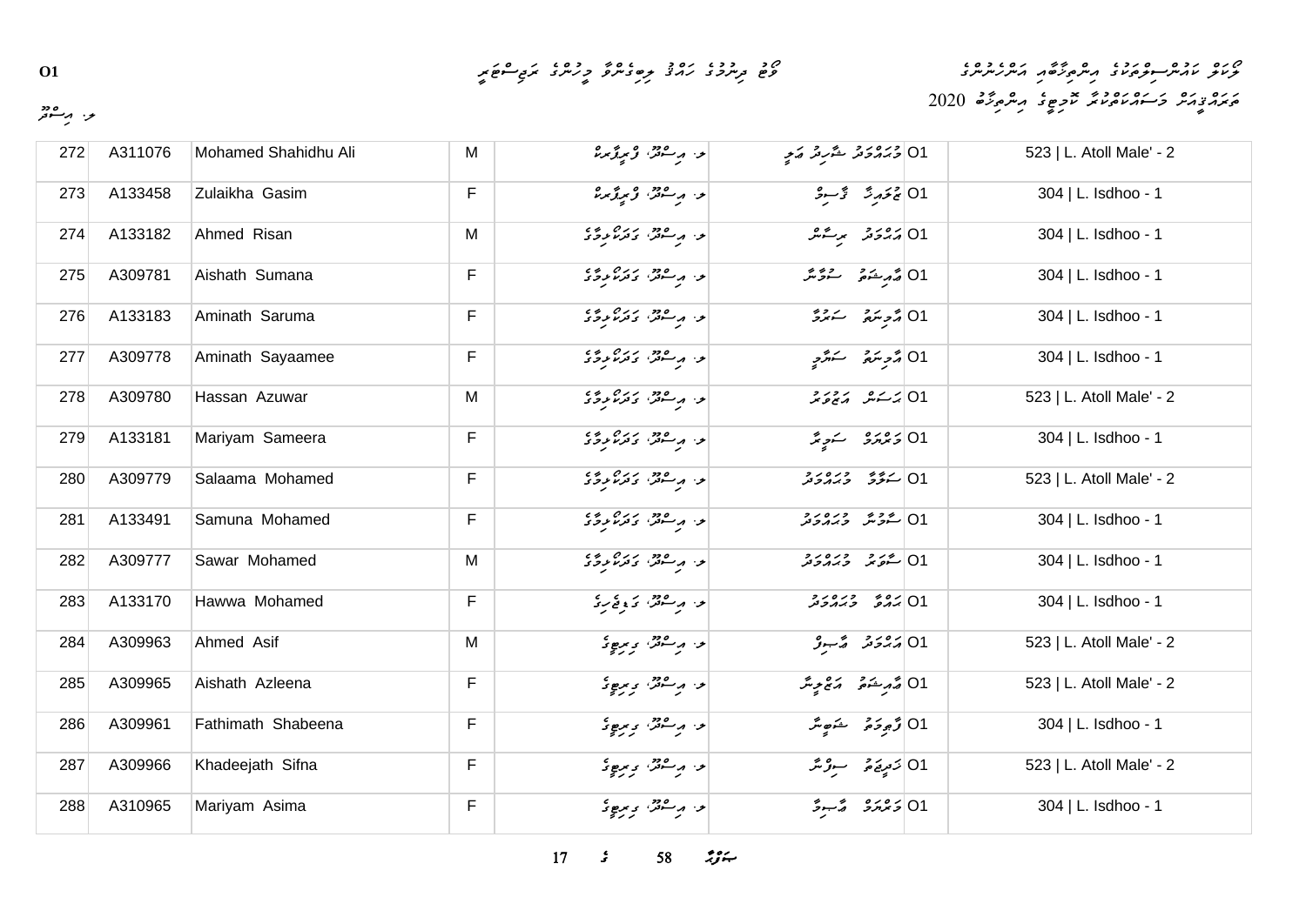| 272 | A311076 | Mohamed Shahidhu Ali | M | ل. إسدهُ، وُمِرِوَّمَرَهُ | O1 ‌وَبَرْمُرْوَتْرُ شَرِيْرُ كَهِ | 523 \| L. Atoll Male' - 2 |
|---|---|---|---|---|---|---|
| 273 | A133458 | Zulaikha Gasim | F | ل. إسدهُ، وُمِرِوَّمَرَهُ | O1 ‌يُحَمَّرِثَ تَوَّسِوْ | 304 \| L. Isdhoo - 1 |
| 274 | A133182 | Ahmed Risan | M | ل. إسدهُ، دَفَرْمَاوِدَّى | O1 ‌كَهْرُوَتْرُ مِرِسَّمَرُ | 304 \| L. Isdhoo - 1 |
| 275 | A309781 | Aishath Sumana | F | ل. إسدهُ، دَفَرْمَاوِدَّى | O1 ‌مَّهِرِشَمَّ سُحْوَّشَرُ | 304 \| L. Isdhoo - 1 |
| 276 | A133183 | Aminath Saruma | F | ل. إسدهُ، دَفَرْمَاوِدَّى | O1 ‌مَّحِسَمَّ سَمَعَرُحَّ | 304 \| L. Isdhoo - 1 |
| 277 | A309778 | Aminath Sayaamee | F | ل. إسدهُ، دَفَرْمَاوِدَّى | O1 ‌مَّحِسَمَّ سَمَرَّحِ | 304 \| L. Isdhoo - 1 |
| 278 | A309780 | Hassan Azuwar | M | ل. إسدهُ، دَفَرْمَاوِدَّى | O1 ‌بَرَسَعْرُ مَرَّعَ وَمَرُ | 523 \| L. Atoll Male' - 2 |
| 279 | A133181 | Mariyam Sameera | F | ل. إسدهُ، دَفَرْمَاوِدَّى | O1 ‌وَمَرْمَرْدُ سَوِيَّرُ | 304 \| L. Isdhoo - 1 |
| 280 | A309779 | Salaama Mohamed | F | ل. إسدهُ، دَفَرْمَاوِدَّى | O1 ‌سَرُوَّرَّ وَبَرْمُرْوَتْرُ | 523 \| L. Atoll Male' - 2 |
| 281 | A133491 | Samuna Mohamed | F | ل. إسدهُ، دَفَرْمَاوِدَّى | O1 ‌سَّرُوَشَرُ وَبَرْمُرْوَتْرُ | 304 \| L. Isdhoo - 1 |
| 282 | A309777 | Sawar Mohamed | M | ل. إسدهُ، دَفَرْمَاوِدَّى | O1 ‌سَّمُوَّمَرُ وَبَرْمُرْوَتْرُ | 304 \| L. Isdhoo - 1 |
| 283 | A133170 | Hawwa Mohamed | F | ل. إسدهُ، دَعِقَرِى | O1 ‌بَرْمُرْوَّ وَبَرْمُرْوَتْرُ | 304 \| L. Isdhoo - 1 |
| 284 | A309963 | Ahmed Asif | M | ل. إسدهُ، وِمَرِجِى | O1 ‌مَرْبُرُوَتْرُ مَّسِوْ | 523 \| L. Atoll Male' - 2 |
| 285 | A309965 | Aishath Azleena | F | ل. إسدهُ، وِمَرِجِى | O1 ‌مَّهِرِشَمَّ مَرْعَ وِيَشَرُ | 523 \| L. Atoll Male' - 2 |
| 286 | A309961 | Fathimath Shabeena | F | ل. إسدهُ، وِمَرِجِى | O1 ‌وَّجِوَدَّ شَوَصِيَشَرُ | 304 \| L. Isdhoo - 1 |
| 287 | A309966 | Khadeejath Sifna | F | ل. إسدهُ، وِمَرِجِى | O1 ‌زَمِرِيَحَّ سِوْشَرُ | 523 \| L. Atoll Male' - 2 |
| 288 | A310965 | Mariyam Asima | F | ل. إسدهُ، وِمَرِجِى | O1 ‌وَمَرْمَرْدُ مَّسِوَّ | 304 \| L. Isdhoo - 1 |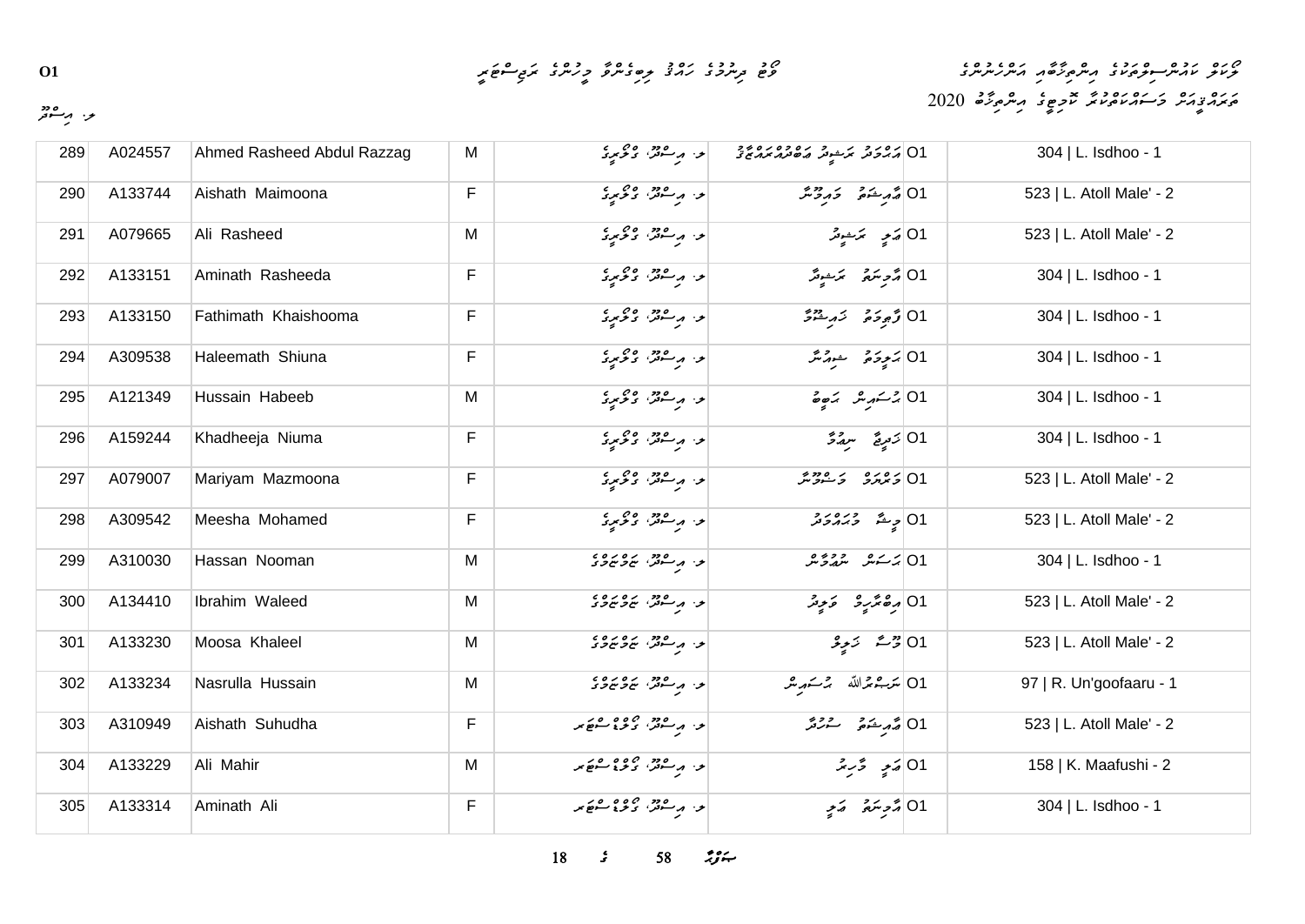| 289 | A024557 | Ahmed Rasheed Abdul Razzag | M | ل. އިސްދޫ، ގުލާބީގެ | O1 އަހުމަދު ރަޝީދު އަބްދުއްރައްޒާގު | 304 \| L. Isdhoo - 1 |
|---|---|---|---|---|---|---|
| 290 | A133744 | Aishath Maimoona | F | ل. އިސްދޫ، ގުލާބީގެ | O1 އާއިޝަތު މައިމޫނާ | 523 \| L. Atoll Male' - 2 |
| 291 | A079665 | Ali Rasheed | M | ل. އިސްދޫ، ގުލާބީގެ | O1 އަލީ ރަޝީދު | 523 \| L. Atoll Male' - 2 |
| 292 | A133151 | Aminath Rasheeda | F | ل. އިސްދޫ، ގުލާބީގެ | O1 އާމިނަތު ރަޝީދާ | 304 \| L. Isdhoo - 1 |
| 293 | A133150 | Fathimath Khaishooma | F | ل. އިސްދޫ، ގުލާބީގެ | O1 ފާތިމަތު ޚައިޝޫމާ | 304 \| L. Isdhoo - 1 |
| 294 | A309538 | Haleemath Shiuna | F | ل. އިސްދޫ، ގުލާބީގެ | O1 ހަލީމަތު ޝިއުނާ | 304 \| L. Isdhoo - 1 |
| 295 | A121349 | Hussain Habeeb | M | ل. އިސްދޫ، ގުލާބީގެ | O1 ހުސައިން ހަބީބު | 304 \| L. Isdhoo - 1 |
| 296 | A159244 | Khadheeja Niuma | F | ل. އިސްދޫ، ގުލާބީގެ | O1 ޚަދީޖާ ނިއުމާ | 304 \| L. Isdhoo - 1 |
| 297 | A079007 | Mariyam Mazmoona | F | ل. އިސްދޫ، ގުލާބީގެ | O1 މަރިޔަމް މަޒްމޫނާ | 523 \| L. Atoll Male' - 2 |
| 298 | A309542 | Meesha Mohamed | F | ل. އިސްދޫ، ގުލާބީގެ | O1 މީޝާ މުޙައްމަދު | 523 \| L. Atoll Male' - 2 |
| 299 | A310030 | Hassan Nooman | M | ل. އިސްދޫ، ނަލަހަވާގެ | O1 ހަސަން ނުއުމާން | 304 \| L. Isdhoo - 1 |
| 300 | A134410 | Ibrahim Waleed | M | ل. އިސްދޫ، ނަލަހަވާގެ | O1 އިބްރާހީމް ވަލީދު | 523 \| L. Atoll Male' - 2 |
| 301 | A133230 | Moosa Khaleel | M | ل. އިސްދޫ، ނަލަހަވާގެ | O1 މޫސާ ޚަލީލު | 523 \| L. Atoll Male' - 2 |
| 302 | A133234 | Nasrulla Hussain | M | ل. އިސްދޫ، ނަލަހަވާގެ | O1 ނަޞްރުﷲ ހުސައިން | 97 \| R. Un'goofaaru - 1 |
| 303 | A310949 | Aishath Suhudha | F | ل. އިސްދޫ، ގުލާބުސްޓަރ | O1 އާއިޝަތު ސުހުދާ | 523 \| L. Atoll Male' - 2 |
| 304 | A133229 | Ali Mahir | M | ل. އިސްދޫ، ގުލާބުސްޓަރ | O1 އަލީ މާހިރު | 158 \| K. Maafushi - 2 |
| 305 | A133314 | Aminath Ali | F | ل. އިސްދޫ، ގުލާބުސްޓަރ | O1 އާމިނަތު އަލީ | 304 \| L. Isdhoo - 1 |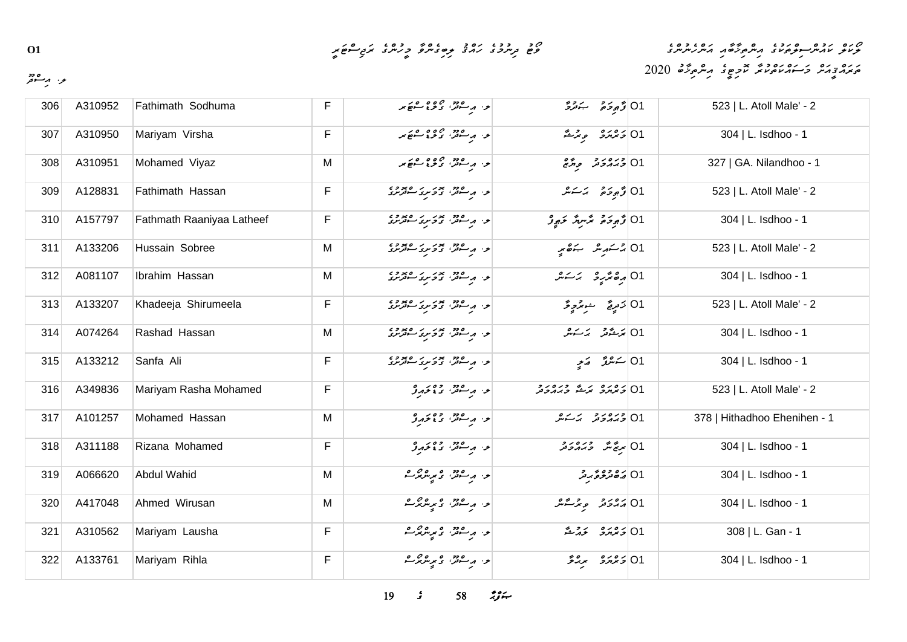| 306 | A310952 | Fathimath Sodhuma | F | ل. إيسدهو، ގ... | O1 ﯙﻮﺧﻤ ﺳﻮﺩﻭﻣﺎ | 523 \| L. Atoll Male' - 2 |
|---|---|---|---|---|---|---|
| 307 | A310950 | Mariyam Virsha | F | ل. إيسدهو، ... | O1 ﻣﺮﻳﻢ ﻭﻳﺮﺷﺎ | 304 \| L. Isdhoo - 1 |
| 308 | A310951 | Mohamed Viyaz | M | ل. إيسدهو، ... | O1 ﻣﺤﻤﺪ ﻭﻳﺎﺯ | 327 \| GA. Nilandhoo - 1 |
| 309 | A128831 | Fathimath Hassan | F | ل. إيسدهو، ... | O1 ﻓﺎﻃﻤﺔ ﺣﺴﻦ | 523 \| L. Atoll Male' - 2 |
| 310 | A157797 | Fathmath Raaniyaa Latheef | F | ل. إيسدهو، ... | O1 ﻓﺎﻃﻤﺔ ﺭﺍﻧﻴﺎ ﻟﻄﻴﻒ | 304 \| L. Isdhoo - 1 |
| 311 | A133206 | Hussain Sobree | M | ل. إيسدهو، ... | O1 ﺣﺴﻴﻦ ﺻﺒﺮﻱ | 523 \| L. Atoll Male' - 2 |
| 312 | A081107 | Ibrahim Hassan | M | ل. إيسدهو، ... | O1 ﺇﺑﺮﺍﻫﻴﻢ ﺣﺴﻦ | 304 \| L. Isdhoo - 1 |
| 313 | A133207 | Khadeeja Shirumeela | F | ل. إيسدهو، ... | O1 ﺧﺪﻳﺠﺔ ﺷﻴﺮﻣﻴﻼ | 523 \| L. Atoll Male' - 2 |
| 314 | A074264 | Rashad Hassan | M | ل. إيسدهو، ... | O1 ﺭﺷﺎﺩ ﺣﺴﻦ | 304 \| L. Isdhoo - 1 |
| 315 | A133212 | Sanfa Ali | F | ل. إيسدهو، ... | O1 ﺳﻨﻔﺎ ﻋﻠﻲ | 304 \| L. Isdhoo - 1 |
| 316 | A349836 | Mariyam Rasha Mohamed | F | ل. إيسدهو، ... | O1 ﻣﺮﻳﻢ ﺭﺷﺎ ﻣﺤﻤﺪ | 523 \| L. Atoll Male' - 2 |
| 317 | A101257 | Mohamed Hassan | M | ل. إيسدهو، ... | O1 ﻣﺤﻤﺪ ﺣﺴﻦ | 378 \| Hithadhoo Ehenihen - 1 |
| 318 | A311188 | Rizana Mohamed | F | ل. إيسدهو، ... | O1 ﺭﺯﺍﻧﺎ ﻣﺤﻤﺪ | 304 \| L. Isdhoo - 1 |
| 319 | A066620 | Abdul Wahid | M | ل. إيسدهو، ... | O1 ﻋﺒﺪﺍﻟﻮﺍﺣﺪ | 304 \| L. Isdhoo - 1 |
| 320 | A417048 | Ahmed Wirusan | M | ل. إيسدهو، ... | O1 ﺃﺣﻤﺪ ﻭﻳﺮﺳﺎﻥ | 304 \| L. Isdhoo - 1 |
| 321 | A310562 | Mariyam Lausha | F | ل. إيسدهو، ... | O1 ﻣﺮﻳﻢ ﻟﻮﺷﺎ | 308 \| L. Gan - 1 |
| 322 | A133761 | Mariyam Rihla | F | ل. إيسدهو، ... | O1 ﻣﺮﻳﻢ ﺭﺣﻼ | 304 \| L. Isdhoo - 1 |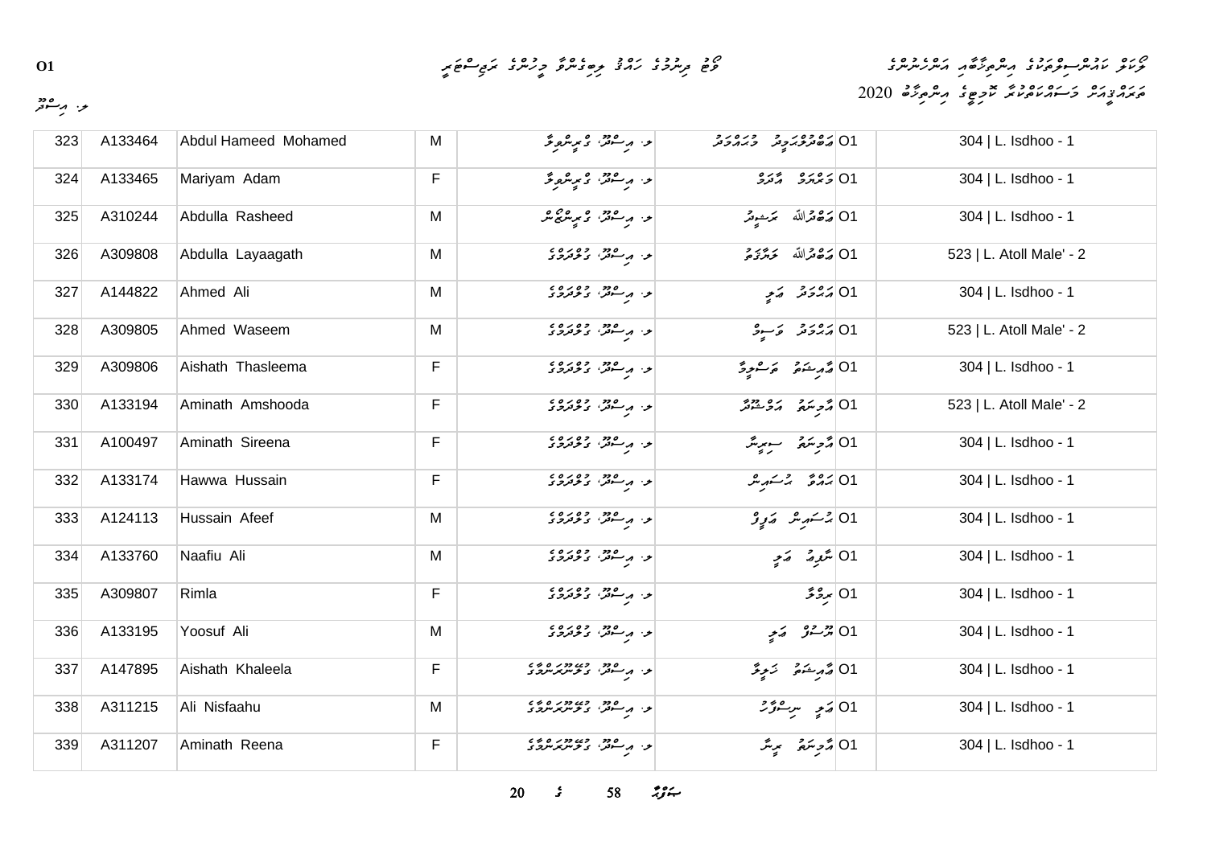ލ. އިސްދޫ

| 323 | A133464 | Abdul Hameed Mohamed | M | ލ. އިސްދޫ، ޑޮރީންވިލާ | O1 އަބްދުލްޙަމީދު މުޙައްމަދު | 304 \| L. Isdhoo - 1 |
|---|---|---|---|---|---|---|
| 324 | A133465 | Mariyam Adam | F | ލ. އިސްދޫ، ޑޮރީންވިލާ | O1 މަރިޔަމް އާދަމް | 304 \| L. Isdhoo - 1 |
| 325 | A310244 | Abdulla Rasheed | M | ލ. އިސްދޫ، ޑޮރީންޖެން | O1 އަބްދުﷲ ރަޝީދު | 304 \| L. Isdhoo - 1 |
| 326 | A309808 | Abdulla Layaagath | M | ލ. އިސްދޫ، ގުލްފަޒާ | O1 އަބްދުﷲ ލަޔާގަތު | 523 \| L. Atoll Male' - 2 |
| 327 | A144822 | Ahmed Ali | M | ލ. އިސްދޫ، ގުލްފަޒާ | O1 އަޙްމަދު އަލި | 304 \| L. Isdhoo - 1 |
| 328 | A309805 | Ahmed Waseem | M | ލ. އިސްދޫ، ގުލްފަޒާ | O1 އަޙްމަދު ވަސީމް | 523 \| L. Atoll Male' - 2 |
| 329 | A309806 | Aishath Thasleema | F | ލ. އިސްދޫ، ގުލްފަޒާ | O1 އާއިޝަތު ތަސްލީމާ | 304 \| L. Isdhoo - 1 |
| 330 | A133194 | Aminath Amshooda | F | ލ. އިސްދޫ، ގުލްފަޒާ | O1 އާމިނަތު އަމްޝޫދާ | 523 \| L. Atoll Male' - 2 |
| 331 | A100497 | Aminath Sireena | F | ލ. އިސްދޫ، ގުލްފަޒާ | O1 އާމިނަތު ސިރީނާ | 304 \| L. Isdhoo - 1 |
| 332 | A133174 | Hawwa Hussain | F | ލ. އިސްދޫ، ގުލްފަޒާ | O1 ހައްވާ ހުސައިން | 304 \| L. Isdhoo - 1 |
| 333 | A124113 | Hussain Afeef | M | ލ. އިސްދޫ، ގުލްފަޒާ | O1 ހުސައިން އަފީފު | 304 \| L. Isdhoo - 1 |
| 334 | A133760 | Naafiu Ali | M | ލ. އިސްދޫ، ގުލްފަޒާ | O1 ނާފިއު އަލި | 304 \| L. Isdhoo - 1 |
| 335 | A309807 | Rimla | F | ލ. އިސްދޫ، ގުލްފަޒާ | O1 ރިމްލާ | 304 \| L. Isdhoo - 1 |
| 336 | A133195 | Yoosuf Ali | M | ލ. އިސްދޫ، ގުލްފަޒާ | O1 ޔޫސުފް އަލި | 304 \| L. Isdhoo - 1 |
| 337 | A147895 | Aishath Khaleela | F | ލ. އިސްދޫ، ގުލްޝަނާރާނާ | O1 އާއިޝަތު ޚަލީލާ | 304 \| L. Isdhoo - 1 |
| 338 | A311215 | Ali Nisfaahu | M | ލ. އިސްދޫ، ގުލްޝަނާރާނާ | O1 އަލި ނިސްފާހު | 304 \| L. Isdhoo - 1 |
| 339 | A311207 | Aminath Reena | F | ލ. އިސްދޫ، ގުލްޝަނާރާނާ | O1 އާމިނަތު ރީނާ | 304 \| L. Isdhoo - 1 |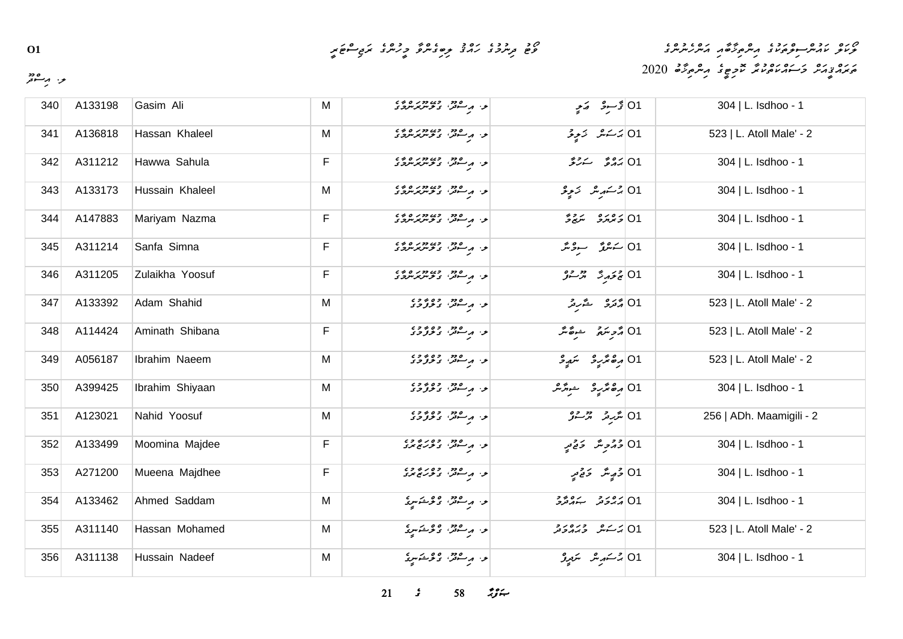| 340 | A133198 | Gasim Ali | M | ل. إيسدهو، ގޯލްޑަންނަވަރު | O1 ގާސިމް ޢަލީ | 304 \| L. Isdhoo - 1 |
|---|---|---|---|---|---|---|
| 341 | A136818 | Hassan Khaleel | M | ل. إيسدهو، ގޯލްޑަންނަވަރު | O1 ޙަސަން ޚަލީލް | 523 \| L. Atoll Male' - 2 |
| 342 | A311212 | Hawwa Sahula | F | ل. إيسدهو، ގޯލްޑަންނަވަރު | O1 ޙައްވާ ސަހުލާ | 304 \| L. Isdhoo - 1 |
| 343 | A133173 | Hussain Khaleel | M | ل. إيسدهو، ގޯލްޑަންނަވަރު | O1 ޙުސައިން ޚަލީލް | 304 \| L. Isdhoo - 1 |
| 344 | A147883 | Mariyam Nazma | F | ل. إيسدهو، ގޯލްޑަންނަވަރު | O1 މަރިޔަމް ނަޒްމާ | 304 \| L. Isdhoo - 1 |
| 345 | A311214 | Sanfa Simna | F | ل. إيسدهو، ގޯލްޑަންނަވަރު | O1 ސަންފާ ސިމްނާ | 304 \| L. Isdhoo - 1 |
| 346 | A311205 | Zulaikha Yoosuf | F | ل. إيسدهو، ގޯލްޑަންނަވަރު | O1 ޒުލައިޚާ ޔޫސުފް | 304 \| L. Isdhoo - 1 |
| 347 | A133392 | Adam Shahid | M | ل. إيسدهو، ގުލްފާމް | O1 އާދަމް ޝާހިދު | 523 \| L. Atoll Male' - 2 |
| 348 | A114424 | Aminath Shibana | F | ل. إيسدهو، ގުލްފާމް | O1 އާމިނަތު ޝިބާނާ | 523 \| L. Atoll Male' - 2 |
| 349 | A056187 | Ibrahim Naeem | M | ل. إيسدهو، ގުލްފާމް | O1 އިބްރާހީމް ނަޢީމް | 523 \| L. Atoll Male' - 2 |
| 350 | A399425 | Ibrahim Shiyaan | M | ل. إيسدهو، ގުލްފާމް | O1 އިބްރާހީމް ޝިޔާން | 304 \| L. Isdhoo - 1 |
| 351 | A123021 | Nahid Yoosuf | M | ل. إيسدهو، ގުލްފާމް | O1 ނާހިދު ޔޫސުފް | 256 \| ADh. Maamigili - 2 |
| 352 | A133499 | Moomina Majdee | F | ل. إيسدهو، ގުލްޒާރު | O1 މޫމިނާ މަޖްދީ | 304 \| L. Isdhoo - 1 |
| 353 | A271200 | Mueena Majdhee | F | ل. إيسدهو، ގުލްޒާރު | O1 މުޢީނާ މަޖްދީ | 304 \| L. Isdhoo - 1 |
| 354 | A133462 | Ahmed Saddam | M | ل. إيسدهو، ގުލްޝަނުގެ | O1 އަޙްމަދު ސައްދާމް | 304 \| L. Isdhoo - 1 |
| 355 | A311140 | Hassan Mohamed | M | ل. إيسدهو، ގުލްޝަނުގެ | O1 ޙަސަން މުޙައްމަދު | 523 \| L. Atoll Male' - 2 |
| 356 | A311138 | Hussain Nadeef | M | ل. إيسدهو، ގުލްޝަނުގެ | O1 ޙުސައިން ނަދީފް | 304 \| L. Isdhoo - 1 |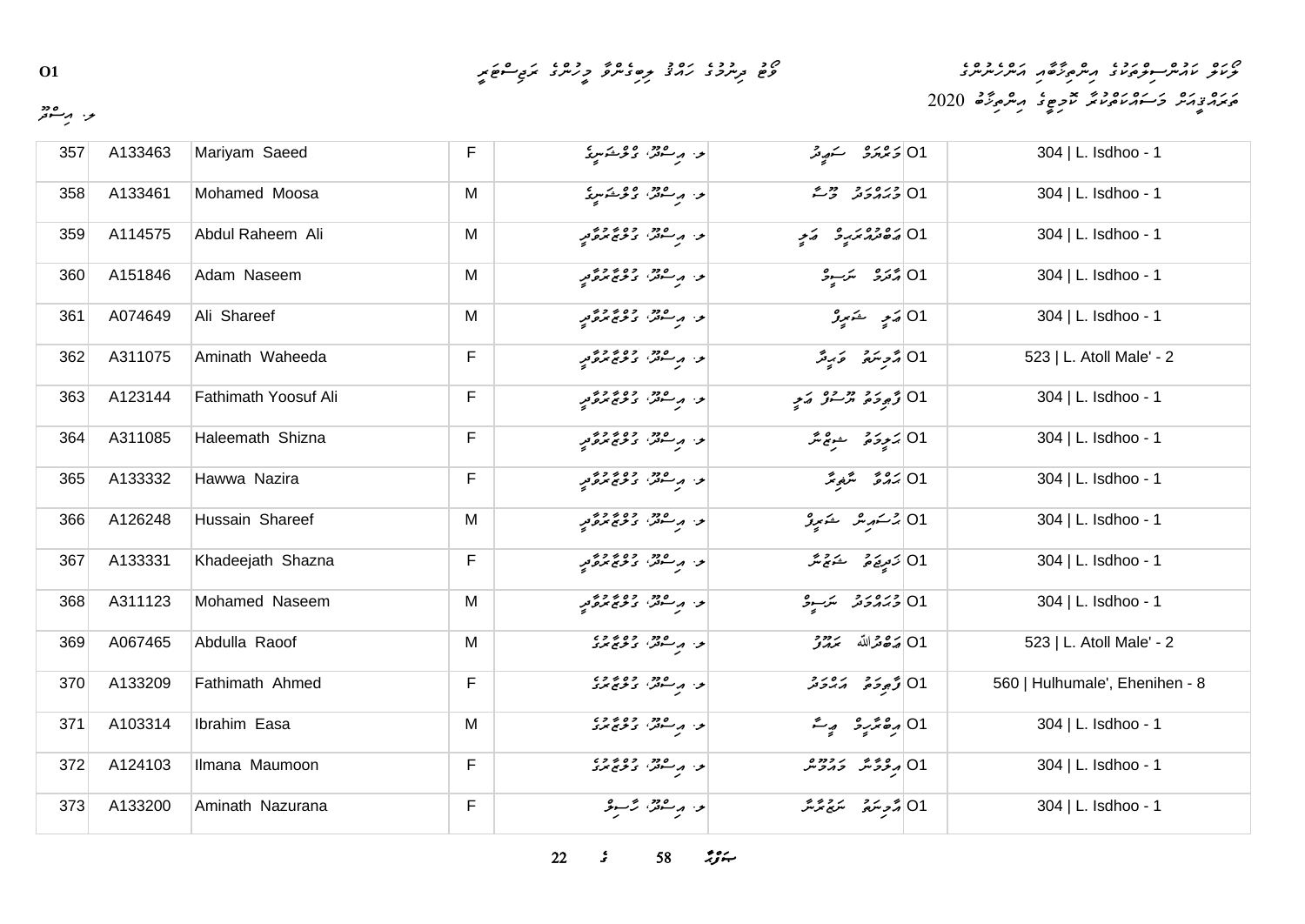ލ. އިސްދޫ

| 357 | A133463 | Mariyam Saeed | F | ލ. އިސްދޫ، ގުލްޝަނުގެ | O1 ވަރިޔަމް ސަޢީދު | 304 \| L. Isdhoo - 1 |
|---|---|---|---|---|---|---|
| 358 | A133461 | Mohamed Moosa | M | ލ. އިސްދޫ، ގުލްޝަނުގެ | O1 މުޙައްމަދު މޫސާ | 304 \| L. Isdhoo - 1 |
| 359 | A114575 | Abdul Raheem Ali | M | ލ. އިސްދޫ، ގުލްފާމިލާ | O1 އަބްދުއްރަޙީމް އަލީ | 304 \| L. Isdhoo - 1 |
| 360 | A151846 | Adam Naseem | M | ލ. އިސްދޫ، ގުލްފާމިލާ | O1 އާދަމް ނަސީމް | 304 \| L. Isdhoo - 1 |
| 361 | A074649 | Ali Shareef | M | ލ. އިސްދޫ، ގުލްފާމިލާ | O1 އަލީ ޝަރީފް | 304 \| L. Isdhoo - 1 |
| 362 | A311075 | Aminath Waheeda | F | ލ. އިސްދޫ، ގުލްފާމިލާ | O1 އާމިނަތު ވަޙީދާ | 523 \| L. Atoll Male' - 2 |
| 363 | A123144 | Fathimath Yoosuf Ali | F | ލ. އިސްދޫ، ގުލްފާމިލާ | O1 ފާތިމަތު ޔޫސުފް އަލީ | 304 \| L. Isdhoo - 1 |
| 364 | A311085 | Haleemath Shizna | F | ލ. އިސްދޫ، ގުލްފާމިލާ | O1 ހަލީމަތު ޝިޒްނާ | 304 \| L. Isdhoo - 1 |
| 365 | A133332 | Hawwa Nazira | F | ލ. އިސްދޫ، ގުލްފާމިލާ | O1 ހައްވާ ނާޒިރާ | 304 \| L. Isdhoo - 1 |
| 366 | A126248 | Hussain Shareef | M | ލ. އިސްދޫ، ގުލްފާމިލާ | O1 ހުސައިން ޝަރީފް | 304 \| L. Isdhoo - 1 |
| 367 | A133331 | Khadeejath Shazna | F | ލ. އިސްދޫ، ގުލްފާމިލާ | O1 ޚަދީޖާ ޝަޒްނާ | 304 \| L. Isdhoo - 1 |
| 368 | A311123 | Mohamed Naseem | M | ލ. އިސްދޫ، ގުލްފާމިލާ | O1 މުޙައްމަދު ނަސީމް | 304 \| L. Isdhoo - 1 |
| 369 | A067465 | Abdulla Raoof | M | ލ. އިސްދޫ، ގުލްފާރީ | O1 އަބްދުﷲ ރަޢޫފް | 523 \| L. Atoll Male' - 2 |
| 370 | A133209 | Fathimath Ahmed | F | ލ. އިސްދޫ، ގުލްފާރީ | O1 ފާތިމަތު އަޙްމަދު | 560 \| Hulhumale', Ehenihen - 8 |
| 371 | A103314 | Ibrahim Easa | M | ލ. އިސްދޫ، ގުލްފާރީ | O1 އިބްރާހީމް ޢީސާ | 304 \| L. Isdhoo - 1 |
| 372 | A124103 | Ilmana Maumoon | F | ލ. އިސްދޫ، ގުލްފާރީ | O1 އިލްމާނާ މައުމޫން | 304 \| L. Isdhoo - 1 |
| 373 | A133200 | Aminath Nazurana | F | ލ. އިސްދޫ، ގާސްވެ | O1 އާމިނަތު ނަޒުރާނާ | 304 \| L. Isdhoo - 1 |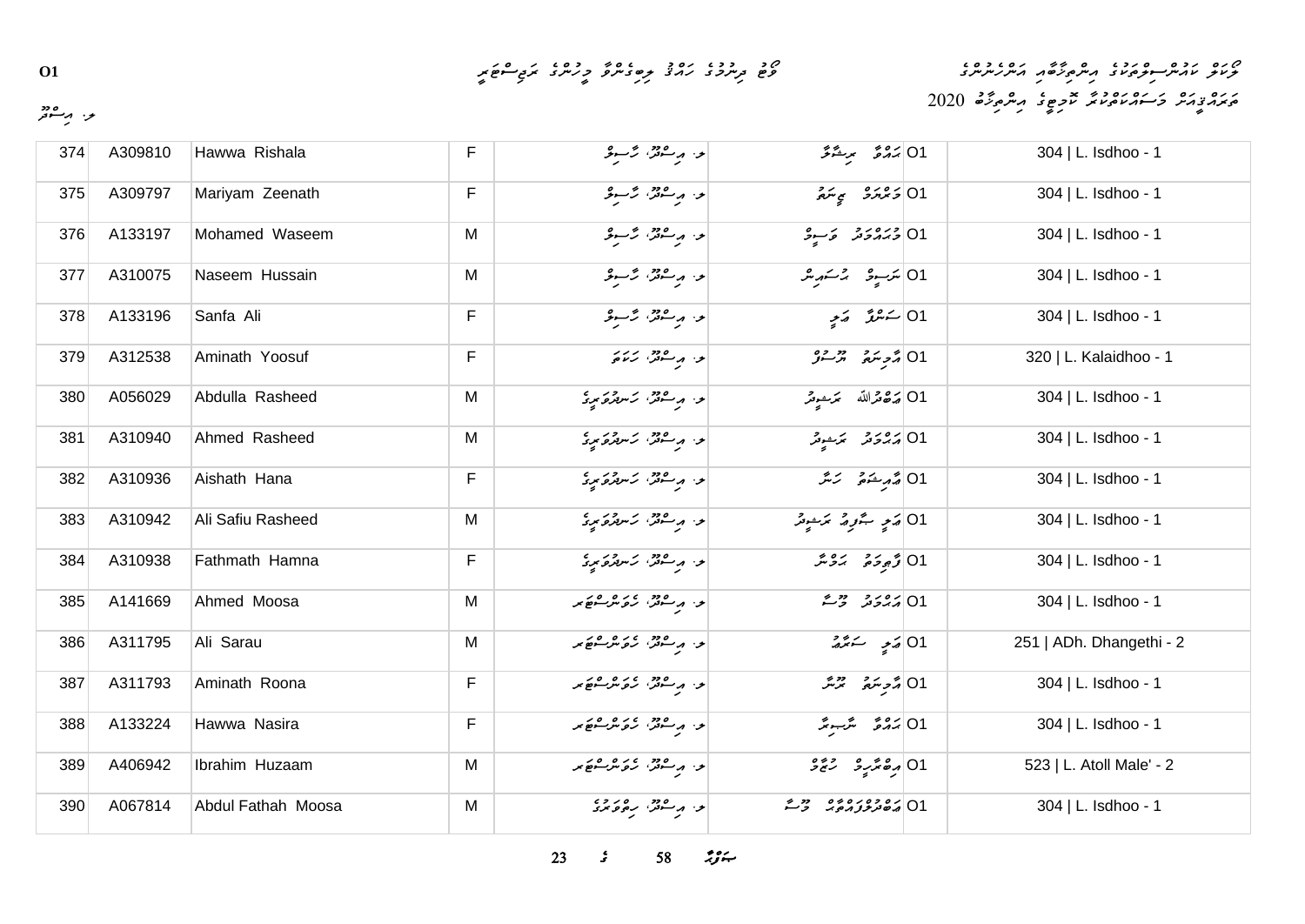| 374 | A309810 | Hawwa Rishala | F | ل. اِسްދޫ، ހާސިލް | O1 ހައްވާ ރިޝާލާ | 304 \| L. Isdhoo - 1 |
|---|---|---|---|---|---|---|
| 375 | A309797 | Mariyam Zeenath | F | ل. اِسްދޫ، ހާސިލް | O1 މަރިޔަމް ޒީނަތް | 304 \| L. Isdhoo - 1 |
| 376 | A133197 | Mohamed Waseem | M | ل. اِسްދޫ، ހާސިލް | O1 މުޙައްމަދު ވަސީމް | 304 \| L. Isdhoo - 1 |
| 377 | A310075 | Naseem Hussain | M | ل. اِسްދޫ، ހާސިލް | O1 ނަސީމް ހުސައިން | 304 \| L. Isdhoo - 1 |
| 378 | A133196 | Sanfa Ali | F | ل. اِسްދޫ، ހާސިލް | O1 ސަންފާ ޢަލީ | 304 \| L. Isdhoo - 1 |
| 379 | A312538 | Aminath Yoosuf | F | ل. اِسްދޫ، ހަނަ | O1 އާމިނަތު ޔޫސުފް | 320 \| L. Kalaidhoo - 1 |
| 380 | A056029 | Abdulla Rasheed | M | ل. اِسްދޫ، ހަސްތަމަރީ | O1 ޢަބްދުﷲ ރަޝީދު | 304 \| L. Isdhoo - 1 |
| 381 | A310940 | Ahmed Rasheed | M | ل. اِسްދޫ، ހަސްތަމަރީ | O1 އަޙްމަދު ރަޝީދު | 304 \| L. Isdhoo - 1 |
| 382 | A310936 | Aishath Hana | F | ل. اِسްދޫ، ހަސްތަމަރީ | O1 އާއިޝަތު ހަނާ | 304 \| L. Isdhoo - 1 |
| 383 | A310942 | Ali Safiu Rasheed | M | ل. اِسްދޫ، ހަސްތަމަރީ | O1 ޢަލީ ސާފިއު ރަޝީދު | 304 \| L. Isdhoo - 1 |
| 384 | A310938 | Fathmath Hamna | F | ل. اِسްދޫ، ހަސްތަމަރީ | O1 ފާޠިމަތު ހަމްނާ | 304 \| L. Isdhoo - 1 |
| 385 | A141669 | Ahmed Moosa | M | ل. اِسްދޫ، ހެވަންސްޓަރ | O1 އަޙްމަދު މޫސާ | 304 \| L. Isdhoo - 1 |
| 386 | A311795 | Ali Sarau | M | ل. اِسްދޫ، ހެވަންސްޓަރ | O1 ޢަލީ ސަރާއު | 251 \| ADh. Dhangethi - 2 |
| 387 | A311793 | Aminath Roona | F | ل. اِسްދޫ، ހެވަންސްޓަރ | O1 އާމިނަތު ރޫނާ | 304 \| L. Isdhoo - 1 |
| 388 | A133224 | Hawwa Nasira | F | ل. اِسްދޫ، ހެވަންސްޓަރ | O1 ހައްވާ ނާސިރާ | 304 \| L. Isdhoo - 1 |
| 389 | A406942 | Ibrahim Huzaam | M | ل. اِسްދޫ، ހެވަންސްޓަރ | O1 އިބްރާހީމް ހުޒާމް | 523 \| L. Atoll Male' - 2 |
| 390 | A067814 | Abdul Fathah Moosa | M | ل. اِسްދޫ، ރިވޮލީ | O1 ޢަބްދުލްފައްތާޙް މޫސާ | 304 \| L. Isdhoo - 1 |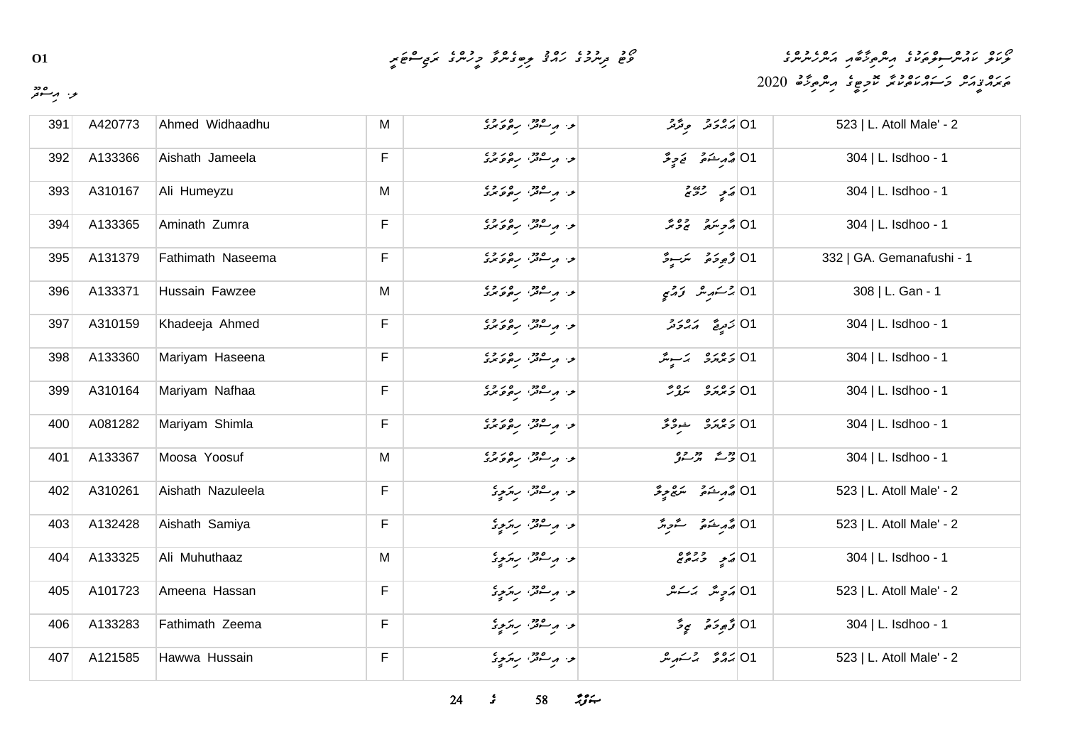| 391 | A420773 | Ahmed Widhaadhu | M | ލ. އިސްދޫ، ހިތަފަހަރުގެ | O1 އަހްމަދު ވިދާދު | 523 \| L. Atoll Male' - 2 |
|---|---|---|---|---|---|---|
| 392 | A133366 | Aishath Jameela | F | ލ. އިސްދޫ، ހިތަފަހަރުގެ | O1 އާއިޝަތު ޖަމީލާ | 304 \| L. Isdhoo - 1 |
| 393 | A310167 | Ali Humeyzu | M | ލ. އިސްދޫ، ހިތަފަހަރުގެ | O1 އަލި ހުމޭޒު | 304 \| L. Isdhoo - 1 |
| 394 | A133365 | Aminath Zumra | F | ލ. އިސްދޫ، ހިތަފަހަރުގެ | O1 އާމިނަތު ޒުމްރާ | 304 \| L. Isdhoo - 1 |
| 395 | A131379 | Fathimath Naseema | F | ލ. އިސްދޫ، ހިތަފަހަރުގެ | O1 ފާތިމަތު ނަސީމާ | 332 \| GA. Gemanafushi - 1 |
| 396 | A133371 | Hussain Fawzee | M | ލ. އިސްދޫ، ހިތަފަހަރުގެ | O1 ހުސައިން ފައުޒީ | 308 \| L. Gan - 1 |
| 397 | A310159 | Khadeeja Ahmed | F | ލ. އިސްދޫ، ހިތަފަހަރުގެ | O1 ޚަދީޖާ އަހްމަދު | 304 \| L. Isdhoo - 1 |
| 398 | A133360 | Mariyam Haseena | F | ލ. އިސްދޫ، ހިތަފަހަރުގެ | O1 މަރިޔަމް ހަސީނާ | 304 \| L. Isdhoo - 1 |
| 399 | A310164 | Mariyam Nafhaa | F | ލ. އިސްދޫ، ހިތަފަހަރުގެ | O1 މަރިޔަމް ނަފްހާ | 304 \| L. Isdhoo - 1 |
| 400 | A081282 | Mariyam Shimla | F | ލ. އިސްދޫ، ހިތަފަހަރުގެ | O1 މަރިޔަމް ޝިމްލާ | 304 \| L. Isdhoo - 1 |
| 401 | A133367 | Moosa Yoosuf | M | ލ. އިސްދޫ، ހިތަފަހަރުގެ | O1 މޫސާ ޔޫސުފް | 304 \| L. Isdhoo - 1 |
| 402 | A310261 | Aishath Nazuleela | F | ލ. އިސްދޫ، ހިރަފިގެ | O1 އާއިޝަތު ނަޒުލީލާ | 523 \| L. Atoll Male' - 2 |
| 403 | A132428 | Aishath Samiya | F | ލ. އިސްދޫ، ހިރަފިގެ | O1 އާއިޝަތު ސާމިޔާ | 523 \| L. Atoll Male' - 2 |
| 404 | A133325 | Ali Muhuthaaz | M | ލ. އިސްދޫ، ހިރަފިގެ | O1 އަލި މުހުތާޒު | 304 \| L. Isdhoo - 1 |
| 405 | A101723 | Ameena Hassan | F | ލ. އިސްދޫ، ހިރަފިގެ | O1 އަމީނާ ހަސަން | 523 \| L. Atoll Male' - 2 |
| 406 | A133283 | Fathimath Zeema | F | ލ. އިސްދޫ، ހިރަފިގެ | O1 ފާތިމަތު ޒީމާ | 304 \| L. Isdhoo - 1 |
| 407 | A121585 | Hawwa Hussain | F | ލ. އިސްދޫ، ހިރަފިގެ | O1 ހައްވާ ހުސައިން | 523 \| L. Atoll Male' - 2 |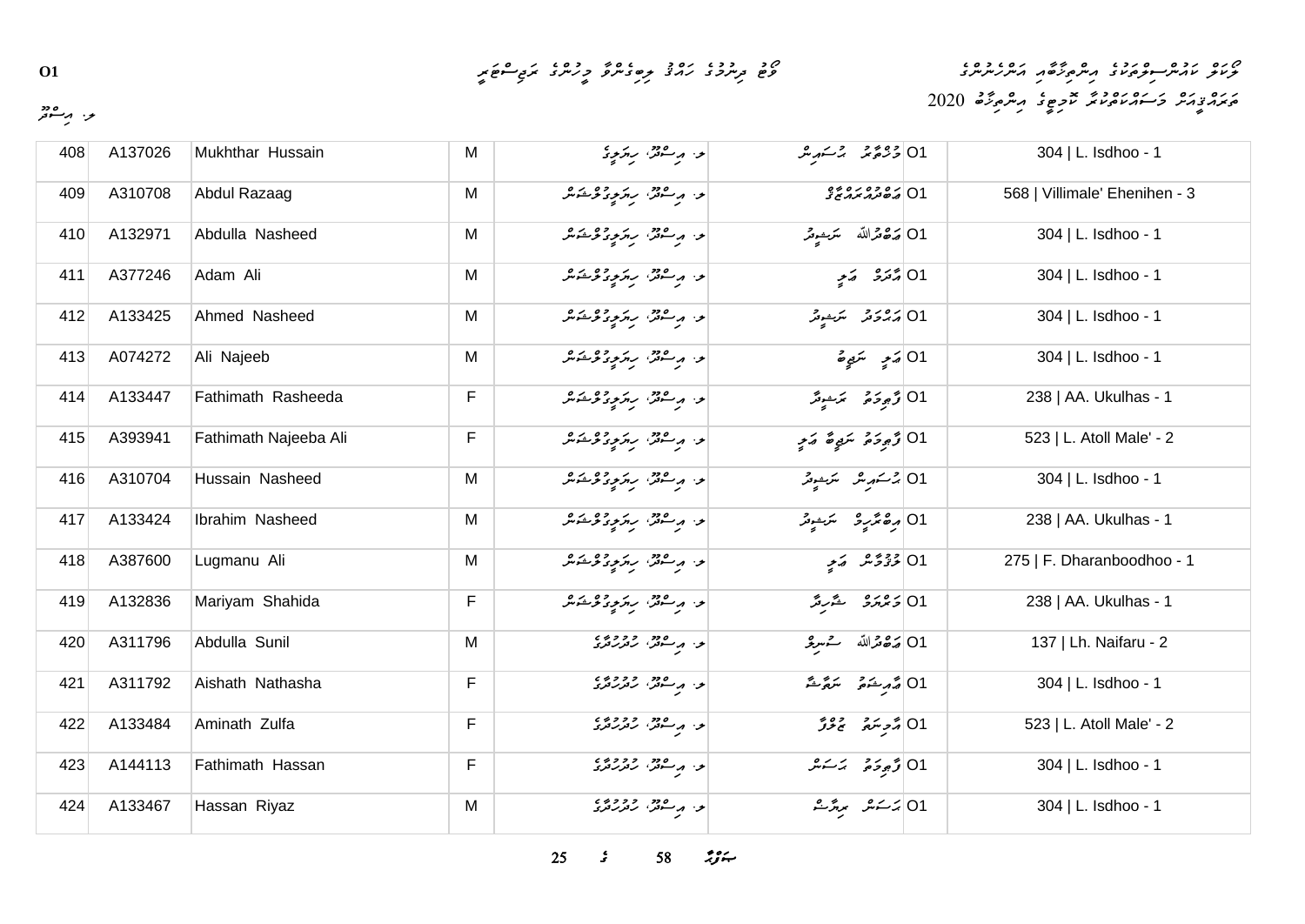| 408 | A137026 | Mukhthar Hussain | M | ލ. އިސްދޫ، ހިރަލިގެ | O1 | މުހްތާރު ޙުސައިން | 304 \| L. Isdhoo - 1 |
|---|---|---|---|---|---|---|---|
| 409 | A310708 | Abdul Razaag | M | ލ. އިސްދޫ، ހިރަލިގެމާޅަން | O1 | އަބްދުއްރައްޒާގު | 568 \| Villimale' Ehenihen - 3 |
| 410 | A132971 | Abdulla Nasheed | M | ލ. އިސްދޫ، ހިރަލިގެމާޅަން | O1 | އަބްދުﷲ ނަޝީދު | 304 \| L. Isdhoo - 1 |
| 411 | A377246 | Adam Ali | M | ލ. އިސްދޫ، ހިރަލިގެމާޅަން | O1 | އާދަމް އަލި | 304 \| L. Isdhoo - 1 |
| 412 | A133425 | Ahmed Nasheed | M | ލ. އިސްދޫ، ހިރަލިގެމާޅަން | O1 | އަހްމަދު ނަޝީދު | 304 \| L. Isdhoo - 1 |
| 413 | A074272 | Ali Najeeb | M | ލ. އިސްދޫ، ހިރަލިގެމާޅަން | O1 | އަލި ނަޖީބު | 304 \| L. Isdhoo - 1 |
| 414 | A133447 | Fathimath Rasheeda | F | ލ. އިސްދޫ، ހިރަލިގެމާޅަން | O1 | ފާތިމަތު ރަޝީދާ | 238 \| AA. Ukulhas - 1 |
| 415 | A393941 | Fathimath Najeeba Ali | F | ލ. އިސްދޫ، ހިރަލިގެމާޅަން | O1 | ފާތިމަތު ނަޖީބާ އަލި | 523 \| L. Atoll Male' - 2 |
| 416 | A310704 | Hussain Nasheed | M | ލ. އިސްދޫ، ހިރަލިގެމާޅަން | O1 | ޙުސައިން ނަޝީދު | 304 \| L. Isdhoo - 1 |
| 417 | A133424 | Ibrahim Nasheed | M | ލ. އިސްދޫ، ހިރަލިގެމާޅަން | O1 | އިބްރާހިމް ނަޝީދު | 238 \| AA. Ukulhas - 1 |
| 418 | A387600 | Lugmanu Ali | M | ލ. އިސްދޫ، ހިރަލިގެމާޅަން | O1 | ލުގުމާނު އަލި | 275 \| F. Dharanboodhoo - 1 |
| 419 | A132836 | Mariyam Shahida | F | ލ. އިސްދޫ، ހިރަލިގެމާޅަން | O1 | މަރިޔަމް ޝާހިދާ | 238 \| AA. Ukulhas - 1 |
| 420 | A311796 | Abdulla Sunil | M | ލ. އިސްދޫ، ހުދުހުދުގެ | O1 | އަބްދުﷲ ސުނިލް | 137 \| Lh. Naifaru - 2 |
| 421 | A311792 | Aishath Nathasha | F | ލ. އިސްދޫ، ހުދުހުދުގެ | O1 | އާއިޝަތު ނަތާޝާ | 304 \| L. Isdhoo - 1 |
| 422 | A133484 | Aminath Zulfa | F | ލ. އިސްދޫ، ހުދުހުދުގެ | O1 | އާމިނަތު ޒުލްފާ | 523 \| L. Atoll Male' - 2 |
| 423 | A144113 | Fathimath Hassan | F | ލ. އިސްދޫ، ހުދުހުދުގެ | O1 | ފާތިމަތު ހަސަން | 304 \| L. Isdhoo - 1 |
| 424 | A133467 | Hassan Riyaz | M | ލ. އިސްދޫ، ހުދުހުދުގެ | O1 | ހަސަން ރިޔާޒް | 304 \| L. Isdhoo - 1 |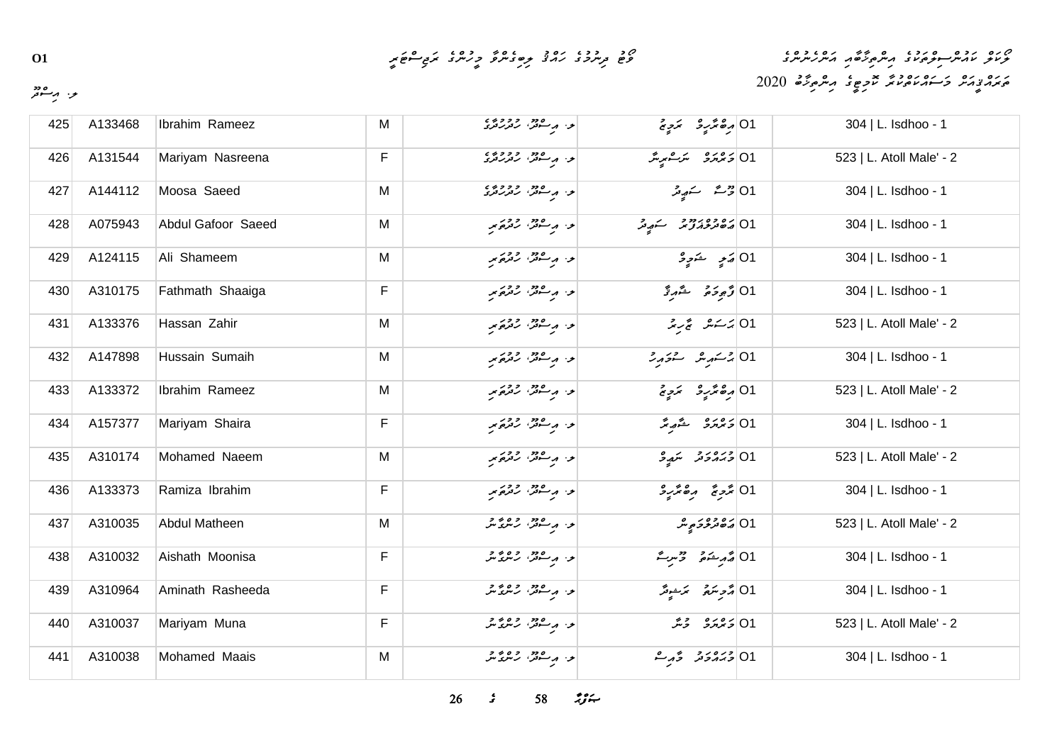| 425 | A133468 | Ibrahim Rameez | M | ى. مرسىقر، رىترترترى | O1 مەھترىرو ترىرى | 304 \| L. Isdhoo - 1 |
|---|---|---|---|---|---|---|
| 426 | A131544 | Mariyam Nasreena | F | ى. مرسىقر، رىترترترى | O1 ئەمەيرو سرسىمرىتر | 523 \| L. Atoll Male' - 2 |
| 427 | A144112 | Moosa Saeed | M | ى. مرسىقر، رىترترترى | O1 تۇمە سەرپىر | 304 \| L. Isdhoo - 1 |
| 428 | A075943 | Abdul Gafoor Saeed | M | ى. مرسىقر، رىترىئەمر | O1 مەھترىرەتر سەرپىر | 304 \| L. Isdhoo - 1 |
| 429 | A124115 | Ali Shameem | M | ى. مرسىقر، رىترىئەمر | O1 مەمچ شەرچى | 304 \| L. Isdhoo - 1 |
| 430 | A310175 | Fathmath Shaaiga | F | ى. مرسىقر، رىترىئەمر | O1 ۋەجەرە شەرى | 304 \| L. Isdhoo - 1 |
| 431 | A133376 | Hassan Zahir | M | ى. مرسىقر، رىترىئەمر | O1 ئەسەس ئەرپى | 523 \| L. Atoll Male' - 2 |
| 432 | A147898 | Hussain Sumaih | M | ى. مرسىقر، رىترىئەمر | O1 ئەسەرپىر سەئەرر | 304 \| L. Isdhoo - 1 |
| 433 | A133372 | Ibrahim Rameez | M | ى. مرسىقر، رىترىئەمر | O1 مەھترىرو ترىرى | 523 \| L. Atoll Male' - 2 |
| 434 | A157377 | Mariyam Shaira | F | ى. مرسىقر، رىترىئەمر | O1 ئەمەيرو شەرپىر | 304 \| L. Isdhoo - 1 |
| 435 | A310174 | Mohamed Naeem | M | ى. مرسىقر، رىترىئەمر | O1 ئەرەئەر سەرپى | 523 \| L. Atoll Male' - 2 |
| 436 | A133373 | Ramiza Ibrahim | F | ى. مرسىقر، رىترىئەمر | O1 ئرىچ مەھترىرو | 304 \| L. Isdhoo - 1 |
| 437 | A310035 | Abdul Matheen | M | ى. مرسىقر، رىترىرىتر | O1 مەھترىرەرىتر | 523 \| L. Atoll Male' - 2 |
| 438 | A310032 | Aishath Moonisa | F | ى. مرسىقر، رىترىرىتر | O1 ئەمرشەھ تۇسرى | 304 \| L. Isdhoo - 1 |
| 439 | A310964 | Aminath Rasheeda | F | ى. مرسىقر، رىترىرىتر | O1 ئەۋسرە ترىشوپتر | 304 \| L. Isdhoo - 1 |
| 440 | A310037 | Mariyam Muna | F | ى. مرسىقر، رىترىرىتر | O1 ئەمەيرو ۋىتر | 523 \| L. Atoll Male' - 2 |
| 441 | A310038 | Mohamed Maais | M | ى. مرسىقر، رىترىرىتر | O1 ئەرەئەر ۋەرسى | 304 \| L. Isdhoo - 1 |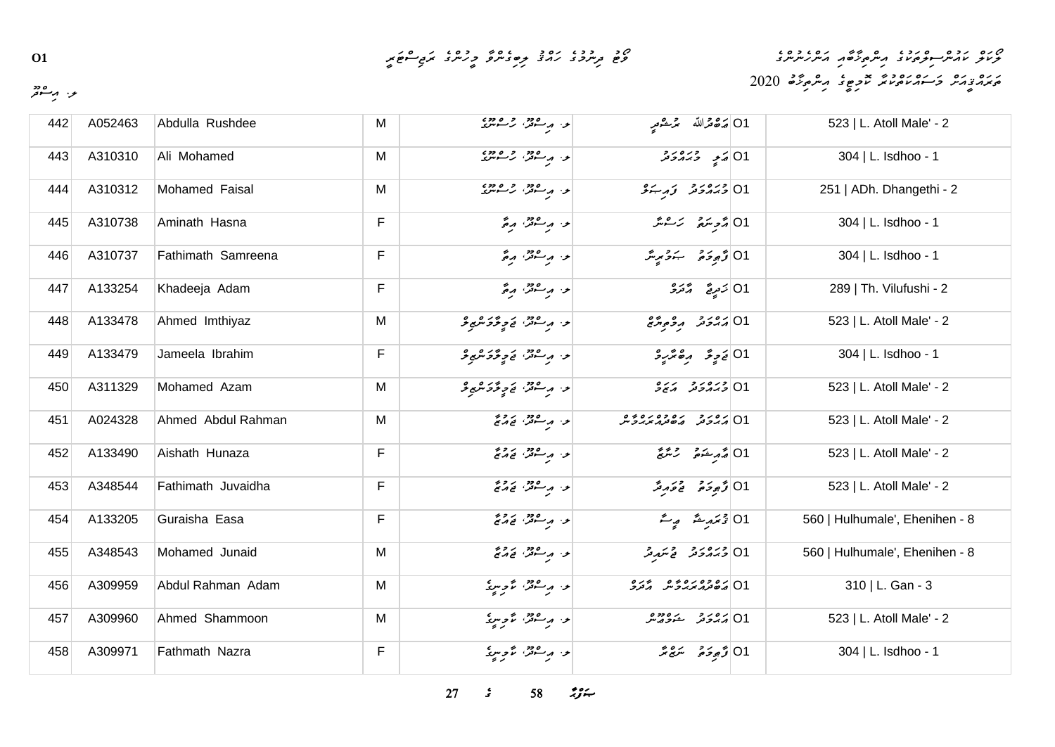| 442 | A052463 | Abdulla Rushdee | M | ل. އިސްދޫ، ހުސްނޫ | O1 އަބްދުﷲ ރުޝްދީ | 523 \| L. Atoll Male' - 2 |
|---|---|---|---|---|---|---|
| 443 | A310310 | Ali Mohamed | M | ل. އިސްދޫ، ހުސްނޫ | O1 އަލި މުޙައްމަދު | 304 \| L. Isdhoo - 1 |
| 444 | A310312 | Mohamed Faisal | M | ل. އިސްދޫ، ހުސްނޫ | O1 މުޙައްމަދު ފައިސަލް | 251 \| ADh. Dhangethi - 2 |
| 445 | A310738 | Aminath Hasna | F | ل. އިސްދޫ، އިލާ | O1 އާމިނަތު ހަސްނާ | 304 \| L. Isdhoo - 1 |
| 446 | A310737 | Fathimath Samreena | F | ل. އިސްދޫ، އިލާ | O1 ފާތިމަތު ސަމްރީނާ | 304 \| L. Isdhoo - 1 |
| 447 | A133254 | Khadeeja Adam | F | ل. އިސްދޫ، އިލާ | O1 ޚަދީޖާ އާދަމް | 289 \| Th. Vilufushi - 2 |
| 448 | A133478 | Ahmed Imthiyaz | M | ل. އިސްދޫ، ޖަމީލާގެސްޓްހައުސް | O1 އަޙްމަދު އިމްތިޔާޒް | 523 \| L. Atoll Male' - 2 |
| 449 | A133479 | Jameela Ibrahim | F | ل. އިސްދޫ، ޖަމީލާގެސްޓްހައުސް | O1 ޖަމީލާ އިބްރާހީމް | 304 \| L. Isdhoo - 1 |
| 450 | A311329 | Mohamed Azam | M | ل. އިސްދޫ، ޖަމީލާގެސްޓްހައުސް | O1 މުޙައްމަދު އަޒަމް | 523 \| L. Atoll Male' - 2 |
| 451 | A024328 | Ahmed Abdul Rahman | M | ل. އިސްދޫ، ޖައުޒާ | O1 އަޙްމަދު އަބްދުއްރަޙްމާން | 523 \| L. Atoll Male' - 2 |
| 452 | A133490 | Aishath Hunaza | F | ل. އިސްދޫ، ޖައުޒާ | O1 އާއިޝަތު ހުނާޒާ | 523 \| L. Atoll Male' - 2 |
| 453 | A348544 | Fathimath Juvaidha | F | ل. އިސްދޫ، ޖައުޒާ | O1 ފާތިމަތު ޖުވައިދާ | 523 \| L. Atoll Male' - 2 |
| 454 | A133205 | Guraisha Easa | F | ل. އިސްދޫ، ޖައުޒާ | O1 ގުރައިޝާ ޢީސާ | 560 \| Hulhumale', Ehenihen - 8 |
| 455 | A348543 | Mohamed Junaid | M | ل. އިސްދޫ، ޖައުޒާ | O1 މުޙައްމަދު ޖުނައިދު | 560 \| Hulhumale', Ehenihen - 8 |
| 456 | A309959 | Abdul Rahman Adam | M | ل. އިސްދޫ، ޗާލިޓީ | O1 އަބްދުއްރަޙްމާން އާދަމް | 310 \| L. Gan - 3 |
| 457 | A309960 | Ahmed Shammoon | M | ل. އިސްދޫ، ޗާލިޓީ | O1 އަޙްމަދު ޝައްމޫން | 523 \| L. Atoll Male' - 2 |
| 458 | A309971 | Fathmath Nazra | F | ل. އިސްދޫ، ޗާލިޓީ | O1 ފާތިމަތު ނަޒްރާ | 304 \| L. Isdhoo - 1 |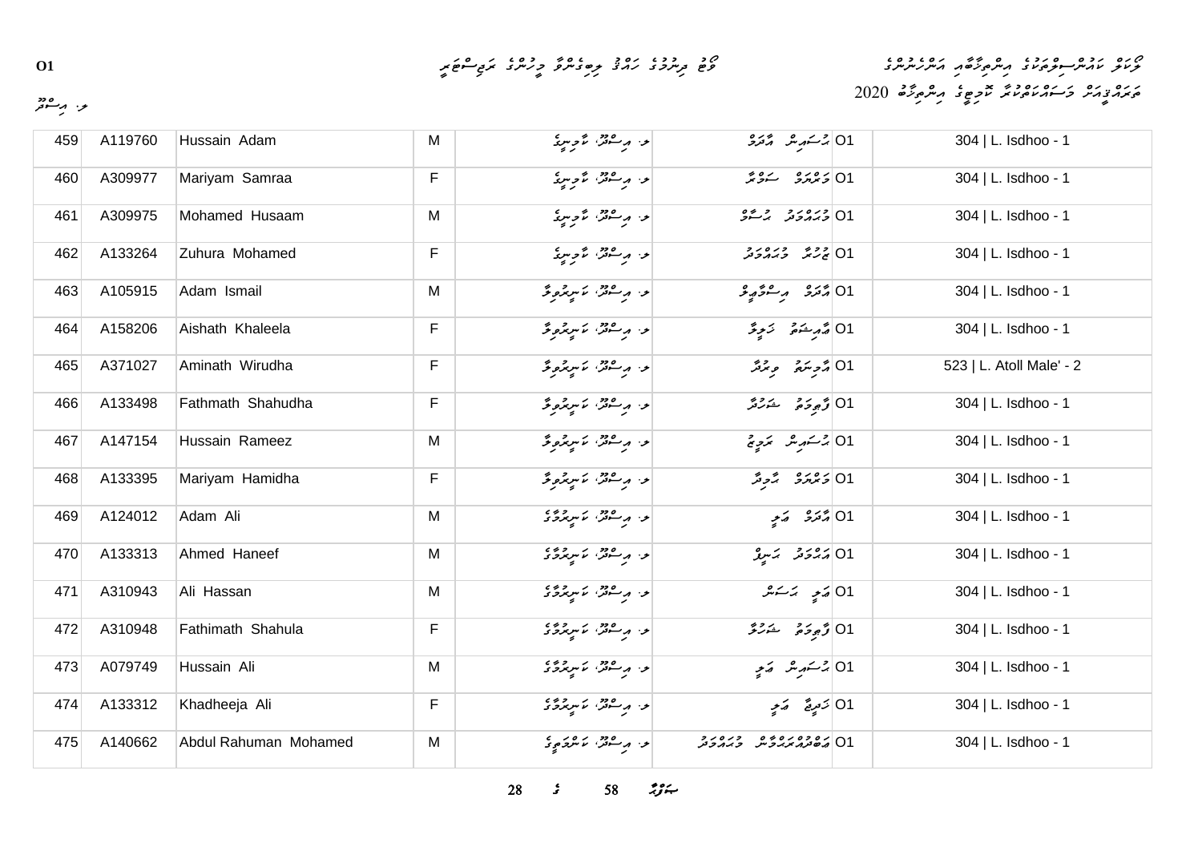| 459 | A119760 | Hussain Adam | M | ލ. އިސްދޫ، ޓާވިންގ | O1 ޙުސައިން އާދަމް | 304 \| L. Isdhoo - 1 |
|---|---|---|---|---|---|---|
| 460 | A309977 | Mariyam Samraa | F | ލ. އިސްދޫ، ޓާވިންގ | O1 މަރިޔަމް ސަމްރާ | 304 \| L. Isdhoo - 1 |
| 461 | A309975 | Mohamed Husaam | M | ލ. އިސްދޫ، ޓާވިންގ | O1 މުޙައްމަދު ޙުސާމް | 304 \| L. Isdhoo - 1 |
| 462 | A133264 | Zuhura Mohamed | F | ލ. އިސްދޫ، ޓާވިންގ | O1 ޒުހުރާ މުޙައްމަދު | 304 \| L. Isdhoo - 1 |
| 463 | A105915 | Adam Ismail | M | ލ. އިސްދޫ، ކަނިރުވިލާ | O1 އާދަމް އިސްމާޢީލް | 304 \| L. Isdhoo - 1 |
| 464 | A158206 | Aishath Khaleela | F | ލ. އިސްދޫ، ކަނިރުވިލާ | O1 އައިޝަތު ޚަލީލާ | 304 \| L. Isdhoo - 1 |
| 465 | A371027 | Aminath Wirudha | F | ލ. އިސްދޫ، ކަނިރުވިލާ | O1 އާމިނަތު ވިރުދާ | 523 \| L. Atoll Male' - 2 |
| 466 | A133498 | Fathmath Shahudha | F | ލ. އިސްދޫ، ކަނިރުވިލާ | O1 ފާތިމަތު ޝަހުދާ | 304 \| L. Isdhoo - 1 |
| 467 | A147154 | Hussain Rameez | M | ލ. އިސްދޫ، ކަނިރުވިލާ | O1 ޙުސައިން ރަމީޒު | 304 \| L. Isdhoo - 1 |
| 468 | A133395 | Mariyam Hamidha | F | ލ. އިސްދޫ، ކަނިރުވިލާ | O1 މަރިޔަމް ހާމިދާ | 304 \| L. Isdhoo - 1 |
| 469 | A124012 | Adam Ali | M | ލ. އިސްދޫ، ކަނިރުމާގެ | O1 އާދަމް ޢަލީ | 304 \| L. Isdhoo - 1 |
| 470 | A133313 | Ahmed Haneef | M | ލ. އިސްދޫ، ކަނިރުމާގެ | O1 އަޙްމަދު ޙަނީފު | 304 \| L. Isdhoo - 1 |
| 471 | A310943 | Ali Hassan | M | ލ. އިސްދޫ، ކަނިރުމާގެ | O1 ޢަލީ ޙަސަން | 304 \| L. Isdhoo - 1 |
| 472 | A310948 | Fathimath Shahula | F | ލ. އިސްދޫ، ކަނިރުމާގެ | O1 ފާތިމަތު ޝަހުލާ | 304 \| L. Isdhoo - 1 |
| 473 | A079749 | Hussain Ali | M | ލ. އިސްދޫ، ކަނިރުމާގެ | O1 ޙުސައިން ޢަލީ | 304 \| L. Isdhoo - 1 |
| 474 | A133312 | Khadheeja Ali | F | ލ. އިސްދޫ، ކަނިރުމާގެ | O1 ޚަދީޖާ ޢަލީ | 304 \| L. Isdhoo - 1 |
| 475 | A140662 | Abdul Rahuman Mohamed | M | ލ. އިސްދޫ، ކަންދަލީގެ | O1 ޢަބްދުއްރަޙްމާން މުޙައްމަދު | 304 \| L. Isdhoo - 1 |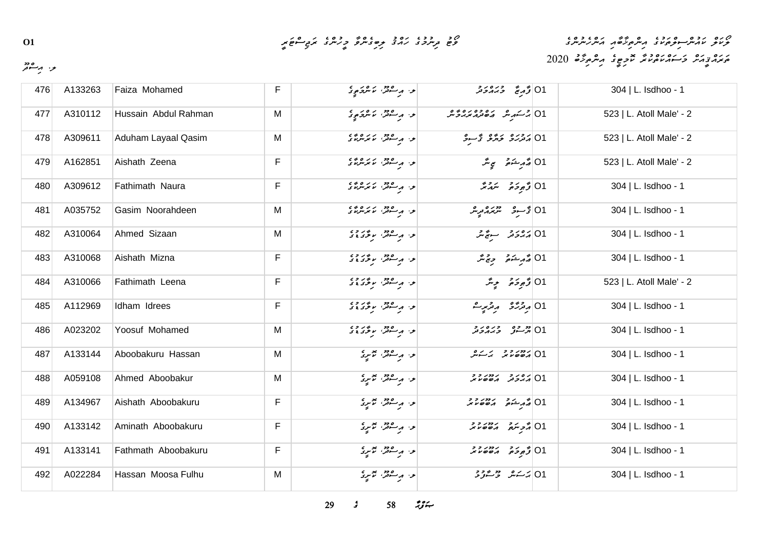| 476 | A133263 | Faiza Mohamed | F | ޅ. އިސްދޫ، ކަނޑުވިލާ | O1 ފާއިޒާ މުޙައްމަދު | 304 \| L. Isdhoo - 1 |
|---|---|---|---|---|---|---|
| 477 | A310112 | Hussain Abdul Rahman | M | ޅ. އިސްދޫ، ކަނޑުވިލާ | O1 ޙުސައިން ޢަބްދުއްރަޙްމާން | 523 \| L. Atoll Male' - 2 |
| 478 | A309611 | Aduham Layaal Qasim | M | ޅ. އިސްދޫ، ކަރަންކާގެ | O1 އަދުހަމް ލަޔާލް ޤާސިމް | 523 \| L. Atoll Male' - 2 |
| 479 | A162851 | Aishath Zeena | F | ޅ. އިސްދޫ، ކަރަންކާގެ | O1 އާއިޝަތު ޒީނާ | 523 \| L. Atoll Male' - 2 |
| 480 | A309612 | Fathimath Naura | F | ޅ. އިސްދޫ، ކަރަންކާގެ | O1 ފާތިމަތު ނައުރާ | 304 \| L. Isdhoo - 1 |
| 481 | A035752 | Gasim Noorahdeen | M | ޅ. އިސްދޫ، ކަރަންކާގެ | O1 ޤާސިމް ނޫރައްދީން | 304 \| L. Isdhoo - 1 |
| 482 | A310064 | Ahmed Sizaan | M | ޅ. އިސްދޫ، ކިލާދޫގެ | O1 އަޙްމަދު ސިޒާން | 304 \| L. Isdhoo - 1 |
| 483 | A310068 | Aishath Mizna | F | ޅ. އިސްދޫ، ކިލާދޫގެ | O1 އާއިޝަތު މިޒްނާ | 304 \| L. Isdhoo - 1 |
| 484 | A310066 | Fathimath Leena | F | ޅ. އިސްދޫ، ކިލާދޫގެ | O1 ފާތިމަތު ލީނާ | 523 \| L. Atoll Male' - 2 |
| 485 | A112969 | Idham Idrees | F | ޅ. އިސްދޫ، ކިލާދޫގެ | O1 އިދުހާމް އިދުރީސް | 304 \| L. Isdhoo - 1 |
| 486 | A023202 | Yoosuf Mohamed | M | ޅ. އިސްދޫ، ކިލާދޫގެ | O1 ޔޫސުފް މުޙައްމަދު | 304 \| L. Isdhoo - 1 |
| 487 | A133144 | Aboobakuru Hassan | M | ޅ. އިސްދޫ، ކޮއިރާ | O1 އަބޫބަކުރު ޙަސަން | 304 \| L. Isdhoo - 1 |
| 488 | A059108 | Ahmed Aboobakur | M | ޅ. އިސްދޫ، ކޮއިރާ | O1 އަޙްމަދު އަބޫބަކުރު | 304 \| L. Isdhoo - 1 |
| 489 | A134967 | Aishath Aboobakuru | F | ޅ. އިސްދޫ، ކޮއިރާ | O1 އާއިޝަތު އަބޫބަކުރު | 304 \| L. Isdhoo - 1 |
| 490 | A133142 | Aminath Aboobakuru | F | ޅ. އިސްދޫ، ކޮއިރާ | O1 އާމިނަތު އަބޫބަކުރު | 304 \| L. Isdhoo - 1 |
| 491 | A133141 | Fathmath Aboobakuru | F | ޅ. އިސްދޫ، ކޮއިރާ | O1 ފާތިމަތު އަބޫބަކުރު | 304 \| L. Isdhoo - 1 |
| 492 | A022284 | Hassan Moosa Fulhu | M | ޅ. އިސްދޫ، ކޮއިރާ | O1 ޙަސަން މޫސާފުޅު | 304 \| L. Isdhoo - 1 |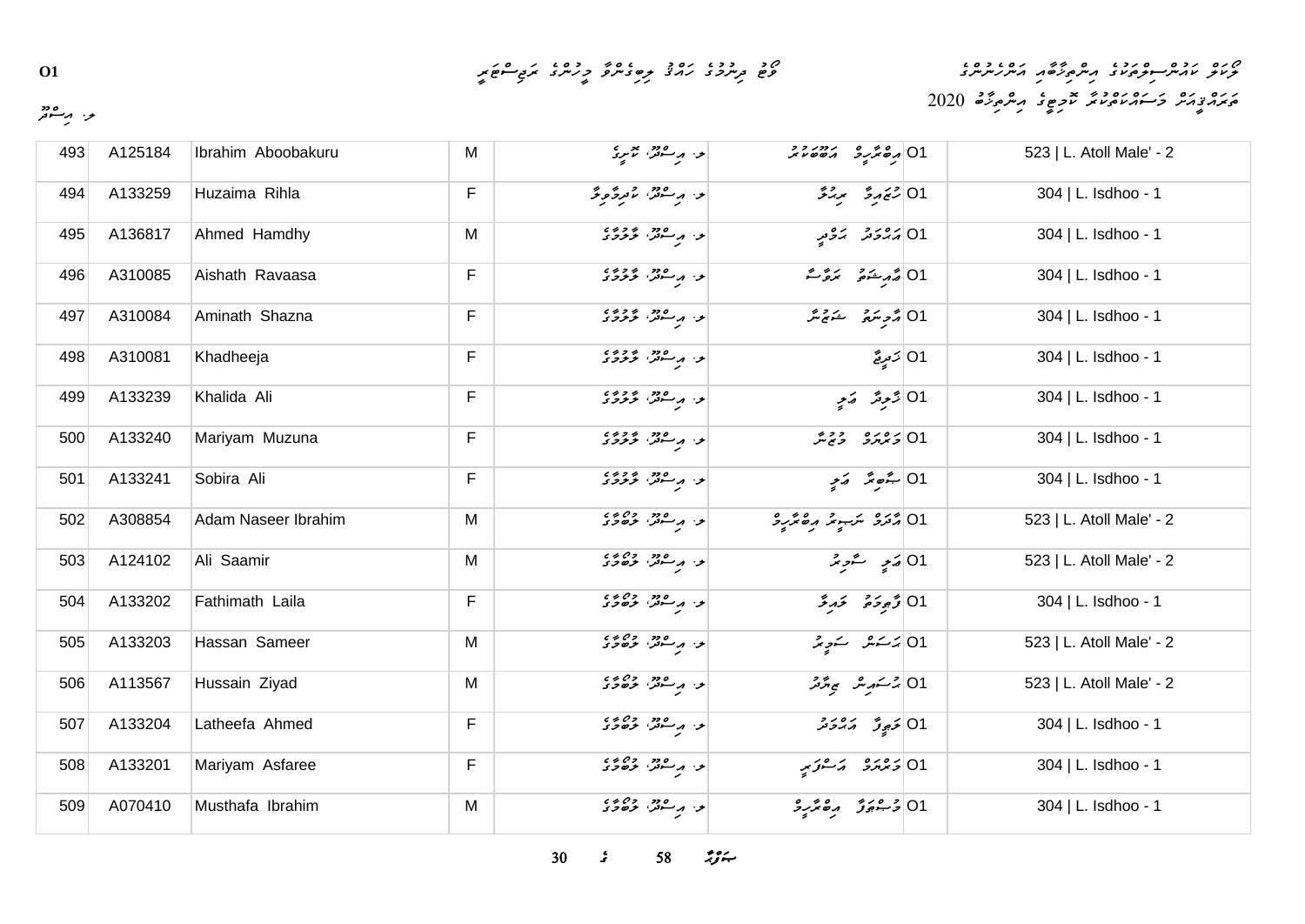| 493 | A125184 | Ibrahim Aboobakuru | M | ل. إسدُو، بّسرِيْ | O1 ﺑﺮﮬﯿﻤﯿ ﺍﺑﻮﺑﮑﺮ | 523 \| L. Atoll Male' - 2 |
|---|---|---|---|---|---|---|
| 494 | A133259 | Huzaima Rihla | F | ل. إسدُو، ناٌرِوُّوِگُ | O1 رُجَهِرِدَّ بِرِرُكَّ | 304 \| L. Isdhoo - 1 |
| 495 | A136817 | Ahmed Hamdhy | M | ل. إسدُو، وُدُوُدُ | O1 أَبْرَدَ تَرَ بَرُدُّ مِرِ | 304 \| L. Isdhoo - 1 |
| 496 | A310085 | Aishath Ravaasa | F | ل. إسدُو، وُدُوُدُ | O1 أَمَّرِ شَوَّ بَرَوُّسُّ | 304 \| L. Isdhoo - 1 |
| 497 | A310084 | Aminath Shazna | F | ل. إسدُو، وُدُوُدُ | O1 أَمَّرِ سَرَهُّ شَعَ مِرَّ | 304 \| L. Isdhoo - 1 |
| 498 | A310081 | Khadheeja | F | ل. إسدُو، وُدُوُدُ | O1 زَمِرِجَّ | 304 \| L. Isdhoo - 1 |
| 499 | A133239 | Khalida Ali | F | ل. إسدُو، وُدُوُدُ | O1 رُّوِيرَ أَمِ | 304 \| L. Isdhoo - 1 |
| 500 | A133240 | Mariyam Muzuna | F | ل. إسدُو، وُدُوُدُ | O1 وَبْرِيرَدُّ وَ حَ سُرَّ | 304 \| L. Isdhoo - 1 |
| 501 | A133241 | Sobira Ali | F | ل. إسدُو، وُدُوُدُ | O1 سَوِّحِرَ أَمِ | 304 \| L. Isdhoo - 1 |
| 502 | A308854 | Adam Naseer Ibrahim | M | ل. إسدُو، وُهُوُدُ | O1 أَمَّرَدُ سَرَبِيْرِ رِهَ سَرَّبِرِدُ | 523 \| L. Atoll Male' - 2 |
| 503 | A124102 | Ali Saamir | M | ل. إسدُو، وُهُوُدُ | O1 أَمِ سَّوِ بِرَ | 523 \| L. Atoll Male' - 2 |
| 504 | A133202 | Fathimath Laila | F | ل. إسدُو، وُهُوُدُ | O1 رَّ جَوْرَ حَرِ مَرِ دَّ | 304 \| L. Isdhoo - 1 |
| 505 | A133203 | Hassan Sameer | M | ل. إسدُو، وُهُوُدُ | O1 بَرْ سَوْ سُّ سَوِ بِرَ | 523 \| L. Atoll Male' - 2 |
| 506 | A113567 | Hussain Ziyad | M | ل. إسدُو، وُهُوُدُ | O1 بُرْ سَرْ شُرْ يِرُّ تَرُ | 523 \| L. Atoll Male' - 2 |
| 507 | A133204 | Latheefa Ahmed | F | ل. إسدُو، وُهُوُدُ | O1 تَجِوِرَّ أَمُرْدَ تَرَ | 304 \| L. Isdhoo - 1 |
| 508 | A133201 | Mariyam Asfaree | F | ل. إسدُو، وُهُوُدُ | O1 وَبِرْ بِرَدُ أَسُّوَ بِرِ | 304 \| L. Isdhoo - 1 |
| 509 | A070410 | Musthafa Ibrahim | M | ل. إسدُو، وُهُوُدُ | O1 وَسْحِوَّ رِهَ سَرَّبِرِدُ | 304 \| L. Isdhoo - 1 |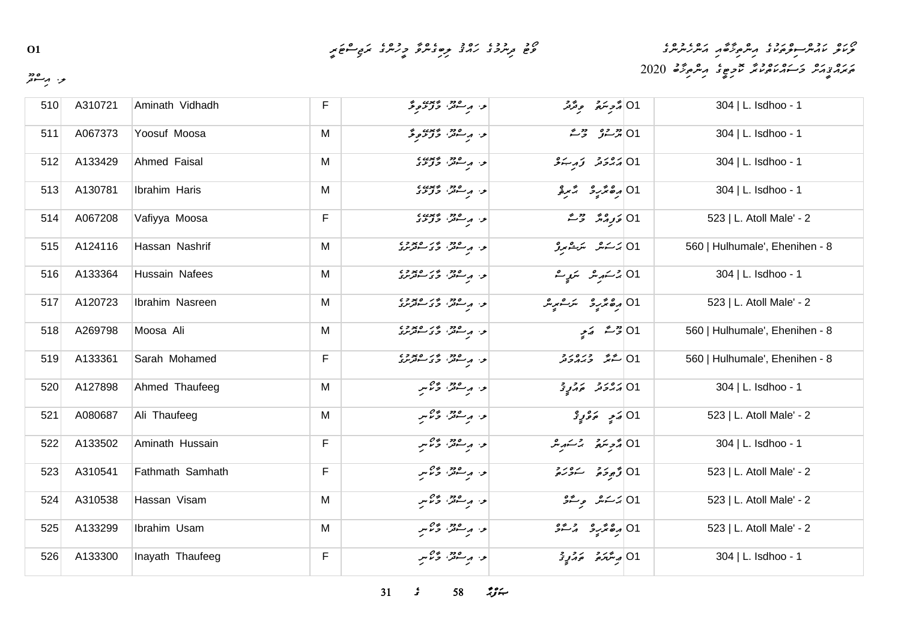| 510 | A310721 | Aminath Vidhadh | F | ލ. އިސްދޫ، މާވާމުލި | O1 އާމިނަތު ވިދާދު | 304 \| L. Isdhoo - 1 |
|---|---|---|---|---|---|---|
| 511 | A067373 | Yoosuf Moosa | M | ލ. އިސްދޫ، މާވާމުލި | O1 ޔޫސުފް މޫސާ | 304 \| L. Isdhoo - 1 |
| 512 | A133429 | Ahmed Faisal | M | ލ. އިސްދޫ، މާވާމުގެ | O1 އަހުމަދު ފައިސަލް | 304 \| L. Isdhoo - 1 |
| 513 | A130781 | Ibrahim Haris | M | ލ. އިސްދޫ، މާވާމުގެ | O1 އިބްރާހީމް ހާރިސް | 304 \| L. Isdhoo - 1 |
| 514 | A067208 | Vafiyya Moosa | F | ލ. އިސްދޫ، މާވާމުގެ | O1 ވަފިއްޔާ މޫސާ | 523 \| L. Atoll Male' - 2 |
| 515 | A124116 | Hassan Nashrif | M | ލ. އިސްދޫ، މާގަސްދޮށުގެ | O1 ހަސަން ނަޝްރިފް | 560 \| Hulhumale', Ehenihen - 8 |
| 516 | A133364 | Hussain Nafees | M | ލ. އިސްދޫ، މާގަސްދޮށުގެ | O1 ހުސައިން ނަފީސް | 304 \| L. Isdhoo - 1 |
| 517 | A120723 | Ibrahim Nasreen | M | ލ. އިސްދޫ، މާގަސްދޮށުގެ | O1 އިބްރާހީމް ނަސްރީން | 523 \| L. Atoll Male' - 2 |
| 518 | A269798 | Moosa Ali | M | ލ. އިސްދޫ، މާގަސްދޮށުގެ | O1 މޫސާ އަލި | 560 \| Hulhumale', Ehenihen - 8 |
| 519 | A133361 | Sarah Mohamed | F | ލ. އިސްދޫ، މާގަސްދޮށުގެ | O1 ސާރާ މުހައްމަދު | 560 \| Hulhumale', Ehenihen - 8 |
| 520 | A127898 | Ahmed Thaufeeg | M | ލ. އިސްދޫ، މާނިސް | O1 އަހުމަދު ތައުފީގު | 304 \| L. Isdhoo - 1 |
| 521 | A080687 | Ali Thaufeeg | M | ލ. އިސްދޫ، މާނިސް | O1 އަލި ތައުފީގު | 523 \| L. Atoll Male' - 2 |
| 522 | A133502 | Aminath Hussain | F | ލ. އިސްދޫ، މާނިސް | O1 އާމިނަތު ހުސައިން | 304 \| L. Isdhoo - 1 |
| 523 | A310541 | Fathmath Samhath | F | ލ. އިސްދޫ، މާނިސް | O1 ފާތިމަތު ސަމްހަތު | 523 \| L. Atoll Male' - 2 |
| 524 | A310538 | Hassan Visam | M | ލ. އިސްދޫ، މާނިސް | O1 ހަސަން ވިސާމް | 523 \| L. Atoll Male' - 2 |
| 525 | A133299 | Ibrahim Usam | M | ލ. އިސްދޫ، މާނިސް | O1 އިބްރާހީމް އުސާމް | 523 \| L. Atoll Male' - 2 |
| 526 | A133300 | Inayath Thaufeeg | F | ލ. އިސްދޫ، މާނިސް | O1 އިނާޔަތު ތައުފީގު | 304 \| L. Isdhoo - 1 |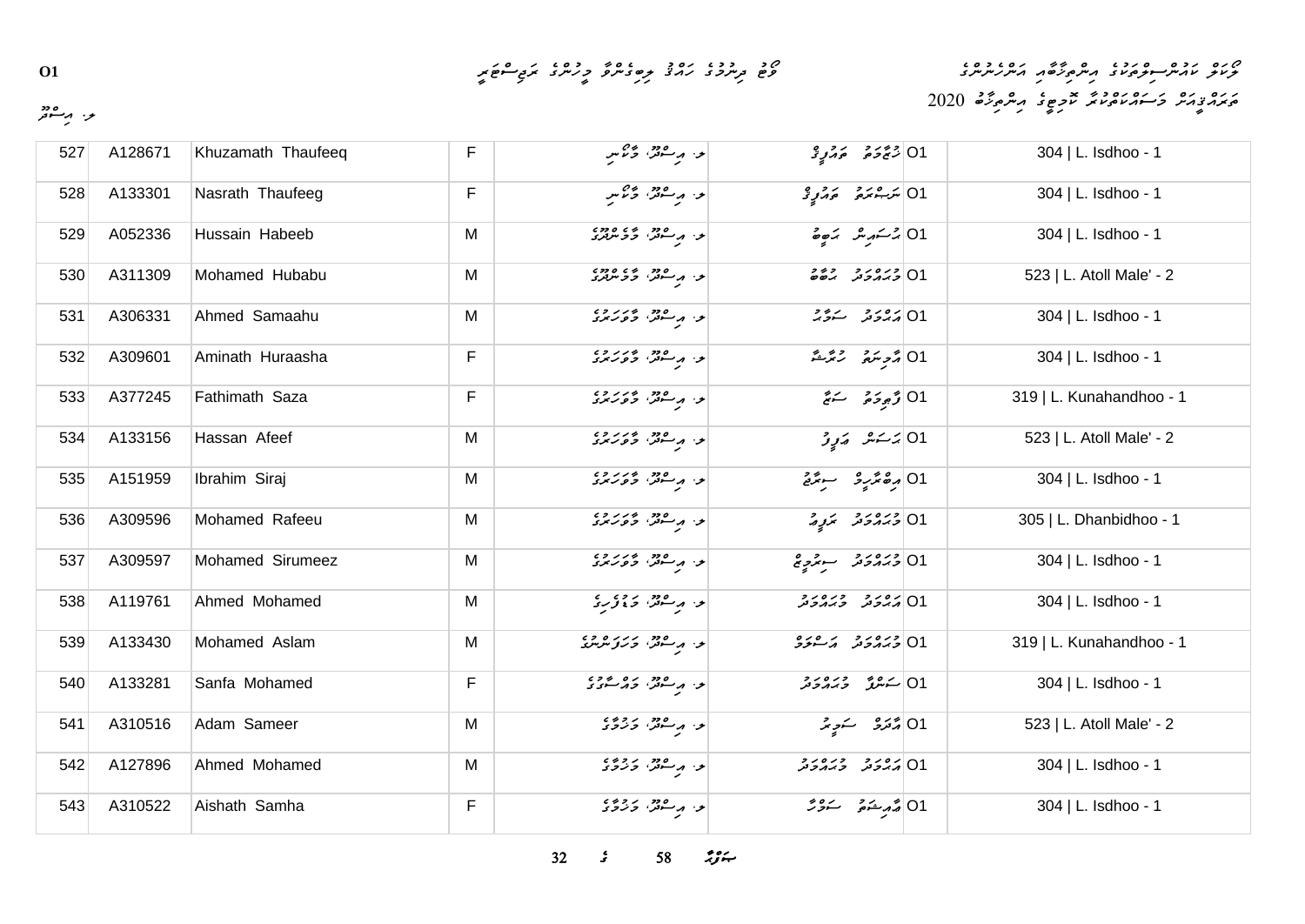| 527 | A128671 | Khuzamath Thaufeeq | F | ل. إسدُّ، وَدُّاسِ | O1 زُجَّرَمَ مَهْرُوِ تَ | 304 \| L. Isdhoo - 1 |
|---|---|---|---|---|---|---|
| 528 | A133301 | Nasrath Thaufeeg | F | ل. إسدُّ، وَدُّاسِ | O1 سَرَبْعَرَمْ مَهْرُوِ تَ | 304 \| L. Isdhoo - 1 |
| 529 | A052336 | Hussain Habeeb | M | ل. إسدُّ، وَدْوَسْرِرْدْ | O1 بُرْسَمَرِسْ بَرَّهِ ھْ | 304 \| L. Isdhoo - 1 |
| 530 | A311309 | Mohamed Hubabu | M | ل. إسدُّ، وَدْوَسْرِرْدْ | O1 وَبَرْهُ وَتَرْ بُرْھُ ھْ | 523 \| L. Atoll Male' - 2 |
| 531 | A306331 | Ahmed Samaahu | M | ل. إسدُّ، وَدْرَبْرَدْ | O1 أَبْرَدَرْ سَوَبَرْ | 304 \| L. Isdhoo - 1 |
| 532 | A309601 | Aminath Huraasha | F | ل. إسدُّ، وَدْرَبْرَدْ | O1 مَرْجِسَمْ رُبَرْشَ | 304 \| L. Isdhoo - 1 |
| 533 | A377245 | Fathimath Saza | F | ل. إسدُّ، وَدْرَبْرَدْ | O1 وُجْوِدَمْ سَنَّ | 319 \| L. Kunahandhoo - 1 |
| 534 | A133156 | Hassan Afeef | M | ل. إسدُّ، وَدْرَبْرَدْ | O1 بَرَسَسْ مَرِوْ | 523 \| L. Atoll Male' - 2 |
| 535 | A151959 | Ibrahim Siraj | M | ل. إسدُّ، وَدْرَبْرَدْ | O1 مِرْھُمَرِدْ سِبِرَّجْ | 304 \| L. Isdhoo - 1 |
| 536 | A309596 | Mohamed Rafeeu | M | ل. إسدُّ، وَدْرَبْرَدْ | O1 وَبَرْهُ وَتَرْ بَرِدْ | 305 \| L. Dhanbidhoo - 1 |
| 537 | A309597 | Mohamed Sirumeez | M | ل. إسدُّ، وَدْرَبْرَدْ | O1 وَبَرْهُ وَتَرْ سِبْرَدِجْ | 304 \| L. Isdhoo - 1 |
| 538 | A119761 | Ahmed Mohamed | M | ل. إسدُّ، وَتْوَرِدْ | O1 أَبْرَدَرْ وَبَرْهُ وَتَرْ | 304 \| L. Isdhoo - 1 |
| 539 | A133430 | Mohamed Aslam | M | ل. إسدُّ، وَرَوَسْرِسْرَدْ | O1 وَبَرْهُ وَتَرْ أَسْوَدْ | 319 \| L. Kunahandhoo - 1 |
| 540 | A133281 | Sanfa Mohamed | F | ل. إسدُّ، وَدْسَوْدْ | O1 سَسْرِدْ وَبَرْهُ وَتَرْ | 304 \| L. Isdhoo - 1 |
| 541 | A310516 | Adam Sameer | M | ل. إسدُّ، وَرْوَدْ | O1 أَتَرْدْ سَوِبَرْ | 523 \| L. Atoll Male' - 2 |
| 542 | A127896 | Ahmed Mohamed | M | ل. إسدُّ، وَرْوَدْ | O1 أَبْرَدَرْ وَبَرْهُ وَتَرْ | 304 \| L. Isdhoo - 1 |
| 543 | A310522 | Aishath Samha | F | ل. إسدُّ، وَرْوَدْ | O1 مَرْشَمْ سَوْرَ | 304 \| L. Isdhoo - 1 |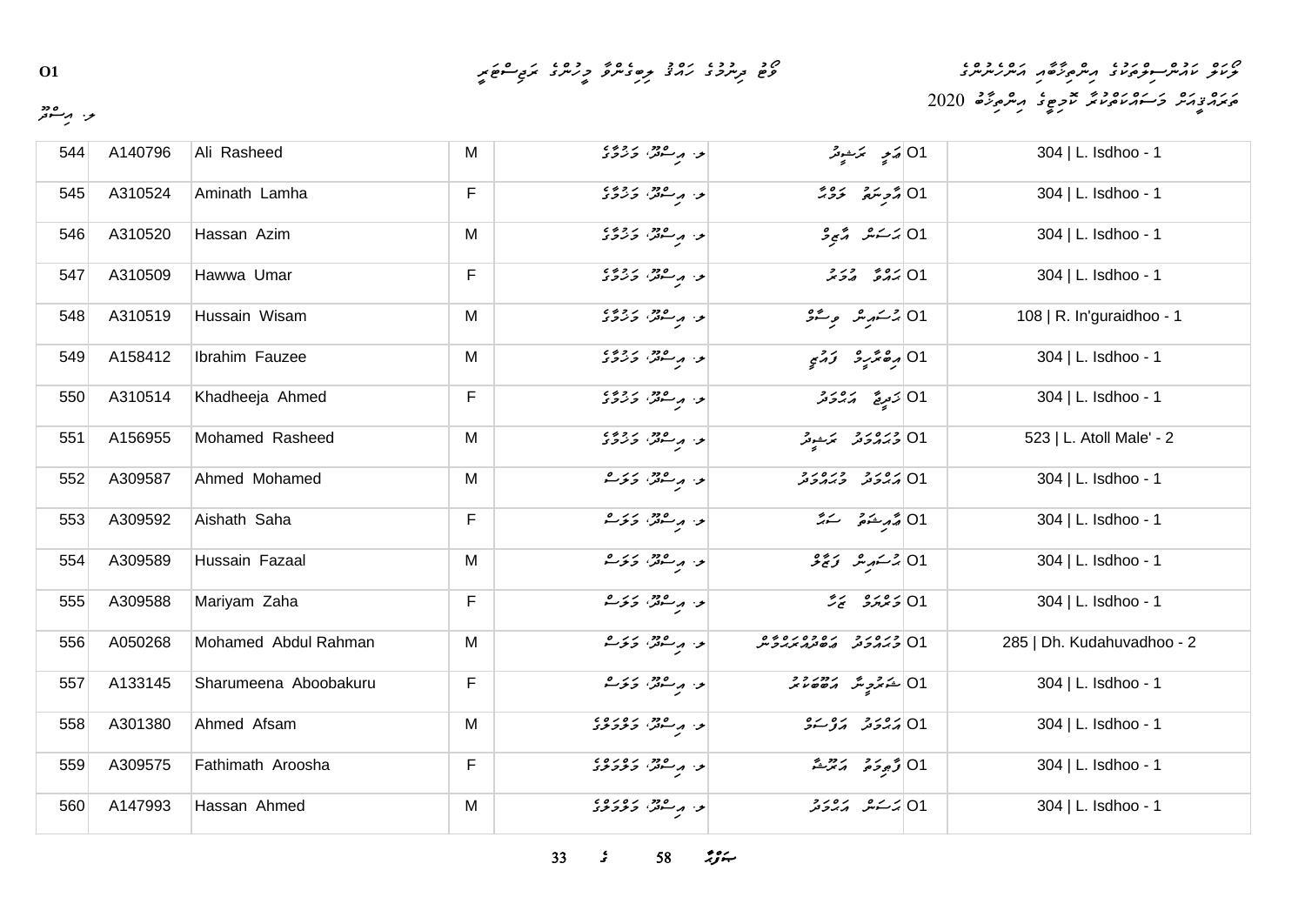| 544 | A140796 | Ali Rasheed | M | ، ﺭﺳﺪﻭﺭ ﻭﺭﻭﻭﻩ | O1 ﻣَﺤِ ﻣَﺮﺷِﻮِﺩ | 304 \| L. Isdhoo - 1 |
|---|---|---|---|---|---|---|
| 545 | A310524 | Aminath Lamha | F | ، ﺭﺳﺪﻭﺭ ﻭﺭﻭﻭﻩ | O1 ﻣَّﺮِﺳَﻬْ ﻭَﻭﺭَ | 304 \| L. Isdhoo - 1 |
| 546 | A310520 | Hassan Azim | M | ، ﺭﺳﺪﻭﺭ ﻭﺭﻭﻭﻩ | O1 ﺑَﺮَﺳَﺮ ﻣَّﺒِﻮ | 304 \| L. Isdhoo - 1 |
| 547 | A310509 | Hawwa Umar | F | ، ﺭﺳﺪﻭﺭ ﻭﺭﻭﻭﻩ | O1 ﺑَﺮْﻭَّ ﻣُﺮَﺗَﺮ | 304 \| L. Isdhoo - 1 |
| 548 | A310519 | Hussain Wisam | M | ، ﺭﺳﺪﻭﺭ ﻭﺭﻭﻭﻩ | O1 ﺑُﺮﺳَﻮِﺭ ﻭِﺳَّﻭ | 108 \| R. In'guraidhoo - 1 |
| 549 | A158412 | Ibrahim Fauzee | M | ، ﺭﺳﺪﻭﺭ ﻭﺭﻭﻭﻩ | O1 ﺭِﻫﺒَّﺮِﺭ ﻭَﺭْﺭِ | 304 \| L. Isdhoo - 1 |
| 550 | A310514 | Khadheeja Ahmed | F | ، ﺭﺳﺪﻭﺭ ﻭﺭﻭﻭﻩ | O1 ﺯَﺗِﺮِﭺ ﺭَﺭْﺭَﺭ | 304 \| L. Isdhoo - 1 |
| 551 | A156955 | Mohamed Rasheed | M | ، ﺭﺳﺪﻭﺭ ﻭﺭﻭﻭﻩ | O1 ﺭﺭﺭﺭﺭ ﺑَﺮﺷِﻮِﺭ | 523 \| L. Atoll Male' - 2 |
| 552 | A309587 | Ahmed Mohamed | M | ، ﺭﺳﺪﻭﺭ ﺭﺭﺭﺭ | O1 ﺭﺭﺭﺭ ﺭﺭﺭﺭﺭ | 304 \| L. Isdhoo - 1 |
| 553 | A309592 | Aishath Saha | F | ، ﺭﺳﺪﻭﺭ ﺭﺭﺭﺭ | O1 ﺭﺭﺭﺭ ﺭﺭﺭ | 304 \| L. Isdhoo - 1 |
| 554 | A309589 | Hussain Fazaal | M | ، ﺭﺳﺪﻭﺭ ﺭﺭﺭﺭ | O1 ﺭﺭﺭﺭ ﺭﺭﺭﺭ | 304 \| L. Isdhoo - 1 |
| 555 | A309588 | Mariyam Zaha | F | ، ﺭﺳﺪﻭﺭ ﺭﺭﺭﺭ | O1 ﺭﺭﺭﺭ ﺭﺭ | 304 \| L. Isdhoo - 1 |
| 556 | A050268 | Mohamed Abdul Rahman | M | ، ﺭﺳﺪﻭﺭ ﺭﺭﺭﺭ | O1 ﺭﺭﺭﺭﺭ ﺭﺭﺭﺭﺭﺭﺭﺭ | 285 \| Dh. Kudahuvadhoo - 2 |
| 557 | A133145 | Sharumeena Aboobakuru | F | ، ﺭﺳﺪﻭﺭ ﺭﺭﺭﺭ | O1 ﺭﺭﺭﺭﺭ ﺭﺭﺭﺭﺭ | 304 \| L. Isdhoo - 1 |
| 558 | A301380 | Ahmed Afsam | M | ، ﺭﺳﺪﻭﺭ ﺭﺭﺭﺭﺭﺭ | O1 ﺭﺭﺭﺭ ﺭﺭﺭﺭ | 304 \| L. Isdhoo - 1 |
| 559 | A309575 | Fathimath Aroosha | F | ، ﺭﺳﺪﻭﺭ ﺭﺭﺭﺭﺭﺭ | O1 ﺭﺭﺭﺭ ﺭﺭﺭﺭ | 304 \| L. Isdhoo - 1 |
| 560 | A147993 | Hassan Ahmed | M | ، ﺭﺳﺪﻭﺭ ﺭﺭﺭﺭﺭﺭ | O1 ﺭﺭﺭﺭ ﺭﺭﺭﺭ | 304 \| L. Isdhoo - 1 |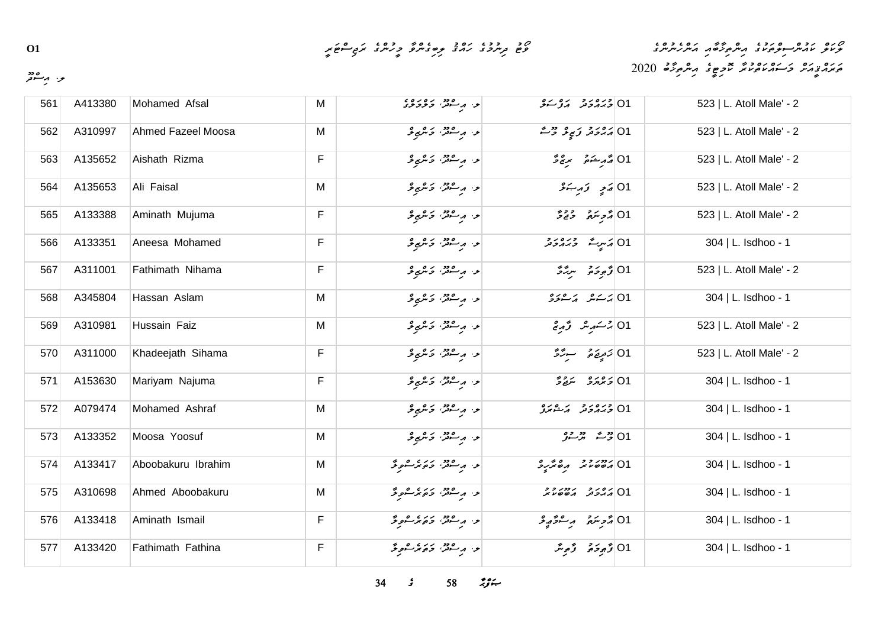| 561 | A413380 | Mohamed Afsal | M | ل. އިސްދޫ، ގެމުގެވޭ | O1 މުހައްމަދު އަފްސަލް | 523 \| L. Atoll Male' - 2 |
|---|---|---|---|---|---|---|
| 562 | A310997 | Ahmed Fazeel Moosa | M | ل. އިސްދޫ، ގަންޖީވާ | O1 އަހުމަދު ފަޒީލް މޫސާ | 523 \| L. Atoll Male' - 2 |
| 563 | A135652 | Aishath Rizma | F | ل. އިސްދޫ، ގަންޖީވާ | O1 އައިޝަތު ރިޒްމާ | 523 \| L. Atoll Male' - 2 |
| 564 | A135653 | Ali Faisal | M | ل. އިސްދޫ، ގަންޖީވާ | O1 އަލީ ފައިސަލް | 523 \| L. Atoll Male' - 2 |
| 565 | A133388 | Aminath Mujuma | F | ل. އިސްދޫ، ގަންޖީވާ | O1 އާމިނަތު މުޖުމާ | 523 \| L. Atoll Male' - 2 |
| 566 | A133351 | Aneesa Mohamed | F | ل. އިސްދޫ، ގަންޖީވާ | O1 އަނީސާ މުހައްމަދު | 304 \| L. Isdhoo - 1 |
| 567 | A311001 | Fathimath Nihama | F | ل. އިސްދޫ، ގަންޖީވާ | O1 ފާތިމަތު ނިހާމާ | 523 \| L. Atoll Male' - 2 |
| 568 | A345804 | Hassan Aslam | M | ل. އިސްދޫ، ގަންޖީވާ | O1 ހަސަން އަސްލަމް | 304 \| L. Isdhoo - 1 |
| 569 | A310981 | Hussain Faiz | M | ل. އިސްދޫ، ގަންޖީވާ | O1 ހުސައިން ފާއިޒް | 523 \| L. Atoll Male' - 2 |
| 570 | A311000 | Khadeejath Sihama | F | ل. އިސްދޫ، ގަންޖީވާ | O1 ޚަދީޖަތު ސިހާމާ | 523 \| L. Atoll Male' - 2 |
| 571 | A153630 | Mariyam Najuma | F | ل. އިސްދޫ، ގަންޖީވާ | O1 މަރިޔަމް ނަޖުމާ | 304 \| L. Isdhoo - 1 |
| 572 | A079474 | Mohamed Ashraf | M | ل. އިސްދޫ، ގަންޖީވާ | O1 މުހައްމަދު އަޝްރަފް | 304 \| L. Isdhoo - 1 |
| 573 | A133352 | Moosa Yoosuf | M | ل. އިސްދޫ، ގަންޖީވާ | O1 މޫސާ ޔޫސުފް | 304 \| L. Isdhoo - 1 |
| 574 | A133417 | Aboobakuru Ibrahim | M | ل. އިސްދޫ، ގަލަރުސްވިލާ | O1 އަބޫބަކުރު އިބްރާހީމް | 304 \| L. Isdhoo - 1 |
| 575 | A310698 | Ahmed Aboobakuru | M | ل. އިސްދޫ، ގަލަރުސްވިލާ | O1 އަހުމަދު އަބޫބަކުރު | 304 \| L. Isdhoo - 1 |
| 576 | A133418 | Aminath Ismail | F | ل. އިސްދޫ، ގަލަރުސްވިލާ | O1 އާމިނަތު އިސްމާއިލް | 304 \| L. Isdhoo - 1 |
| 577 | A133420 | Fathimath Fathina | F | ل. އިސްދޫ، ގަލަރުސްވިލާ | O1 ފާތިމަތު ފާތިނާ | 304 \| L. Isdhoo - 1 |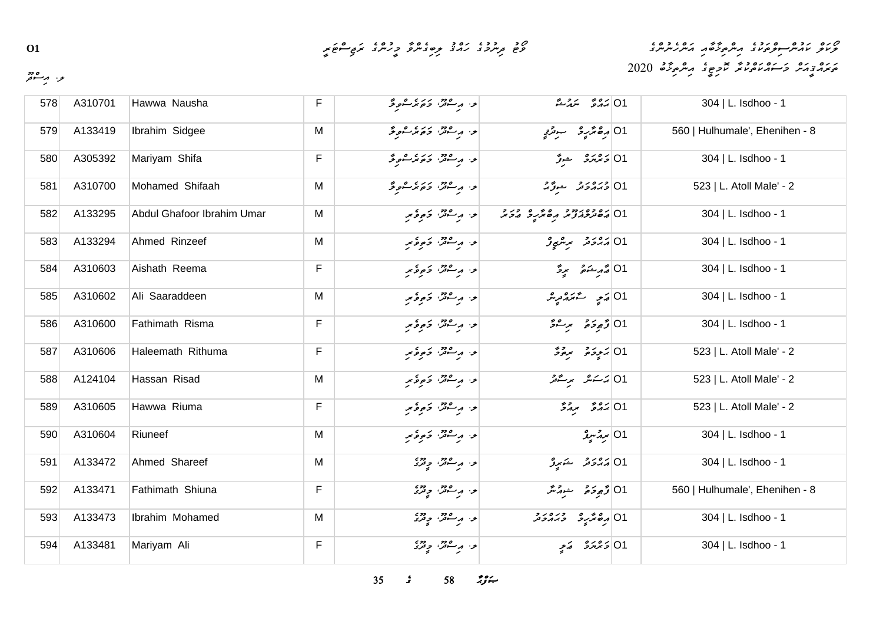| 578 | A310701 | Hawwa Nausha | F | ل. އިސްދޫ، ގަލަރުސްތުވާ | O1 ހައްވާ ނައުޝާ | 304 \| L. Isdhoo - 1 |
|---|---|---|---|---|---|---|
| 579 | A133419 | Ibrahim Sidgee | M | ل. އިސްދޫ، ގަލަރުސްތުވާ | O1 އިބްރާހީމް ސިދްގީ | 560 \| Hulhumale', Ehenihen - 8 |
| 580 | A305392 | Mariyam Shifa | F | ل. އިސްދޫ، ގަލަރުސްތުވާ | O1 މަރިޔަމް ޝިފާ | 304 \| L. Isdhoo - 1 |
| 581 | A310700 | Mohamed Shifaah | M | ل. އިސްދޫ، ގަލަރުސްތުވާ | O1 މުހައްމަދު ޝިފާހު | 523 \| L. Atoll Male' - 2 |
| 582 | A133295 | Abdul Ghafoor Ibrahim Umar | M | ل. އިސްދޫ، ގުލިފަރި | O1 އަބްދުލްޣަފޫރު އިބްރާހީމް އުމަރު | 304 \| L. Isdhoo - 1 |
| 583 | A133294 | Ahmed Rinzeef | M | ل. އިސްދޫ، ގުލިފަރި | O1 އަހްމަދު ރިންޒީފް | 304 \| L. Isdhoo - 1 |
| 584 | A310603 | Aishath Reema | F | ل. އިސްދޫ، ގުލިފަރި | O1 އާއިޝަތު ރީމާ | 304 \| L. Isdhoo - 1 |
| 585 | A310602 | Ali Saaraddeen | M | ل. އިސްދޫ، ގުލިފަރި | O1 އަލި ސާރައްދީން | 304 \| L. Isdhoo - 1 |
| 586 | A310600 | Fathimath Risma | F | ل. އިސްދޫ، ގުލިފަރި | O1 ފާތިމަތު ރިސްމާ | 304 \| L. Isdhoo - 1 |
| 587 | A310606 | Haleemath Rithuma | F | ل. އިސްދޫ، ގުލިފަރި | O1 ހަލީމަތު ރިތުމާ | 523 \| L. Atoll Male' - 2 |
| 588 | A124104 | Hassan Risad | M | ل. އިސްދޫ، ގުލިފަރި | O1 ހަސަން ރިސާދު | 523 \| L. Atoll Male' - 2 |
| 589 | A310605 | Hawwa Riuma | F | ل. އިސްދޫ، ގުލިފަރި | O1 ހައްވާ ރިއުމާ | 523 \| L. Atoll Male' - 2 |
| 590 | A310604 | Riuneef | M | ل. އިސްދޫ، ގުލިފަރި | O1 ރިއުނީފް | 304 \| L. Isdhoo - 1 |
| 591 | A133472 | Ahmed Shareef | M | ل. އިސްދޫ، ޖިދާ | O1 އަހްމަދު ޝަރީފް | 304 \| L. Isdhoo - 1 |
| 592 | A133471 | Fathimath Shiuna | F | ل. އިސްދޫ، ޖިދާ | O1 ފާތިމަތު ޝިއުނާ | 560 \| Hulhumale', Ehenihen - 8 |
| 593 | A133473 | Ibrahim Mohamed | M | ل. އިސްދޫ، ޖިދާ | O1 އިބްރާހީމް މުހައްމަދު | 304 \| L. Isdhoo - 1 |
| 594 | A133481 | Mariyam Ali | F | ل. އިސްދޫ، ޖިދާ | O1 މަރިޔަމް އަލި | 304 \| L. Isdhoo - 1 |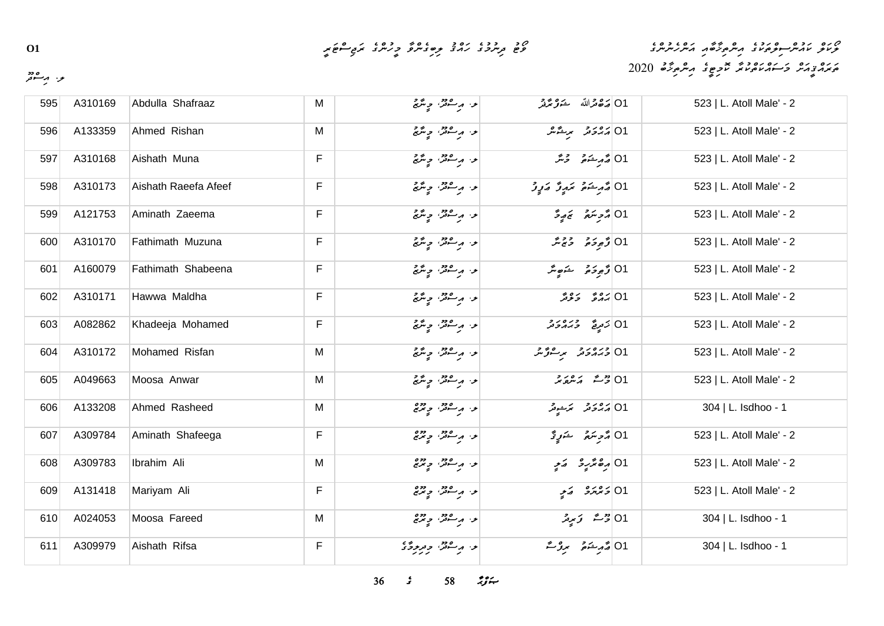| 595 | A310169 | Abdulla Shafraaz | M | ލ. އިސްދޫ، ޖީނަޒް | O1 އަބްދުالله ޝަފްރާޒް | 523 \| L. Atoll Male' - 2 |
|---|---|---|---|---|---|---|
| 596 | A133359 | Ahmed Rishan | M | ލ. އިސްދޫ، ޖީނަޒް | O1 އަހްމަދު ރިޝާން | 523 \| L. Atoll Male' - 2 |
| 597 | A310168 | Aishath Muna | F | ލ. އިސްދޫ، ޖީނަޒް | O1 އާއިޝަތު މުނާ | 523 \| L. Atoll Male' - 2 |
| 598 | A310173 | Aishath Raeefa Afeef | F | ލ. އިސްދޫ، ޖީނަޒް | O1 އާއިޝަތު ރައީފާ އަފީފް | 523 \| L. Atoll Male' - 2 |
| 599 | A121753 | Aminath Zaeema | F | ލ. އިސްދޫ، ޖީނަޒް | O1 އާމިނަތު ޒައީމާ | 523 \| L. Atoll Male' - 2 |
| 600 | A310170 | Fathimath Muzuna | F | ލ. އިސްދޫ، ޖީނަޒް | O1 ފާތިމަތު މުޒުނާ | 523 \| L. Atoll Male' - 2 |
| 601 | A160079 | Fathimath Shabeena | F | ލ. އިސްދޫ، ޖީނަޒް | O1 ފާތިމަތު ޝަބީނާ | 523 \| L. Atoll Male' - 2 |
| 602 | A310171 | Hawwa Maldha | F | ލ. އިސްދޫ، ޖީނަޒް | O1 ހައްވާ މަލްދާ | 523 \| L. Atoll Male' - 2 |
| 603 | A082862 | Khadeeja Mohamed | F | ލ. އިސްދޫ، ޖީނަޒް | O1 ޚަދީޖާ މުހައްމަދު | 523 \| L. Atoll Male' - 2 |
| 604 | A310172 | Mohamed Risfan | M | ލ. އިސްދޫ، ޖީނަޒް | O1 މުހައްމަދު ރިސްފާން | 523 \| L. Atoll Male' - 2 |
| 605 | A049663 | Moosa Anwar | M | ލ. އިސްދޫ، ޖީނަޒް | O1 މޫސާ އަންވަރު | 523 \| L. Atoll Male' - 2 |
| 606 | A133208 | Ahmed Rasheed | M | ލ. އިސްދޫ، ޖީދޫޒް | O1 އަހްމަދު ރަޝީދު | 304 \| L. Isdhoo - 1 |
| 607 | A309784 | Aminath Shafeega | F | ލ. އިސްދޫ، ޖީދޫޒް | O1 އާމިނަތު ޝަފީގާ | 523 \| L. Atoll Male' - 2 |
| 608 | A309783 | Ibrahim Ali | M | ލ. އިސްދޫ، ޖީދޫޒް | O1 އިބްރާހީމް އަލީ | 523 \| L. Atoll Male' - 2 |
| 609 | A131418 | Mariyam Ali | F | ލ. އިސްދޫ، ޖީދޫޒް | O1 މަރިޔަމް އަލީ | 523 \| L. Atoll Male' - 2 |
| 610 | A024053 | Moosa Fareed | M | ލ. އިސްދޫ، ޖީދޫޒް | O1 މޫސާ ފަރީދު | 304 \| L. Isdhoo - 1 |
| 611 | A309979 | Aishath Rifsa | F | ލ. އިސްދޫ، ޖީރިލިމާގެ | O1 އާއިޝަތު ރިފްސާ | 304 \| L. Isdhoo - 1 |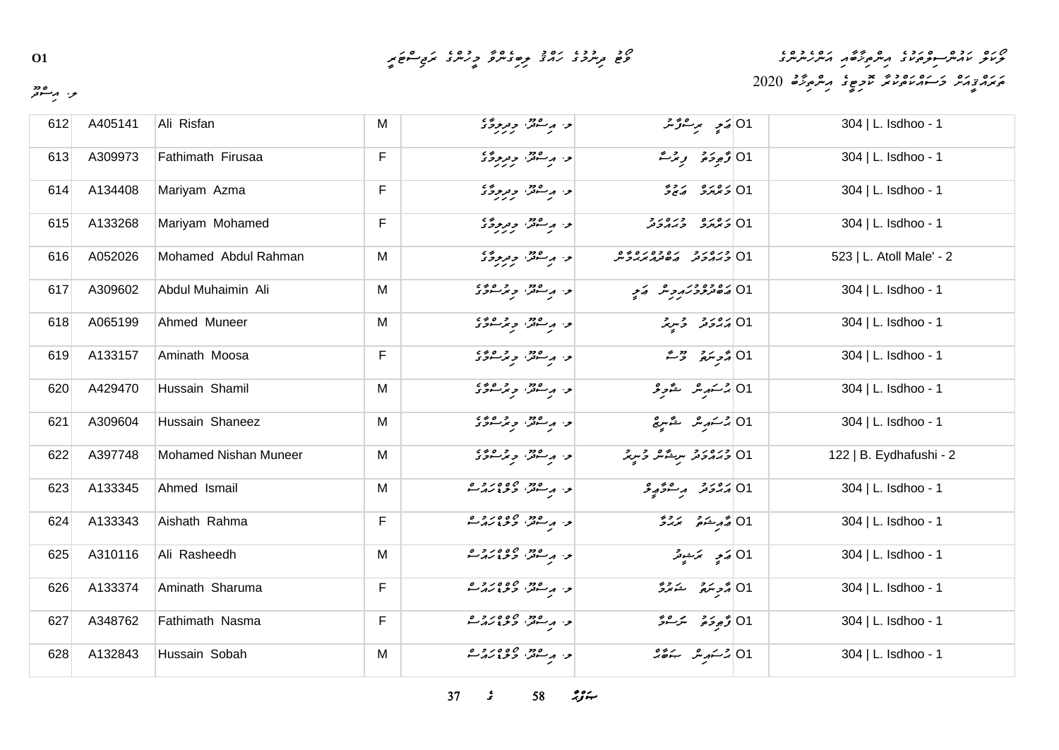| 612 | A405141 | Ali Risfan | M | ل. އިސްދޫ، ވިދިވިމާގެ | O1 އަލި ރިސްފާން | 304 \| L. Isdhoo - 1 |
|---|---|---|---|---|---|---|
| 613 | A309973 | Fathimath Firusaa | F | ل. އިސްދޫ، ވިދިވިމާގެ | O1 ފާތިމަތު ފިރުސާ | 304 \| L. Isdhoo - 1 |
| 614 | A134408 | Mariyam Azma | F | ل. އިސްދޫ، ވިދިވިމާގެ | O1 މަރިޔަމް އަޒްމާ | 304 \| L. Isdhoo - 1 |
| 615 | A133268 | Mariyam Mohamed | F | ل. އިސްދޫ، ވިދިވިމާގެ | O1 މަރިޔަމް މުހައްމަދު | 304 \| L. Isdhoo - 1 |
| 616 | A052026 | Mohamed Abdul Rahman | M | ل. އިސްދޫ، ވިދިވިމާގެ | O1 މުހައްމަދު އަބްދުއްރަހްމާން | 523 \| L. Atoll Male' - 2 |
| 617 | A309602 | Abdul Muhaimin Ali | M | ل. އިސްދޫ، ވިރުސްމާގެ | O1 އަބްދުލްމުހައިމިން އަލި | 304 \| L. Isdhoo - 1 |
| 618 | A065199 | Ahmed Muneer | M | ل. އިސްދޫ، ވިރުސްމާގެ | O1 އަހްމަދު މުނީރު | 304 \| L. Isdhoo - 1 |
| 619 | A133157 | Aminath Moosa | F | ل. އިސްދޫ، ވިރުސްމާގެ | O1 އާމިނަތު މޫސާ | 304 \| L. Isdhoo - 1 |
| 620 | A429470 | Hussain Shamil | M | ل. އިސްދޫ، ވިރުސްމާގެ | O1 ހުސައިން ޝާމިލް | 304 \| L. Isdhoo - 1 |
| 621 | A309604 | Hussain Shaneez | M | ل. އިސްދޫ، ވިރުސްމާގެ | O1 ހުސައިން ޝާނީޒް | 304 \| L. Isdhoo - 1 |
| 622 | A397748 | Mohamed Nishan Muneer | M | ل. އިސްދޫ، ވިރުސްމާގެ | O1 މުހައްމަދު ނިޝާން މުނީރު | 122 \| B. Eydhafushi - 2 |
| 623 | A133345 | Ahmed Ismail | M | ل. އިސްދޫ، މޫނިމަހުރުސް | O1 އަހްމަދު އިސްމާއިލް | 304 \| L. Isdhoo - 1 |
| 624 | A133343 | Aishath Rahma | F | ل. އިސްދޫ، މޫނިމަހުރުސް | O1 އާއިޝަތު ރަޙްމާ | 304 \| L. Isdhoo - 1 |
| 625 | A310116 | Ali Rasheedh | M | ل. އިސްދޫ، މޫނިމަހުރުސް | O1 އަލި ރަޝީދު | 304 \| L. Isdhoo - 1 |
| 626 | A133374 | Aminath Sharuma | F | ل. އިސްދޫ، މޫނިމަހުރުސް | O1 އާމިނަތު ޝަރުމާ | 304 \| L. Isdhoo - 1 |
| 627 | A348762 | Fathimath Nasma | F | ل. އިސްދޫ، މޫނިމަހުރުސް | O1 ފާތިމަތު ނަސްމާ | 304 \| L. Isdhoo - 1 |
| 628 | A132843 | Hussain Sobah | M | ل. އިސްދޫ، މޫނިމަހުރުސް | O1 ހުސައިން ސަބާޙް | 304 \| L. Isdhoo - 1 |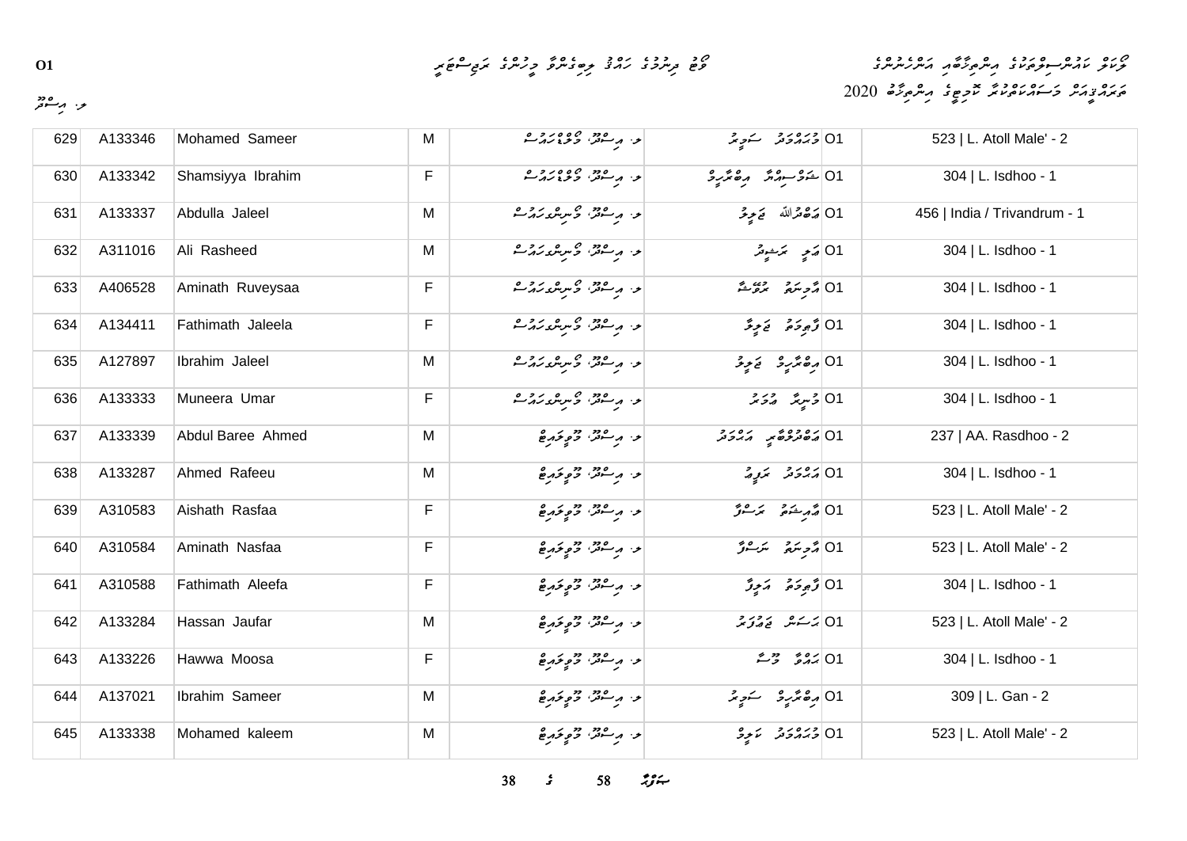| 629 | A133346 | Mohamed Sameer | M | ލ. އިސްދޫ، މާވެހިގެއިން | O1 މުހައްމަދު ސަމީރު | 523 \| L. Atoll Male' - 2 |
|---|---|---|---|---|---|---|
| 630 | A133342 | Shamsiyya Ibrahim | F | ލ. އިސްދޫ، މާވެހިގެއިން | O1 ޝަމްސިއްޔާ އިބްރާހީމް | 304 \| L. Isdhoo - 1 |
| 631 | A133337 | Abdulla Jaleel | M | ލ. އިސްދޫ، ވިންދާގެއިން | O1 އަބްދުﷲ ޖަލީލް | 456 \| India / Trivandrum - 1 |
| 632 | A311016 | Ali Rasheed | M | ލ. އިސްދޫ، ވިންދާގެއިން | O1 އަލި ރަޝީދު | 304 \| L. Isdhoo - 1 |
| 633 | A406528 | Aminath Ruveysaa | F | ލ. އިސްދޫ، ވިންދާގެއިން | O1 އާމިނަތު ރުވޭސާ | 304 \| L. Isdhoo - 1 |
| 634 | A134411 | Fathimath Jaleela | F | ލ. އިސްދޫ، ވިންދާގެއިން | O1 ފާތިމަތު ޖަލީލާ | 304 \| L. Isdhoo - 1 |
| 635 | A127897 | Ibrahim Jaleel | M | ލ. އިސްދޫ، ވިންދާގެއިން | O1 އިބްރާހީމް ޖަލީލް | 304 \| L. Isdhoo - 1 |
| 636 | A133333 | Muneera Umar | F | ލ. އިސްދޫ، ވިންދާގެއިން | O1 މުނީރާ އުމަރު | 304 \| L. Isdhoo - 1 |
| 637 | A133339 | Abdul Baree Ahmed | M | ލ. އިސްދޫ، މާފިލާގެ | O1 އަބްދުލްބާރީ އަހުމަދު | 237 \| AA. Rasdhoo - 2 |
| 638 | A133287 | Ahmed Rafeeu | M | ލ. އިސްދޫ، މާފިލާގެ | O1 އަހުމަދު ރަފީއު | 304 \| L. Isdhoo - 1 |
| 639 | A310583 | Aishath Rasfaa | F | ލ. އިސްދޫ، މާފިލާގެ | O1 އާއިޝަތު ރަސްފާ | 523 \| L. Atoll Male' - 2 |
| 640 | A310584 | Aminath Nasfaa | F | ލ. އިސްދޫ، މާފިލާގެ | O1 އާމިނަތު ނަސްފާ | 523 \| L. Atoll Male' - 2 |
| 641 | A310588 | Fathimath Aleefa | F | ލ. އިސްދޫ، މާފިލާގެ | O1 ފާތިމަތު އަލީފާ | 304 \| L. Isdhoo - 1 |
| 642 | A133284 | Hassan Jaufar | M | ލ. އިސްދޫ، މާފިލާގެ | O1 ހަސަން ޖައުފަރު | 523 \| L. Atoll Male' - 2 |
| 643 | A133226 | Hawwa Moosa | F | ލ. އިސްދޫ، މާފިލާގެ | O1 ހައްވާ މޫސާ | 304 \| L. Isdhoo - 1 |
| 644 | A137021 | Ibrahim Sameer | M | ލ. އިސްދޫ، މާފިލާގެ | O1 އިބްރާހީމް ސަމީރު | 309 \| L. Gan - 2 |
| 645 | A133338 | Mohamed kaleem | M | ލ. އިސްދޫ، މާފިލާގެ | O1 މުހައްމަދު ކަލީމް | 523 \| L. Atoll Male' - 2 |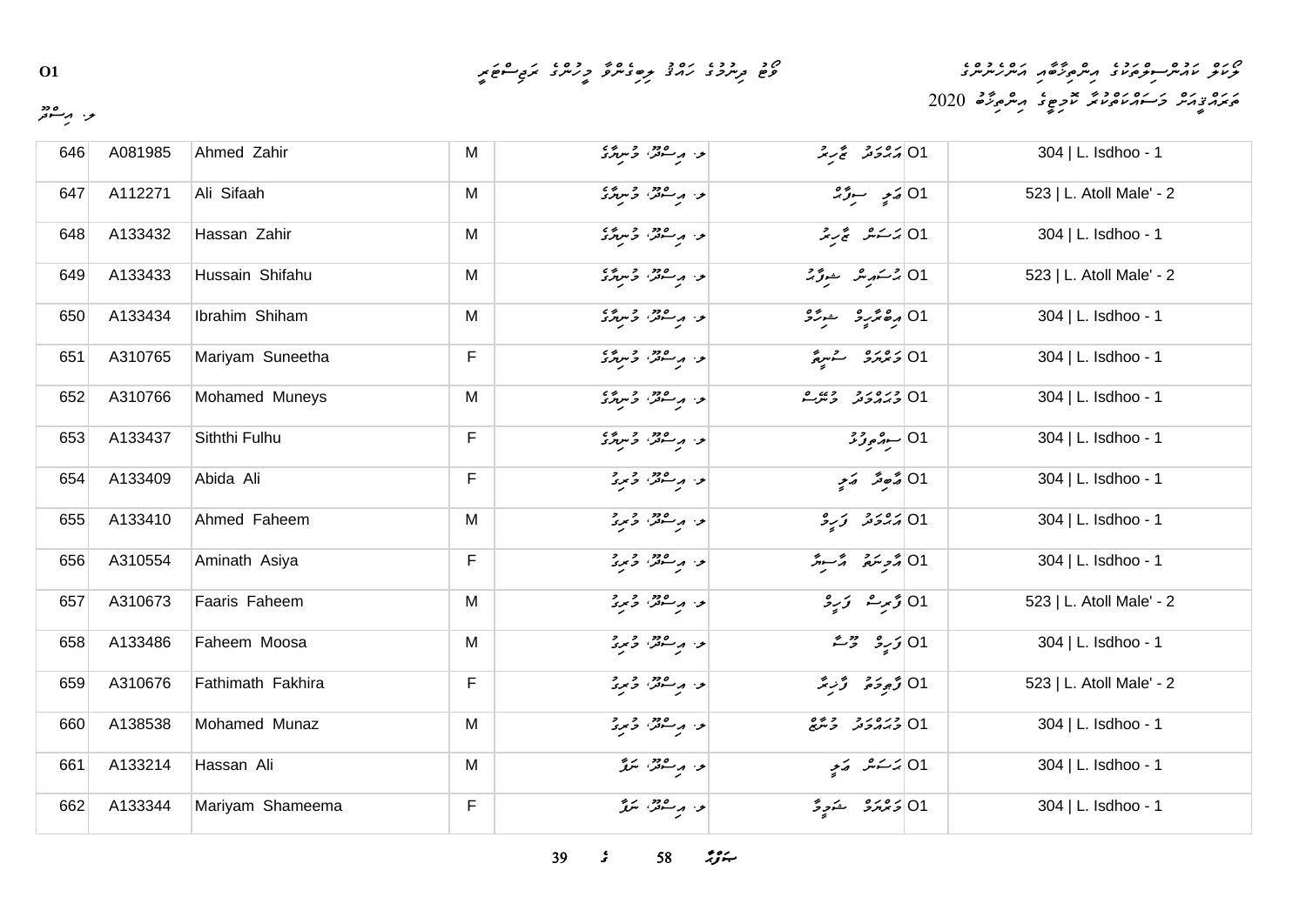| 646 | A081985 | Ahmed Zahir | M | ل. އިސްދޫ، މުނިއާގެ | O1 އަހްމަދު ޒާހިރު | 304 \| L. Isdhoo - 1 |
|---|---|---|---|---|---|---|
| 647 | A112271 | Ali Sifaah | M | ل. އިސްދޫ، މުނިއާގެ | O1 އަލި ސިފާޙު | 523 \| L. Atoll Male' - 2 |
| 648 | A133432 | Hassan Zahir | M | ل. އިސްދޫ، މުނިއާގެ | O1 ޙަސަން ޒާހިރު | 304 \| L. Isdhoo - 1 |
| 649 | A133433 | Hussain Shifahu | M | ل. އިސްދޫ، މުނިއާގެ | O1 ޙުސައިން ޝިފާހު | 523 \| L. Atoll Male' - 2 |
| 650 | A133434 | Ibrahim Shiham | M | ل. އިސްދޫ، މުނިއާގެ | O1 އިބްރާހީމް ޝިހާމް | 304 \| L. Isdhoo - 1 |
| 651 | A310765 | Mariyam Suneetha | F | ل. އިސްދޫ، މުނިއާގެ | O1 މަރިޔަމް ސުނީތާ | 304 \| L. Isdhoo - 1 |
| 652 | A310766 | Mohamed Muneys | M | ل. އިސްދޫ، މުނިއާގެ | O1 މުޙައްމަދު މުނޭސް | 304 \| L. Isdhoo - 1 |
| 653 | A133437 | Siththi Fulhu | F | ل. އިސްދޫ، މުނިއާގެ | O1 ސިއްތިފުޅު | 304 \| L. Isdhoo - 1 |
| 654 | A133409 | Abida Ali | F | ل. އިސްދޫ، މުރަގު | O1 އާބިދާ އަލި | 304 \| L. Isdhoo - 1 |
| 655 | A133410 | Ahmed Faheem | M | ل. އިސްދޫ، މުރަގު | O1 އަހްމަދު ފަހީމް | 304 \| L. Isdhoo - 1 |
| 656 | A310554 | Aminath Asiya | F | ل. އިސްދޫ، މުރަގު | O1 އާމިނަތު އާސިޔާ | 304 \| L. Isdhoo - 1 |
| 657 | A310673 | Faaris Faheem | M | ل. އިސްދޫ، މުރަގު | O1 ފާރިސް ފަހީމް | 523 \| L. Atoll Male' - 2 |
| 658 | A133486 | Faheem Moosa | M | ل. އިސްދޫ، މުރަގު | O1 ފަހީމް މޫސާ | 304 \| L. Isdhoo - 1 |
| 659 | A310676 | Fathimath Fakhira | F | ل. އިސްދޫ، މުރަގު | O1 ފާތިމަތު ފާޚިރާ | 523 \| L. Atoll Male' - 2 |
| 660 | A138538 | Mohamed Munaz | M | ل. އިސްދޫ، މުރަގު | O1 މުޙައްމަދު މުނާޒް | 304 \| L. Isdhoo - 1 |
| 661 | A133214 | Hassan Ali | M | ل. އިސްދޫ، ނަލާ | O1 ޙަސަން އަލި | 304 \| L. Isdhoo - 1 |
| 662 | A133344 | Mariyam Shameema | F | ل. އިސްދޫ، ނަލާ | O1 މަރިޔަމް ޝަމީމާ | 304 \| L. Isdhoo - 1 |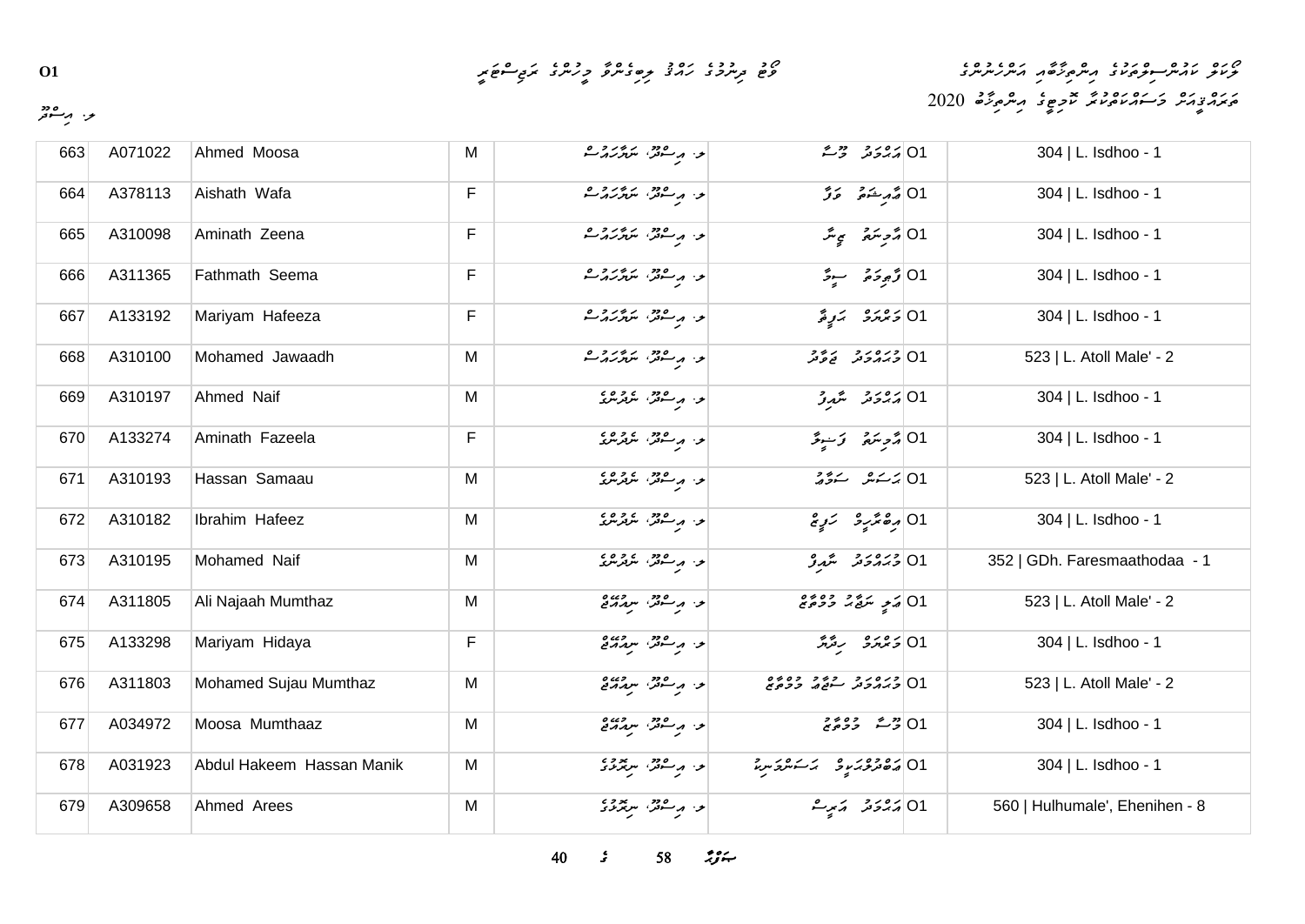| 663 | A071022 | Ahmed Moosa | M | ޅ. އިސްދޫ، ނަރުގިހުގެ | O1 އަހުމަދު މޫސާ | 304 \| L. Isdhoo - 1 |
|---|---|---|---|---|---|---|
| 664 | A378113 | Aishath Wafa | F | ޅ. އިސްދޫ، ނަރުގިހުގެ | O1 އާއިޝަތު ވަފާ | 304 \| L. Isdhoo - 1 |
| 665 | A310098 | Aminath Zeena | F | ޅ. އިސްދޫ، ނަރުގިހުގެ | O1 އާމިނަތު ޒީނާ | 304 \| L. Isdhoo - 1 |
| 666 | A311365 | Fathmath Seema | F | ޅ. އިސްދޫ، ނަރުގިހުގެ | O1 ފާތިމަތު ސީމާ | 304 \| L. Isdhoo - 1 |
| 667 | A133192 | Mariyam Hafeeza | F | ޅ. އިސްދޫ، ނަރުގިހުގެ | O1 މަރިޔަމް ހަފީޒާ | 304 \| L. Isdhoo - 1 |
| 668 | A310100 | Mohamed Jawaadh | M | ޅ. އިސްދޫ، ނަރުގިހުގެ | O1 މުހައްމަދު ޖަވާދު | 523 \| L. Atoll Male' - 2 |
| 669 | A310197 | Ahmed Naif | M | ޅ. އިސްދޫ، ނޫރުނގެ | O1 އަހުމަދު ނާއިފު | 304 \| L. Isdhoo - 1 |
| 670 | A133274 | Aminath Fazeela | F | ޅ. އިސްދޫ، ނޫރުނގެ | O1 އާމިނަތު ފަޒީލާ | 304 \| L. Isdhoo - 1 |
| 671 | A310193 | Hassan Samaau | M | ޅ. އިސްދޫ، ނޫރުނގެ | O1 ހަސަން ސަމާއު | 523 \| L. Atoll Male' - 2 |
| 672 | A310182 | Ibrahim Hafeez | M | ޅ. އިސްދޫ، ނޫރުނގެ | O1 އިބްރާހީމް ހަފީޒު | 304 \| L. Isdhoo - 1 |
| 673 | A310195 | Mohamed Naif | M | ޅ. އިސްދޫ، ނޫރުނގެ | O1 މުހައްމަދު ނާއިފު | 352 \| GDh. Faresmaathodaa - 1 |
| 674 | A311805 | Ali Najaah Mumthaz | M | ޅ. އިސްދޫ، ނިޔާޒު | O1 އަލި ނަޖާހު މުމްތާޒު | 523 \| L. Atoll Male' - 2 |
| 675 | A133298 | Mariyam Hidaya | F | ޅ. އިސްދޫ، ނިޔާޒު | O1 މަރިޔަމް ހިދާޔާ | 304 \| L. Isdhoo - 1 |
| 676 | A311803 | Mohamed Sujau Mumthaz | M | ޅ. އިސްދޫ، ނިޔާޒު | O1 މުހައްމަދު ސުޖާއު މުމްތާޒު | 523 \| L. Atoll Male' - 2 |
| 677 | A034972 | Moosa Mumthaaz | M | ޅ. އިސްދޫ، ނިޔާޒު | O1 މޫސާ މުމްތާޒު | 304 \| L. Isdhoo - 1 |
| 678 | A031923 | Abdul Hakeem Hassan Manik | M | ޅ. އިސްދޫ، ނިރުދޫގެ | O1 އަބްދުލްހަކީމް ހަސަންމަނިކު | 304 \| L. Isdhoo - 1 |
| 679 | A309658 | Ahmed Arees | M | ޅ. އިސްދޫ، ނިރުދޫގެ | O1 އަހުމަދު އަރީސް | 560 \| Hulhumale', Ehenihen - 8 |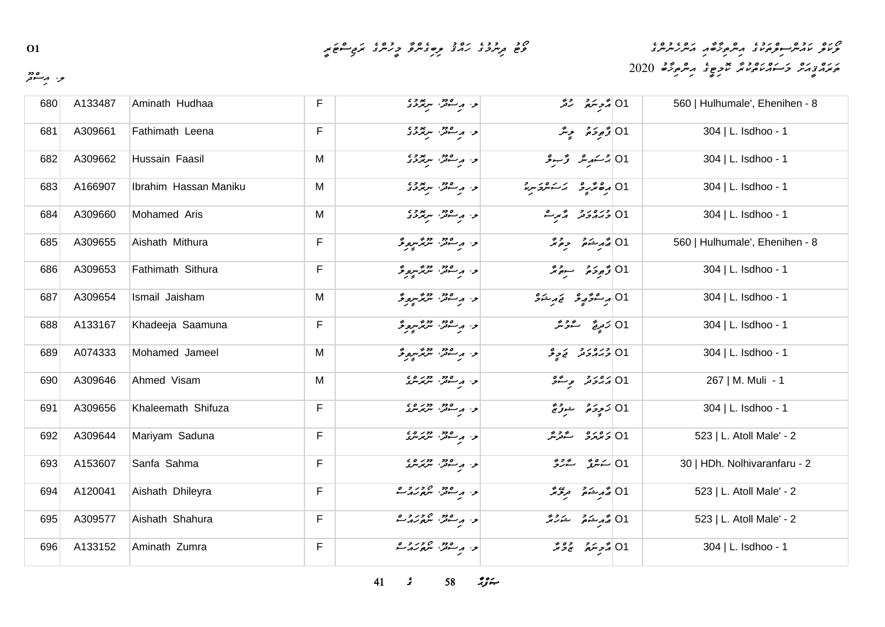ލ. އިސްދޫ

| 680 | A133487 | Aminath Hudhaa | F | ލ. އިސްދޫ، ނިޔާމާގެ | O1 އާމިނަތު ހުދާ | 560 \| Hulhumale', Ehenihen - 8 |
|---|---|---|---|---|---|---|
| 681 | A309661 | Fathimath Leena | F | ލ. އިސްދޫ، ނިޔާމާގެ | O1 ފާތިމަތު ލީނާ | 304 \| L. Isdhoo - 1 |
| 682 | A309662 | Hussain Faasil | M | ލ. އިސްދޫ، ނިޔާމާގެ | O1 ހުސައިން ފާސިލް | 304 \| L. Isdhoo - 1 |
| 683 | A166907 | Ibrahim Hassan Maniku | M | ލ. އިސްދޫ، ނިޔާމާގެ | O1 އިބްރާހީމް ހަސަންމަނިކު | 304 \| L. Isdhoo - 1 |
| 684 | A309660 | Mohamed Aris | M | ލ. އިސްދޫ، ނިޔާމާގެ | O1 މުހައްމަދު އާރިސް | 304 \| L. Isdhoo - 1 |
| 685 | A309655 | Aishath Mithura | F | ލ. އިސްދޫ، ނޫރާނީވިލާ | O1 އާއިޝަތު މިތުރާ | 560 \| Hulhumale', Ehenihen - 8 |
| 686 | A309653 | Fathimath Sithura | F | ލ. އިސްދޫ، ނޫރާނީވިލާ | O1 ފާތިމަތު ސިތުރާ | 304 \| L. Isdhoo - 1 |
| 687 | A309654 | Ismail Jaisham | M | ލ. އިސްދޫ، ނޫރާނީވިލާ | O1 އިސްމާޢީލް ޖައިޝަމް | 304 \| L. Isdhoo - 1 |
| 688 | A133167 | Khadeeja Saamuna | F | ލ. އިސްދޫ، ނޫރާނީވިލާ | O1 ޚަދީޖާ ސާމުނާ | 304 \| L. Isdhoo - 1 |
| 689 | A074333 | Mohamed Jameel | M | ލ. އިސްދޫ، ނޫރާނީވިލާ | O1 މުހައްމަދު ޖަމީލް | 304 \| L. Isdhoo - 1 |
| 690 | A309646 | Ahmed Visam | M | ލ. އިސްދޫ، ނޫރަންގެ | O1 އަހްމަދު ވިސާމް | 267 \| M. Muli - 1 |
| 691 | A309656 | Khaleemath Shifuza | F | ލ. އިސްދޫ، ނޫރަންގެ | O1 ޚަލީމަތު ޝިފުޒާ | 304 \| L. Isdhoo - 1 |
| 692 | A309644 | Mariyam Saduna | F | ލ. އިސްދޫ، ނޫރަންގެ | O1 މަރިޔަމް ސަދުނާ | 523 \| L. Atoll Male' - 2 |
| 693 | A153607 | Sanfa Sahma | F | ލ. އިސްދޫ، ނޫރަންގެ | O1 ސަންފާ ސަހުމާ | 30 \| HDh. Nolhivaranfaru - 2 |
| 694 | A120041 | Aishath Dhileyra | F | ލ. އިސްދޫ، ނެވިހުރަސް | O1 އާއިޝަތު ދިލޭރާ | 523 \| L. Atoll Male' - 2 |
| 695 | A309577 | Aishath Shahura | F | ލ. އިސްދޫ، ނެވިހުރަސް | O1 އާއިޝަތު ޝަހުރާ | 523 \| L. Atoll Male' - 2 |
| 696 | A133152 | Aminath Zumra | F | ލ. އިސްދޫ، ނެވިހުރަސް | O1 އާމިނަތު ޒުމްރާ | 304 \| L. Isdhoo - 1 |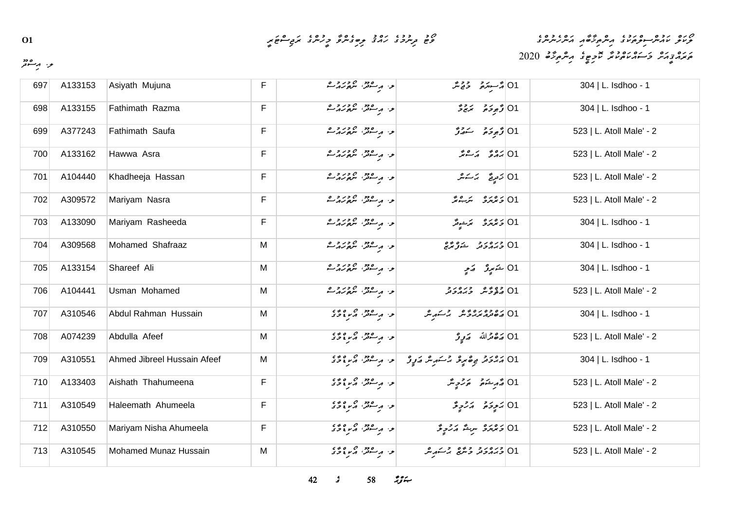| 697 | A133153 | Asiyath Mujuna | F | ﻝ. ﺇﺳﺪﻭ، ﺳﺮﻭﺭﻩﺳ | O1 ﺁﺳﻴﺎﺕ ﻣﺠﻮﻧﺎ | 304 \| L. Isdhoo - 1 |
|---|---|---|---|---|---|---|
| 698 | A133155 | Fathimath Razma | F | ﻝ. ﺇﺳﺪﻭ، ﺳﺮﻭﺭﻩﺳ | O1 ﻓﺎﻃﻤﺔ ﺭﺯﻣﺎ | 304 \| L. Isdhoo - 1 |
| 699 | A377243 | Fathimath Saufa | F | ﻝ. ﺇﺳﺪﻭ، ﺳﺮﻭﺭﻩﺳ | O1 ﻓﺎﻃﻤﺔ ﺳﻮﻓﺎ | 523 \| L. Atoll Male' - 2 |
| 700 | A133162 | Hawwa Asra | F | ﻝ. ﺇﺳﺪﻭ، ﺳﺮﻭﺭﻩﺳ | O1 ﺣﻮﺍ ﺃﺳﺮﺍ | 523 \| L. Atoll Male' - 2 |
| 701 | A104440 | Khadheeja Hassan | F | ﻝ. ﺇﺳﺪﻭ، ﺳﺮﻭﺭﻩﺳ | O1 ﺧﺪﻳﺠﺎ ﺣﺴﻦ | 523 \| L. Atoll Male' - 2 |
| 702 | A309572 | Mariyam Nasra | F | ﻝ. ﺇﺳﺪﻭ، ﺳﺮﻭﺭﻩﺳ | O1 ﻣﺮﻳﻢ ﻧﺼﺮﺍ | 523 \| L. Atoll Male' - 2 |
| 703 | A133090 | Mariyam Rasheeda | F | ﻝ. ﺇﺳﺪﻭ، ﺳﺮﻭﺭﻩﺳ | O1 ﻣﺮﻳﻢ ﺭﺷﻴﺪﺍ | 304 \| L. Isdhoo - 1 |
| 704 | A309568 | Mohamed Shafraaz | M | ﻝ. ﺇﺳﺪﻭ، ﺳﺮﻭﺭﻩﺳ | O1 ﻣﺤﻤﺪ ﺷﻔﺮﺍﺯ | 304 \| L. Isdhoo - 1 |
| 705 | A133154 | Shareef Ali | M | ﻝ. ﺇﺳﺪﻭ، ﺳﺮﻭﺭﻩﺳ | O1 ﺷﺮﻳﻒ ﻋﻠﻲ | 304 \| L. Isdhoo - 1 |
| 706 | A104441 | Usman Mohamed | M | ﻝ. ﺇﺳﺪﻭ، ﺳﺮﻭﺭﻩﺳ | O1 ﻋﺜﻤﺎﻥ ﻣﺤﻤﺪ | 523 \| L. Atoll Male' - 2 |
| 707 | A310546 | Abdul Rahman Hussain | M | ﻝ. ﺇﺳﺪﻭ، ﺃﺭﻳﺎﻭﻱ | O1 ﻋﺒﺪﺍﻟﺮﺣﻤﻦ ﺣﺴﻴﻦ | 304 \| L. Isdhoo - 1 |
| 708 | A074239 | Abdulla Afeef | M | ﻝ. ﺇﺳﺪﻭ، ﺃﺭﻳﺎﻭﻱ | O1 ﻋﺒﺪﺍﻟﻠﻪ ﻋﻔﻴﻒ | 523 \| L. Atoll Male' - 2 |
| 709 | A310551 | Ahmed Jibreel Hussain Afeef | M | ﻝ. ﺇﺳﺪﻭ، ﺃﺭﻳﺎﻭﻱ | O1 ﺃﺣﻤﺪ ﺟﺒﺮﻳﻞ ﺣﺴﻴﻦ ﻋﻔﻴﻒ | 304 \| L. Isdhoo - 1 |
| 710 | A133403 | Aishath Thahumeena | F | ﻝ. ﺇﺳﺪﻭ، ﺃﺭﻳﺎﻭﻱ | O1 ﻋﺎﺋﺸﺔ ﺗﺤﻤﻴﻨﺎ | 523 \| L. Atoll Male' - 2 |
| 711 | A310549 | Haleemath Ahumeela | F | ﻝ. ﺇﺳﺪﻭ، ﺃﺭﻳﺎﻭﻱ | O1 ﺣﻠﻴﻤﺔ ﺃﺣﻤﻴﻼ | 523 \| L. Atoll Male' - 2 |
| 712 | A310550 | Mariyam Nisha Ahumeela | F | ﻝ. ﺇﺳﺪﻭ، ﺃﺭﻳﺎﻭﻱ | O1 ﻣﺮﻳﻢ ﻧﻴﺸﺎ ﺃﺣﻤﻴﻼ | 523 \| L. Atoll Male' - 2 |
| 713 | A310545 | Mohamed Munaz Hussain | M | ﻝ. ﺇﺳﺪﻭ، ﺃﺭﻳﺎﻭﻱ | O1 ﻣﺤﻤﺪ ﻣﻨﺎﺯ ﺣﺴﻴﻦ | 523 \| L. Atoll Male' - 2 |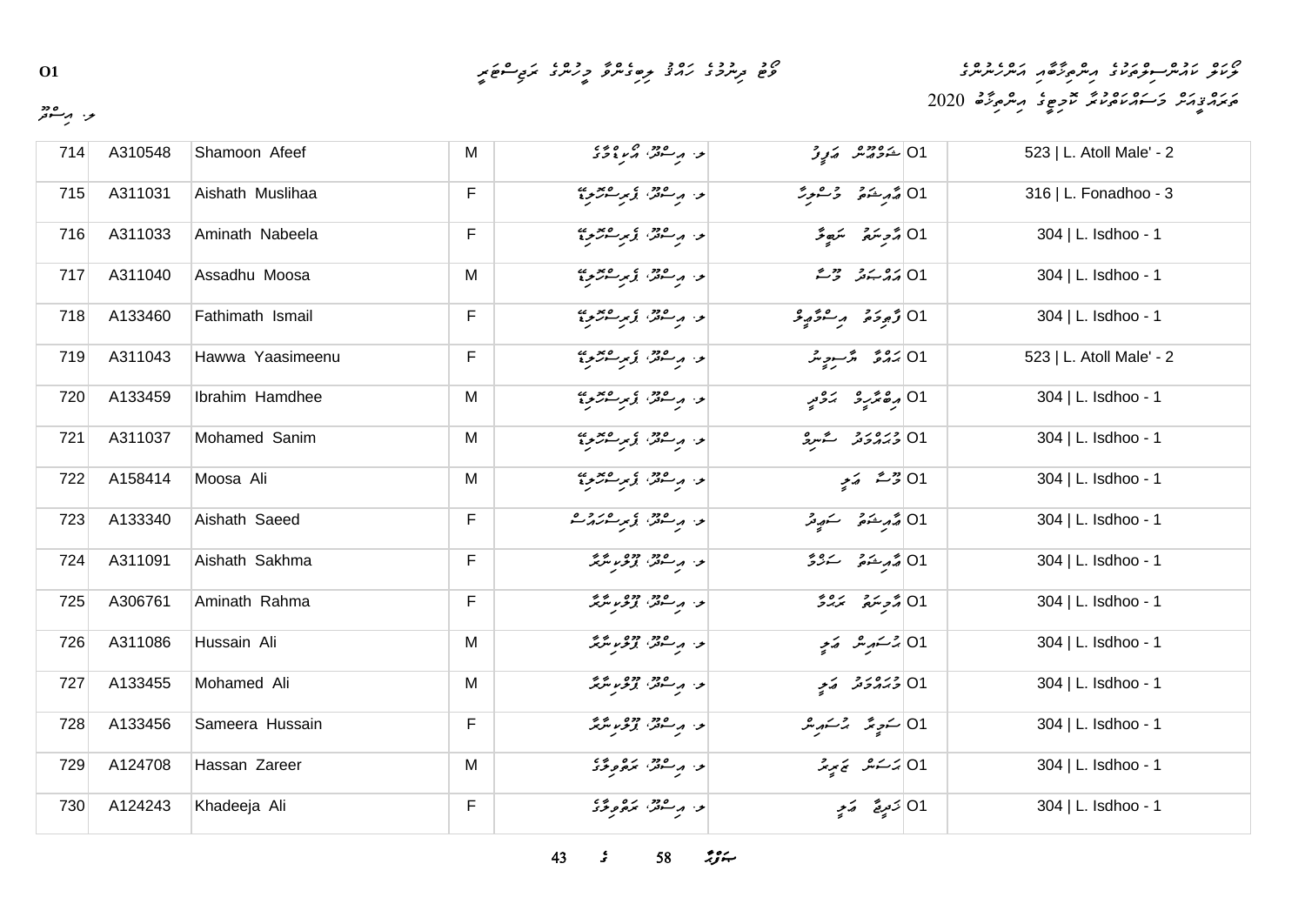| 714 | A310548 | Shamoon Afeef | M | ޏ. އިސްދޫ، އާރާމުގެ | O1 ޝަމޫނު އަފީފު | 523 \| L. Atoll Male' - 2 |
|---|---|---|---|---|---|---|
| 715 | A311031 | Aishath Muslihaa | F | ޏ. އިސްދޫ، ފްރެންޑްސްވިލާ | O1 އާއިޝަތު މުސްލިހާ | 316 \| L. Fonadhoo - 3 |
| 716 | A311033 | Aminath Nabeela | F | ޏ. އިސްދޫ، ފްރެންޑްސްވިލާ | O1 އާމިނަތު ނަބީލާ | 304 \| L. Isdhoo - 1 |
| 717 | A311040 | Assadhu Moosa | M | ޏ. އިސްދޫ، ފްރެންޑްސްވިލާ | O1 އައްސަދު މޫސާ | 304 \| L. Isdhoo - 1 |
| 718 | A133460 | Fathimath Ismail | F | ޏ. އިސްދޫ، ފްރެންޑްސްވިލާ | O1 ފާތިމަތު އިސްމާއީލު | 304 \| L. Isdhoo - 1 |
| 719 | A311043 | Hawwa Yaasimeenu | F | ޏ. އިސްދޫ، ފްރެންޑްސްވިލާ | O1 ހައްވާ ޔާސިމީނު | 523 \| L. Atoll Male' - 2 |
| 720 | A133459 | Ibrahim Hamdhee | M | ޏ. އިސްދޫ، ފްރެންޑްސްވިލާ | O1 އިބްރާހީމް ހަމްދީ | 304 \| L. Isdhoo - 1 |
| 721 | A311037 | Mohamed Sanim | M | ޏ. އިސްދޫ، ފްރެންޑްސްވިލާ | O1 މުހައްމަދު ސާނިމް | 304 \| L. Isdhoo - 1 |
| 722 | A158414 | Moosa Ali | M | ޏ. އިސްދޫ، ފްރެންޑްސްވިލާ | O1 މޫސާ އަލި | 304 \| L. Isdhoo - 1 |
| 723 | A133340 | Aishath Saeed | F | ޏ. އިސްދޫ، ފްރެންޑްސްހައުސް | O1 އާއިޝަތު ސަޢީދު | 304 \| L. Isdhoo - 1 |
| 724 | A311091 | Aishath Sakhma | F | ޏ. އިސްދޫ، ފްލަވަރނާރާ | O1 އާއިޝަތު ސަޚުމާ | 304 \| L. Isdhoo - 1 |
| 725 | A306761 | Aminath Rahma | F | ޏ. އިސްދޫ، ފްލަވަރނާރާ | O1 އާމިނަތު ރަޙްމާ | 304 \| L. Isdhoo - 1 |
| 726 | A311086 | Hussain Ali | M | ޏ. އިސްދޫ، ފްލަވަރނާރާ | O1 ޙުސައިން އަލި | 304 \| L. Isdhoo - 1 |
| 727 | A133455 | Mohamed Ali | M | ޏ. އިސްދޫ، ފްލަވަރނާރާ | O1 މުހައްމަދު އަލި | 304 \| L. Isdhoo - 1 |
| 728 | A133456 | Sameera Hussain | F | ޏ. އިސްދޫ، ފްލަވަރނާރާ | O1 ސަމީރާ ޙުސައިން | 304 \| L. Isdhoo - 1 |
| 729 | A124708 | Hassan Zareer | M | ޏ. އިސްދޫ، ބަރުވެލާގެ | O1 ހަސަން ޒަރީރު | 304 \| L. Isdhoo - 1 |
| 730 | A124243 | Khadeeja Ali | F | ޏ. އިސްދޫ، ބަރުވެލާގެ | O1 ޚަދީޖާ އަލި | 304 \| L. Isdhoo - 1 |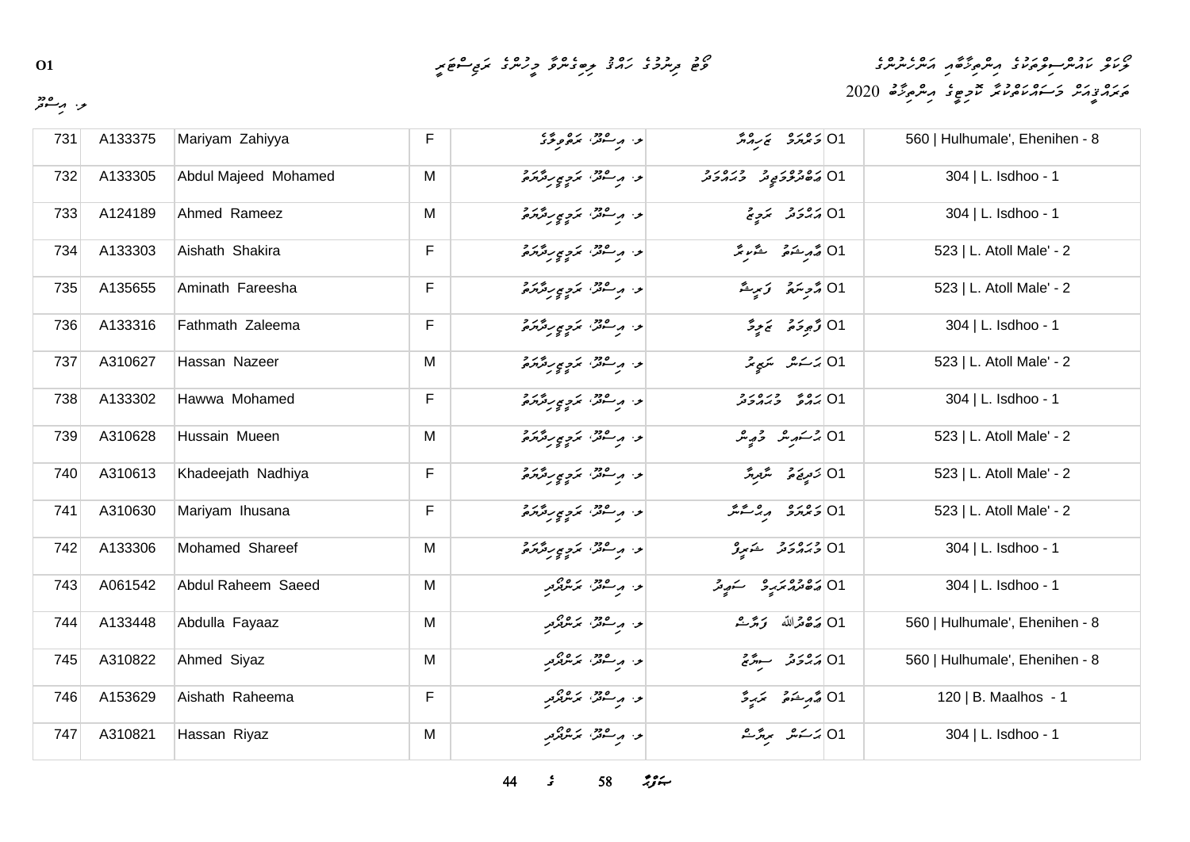| 731 | A133375 | Mariyam Zahiyya | F | ބ. އިސްދޫ، ރަތްވިލާގެ | O1 | މަރިޔަމް ޒަހިއްޔާ | 560 \| Hulhumale', Ehenihen - 8 |
|---|---|---|---|---|---|---|---|
| 732 | A133305 | Abdul Majeed Mohamed | M | ލ. އިސްދޫ، ރަލިޓީހިރާރުމާ | O1 | އަބްދުލްމަޖީދު މުހައްމަދު | 304 \| L. Isdhoo - 1 |
| 733 | A124189 | Ahmed Rameez | M | ލ. އިސްދޫ، ރަލިޓީހިރާރުމާ | O1 | އަހްމަދު ރަމީޒު | 304 \| L. Isdhoo - 1 |
| 734 | A133303 | Aishath Shakira | F | ލ. އިސްދޫ، ރަލިޓީހިރާރުމާ | O1 | އާއިޝަތު ޝާކިރާ | 523 \| L. Atoll Male' - 2 |
| 735 | A135655 | Aminath Fareesha | F | ލ. އިސްދޫ، ރަލިޓީހިރާރުމާ | O1 | އާމިނަތު ފަރީޝާ | 523 \| L. Atoll Male' - 2 |
| 736 | A133316 | Fathmath Zaleema | F | ލ. އިސްދޫ، ރަލިޓީހިރާރުމާ | O1 | ފާތިމަތު ޒަލީމާ | 304 \| L. Isdhoo - 1 |
| 737 | A310627 | Hassan Nazeer | M | ލ. އިސްދޫ، ރަލިޓީހިރާރުމާ | O1 | ހަސަން ނަޒީރު | 523 \| L. Atoll Male' - 2 |
| 738 | A133302 | Hawwa Mohamed | F | ލ. އިސްދޫ، ރަލިޓީހިރާރުމާ | O1 | ހައްވާ މުހައްމަދު | 304 \| L. Isdhoo - 1 |
| 739 | A310628 | Hussain Mueen | M | ލ. އިސްދޫ، ރަލިޓީހިރާރުމާ | O1 | ހުސައިން މުޢީން | 523 \| L. Atoll Male' - 2 |
| 740 | A310613 | Khadeejath Nadhiya | F | ލ. އިސްދޫ، ރަލިޓީހިރާރުމާ | O1 | ޚަދީޖަތު ނާދިޔާ | 523 \| L. Atoll Male' - 2 |
| 741 | A310630 | Mariyam Ihusana | F | ލ. އިސްދޫ، ރަލިޓީހިރާރުމާ | O1 | މަރިޔަމް އިހުސާނާ | 523 \| L. Atoll Male' - 2 |
| 742 | A133306 | Mohamed Shareef | M | ލ. އިސްދޫ، ރަލިޓީހިރާރުމާ | O1 | މުހައްމަދު ޝަރީފު | 304 \| L. Isdhoo - 1 |
| 743 | A061542 | Abdul Raheem Saeed | M | ލ. އިސްދޫ، ރަންދޫރި | O1 | އަބްދުއްރަޙީމް ސައީދު | 304 \| L. Isdhoo - 1 |
| 744 | A133448 | Abdulla Fayaaz | M | ލ. އިސްދޫ، ރަންދޫރި | O1 | އަބްދުﷲ ފައްޔާޒް | 560 \| Hulhumale', Ehenihen - 8 |
| 745 | A310822 | Ahmed Siyaz | M | ލ. އިސްދޫ، ރަންދޫރި | O1 | އަހްމަދު ސިޔާޒު | 560 \| Hulhumale', Ehenihen - 8 |
| 746 | A153629 | Aishath Raheema | F | ލ. އިސްދޫ، ރަންދޫރި | O1 | އާއިޝަތު ރަޙީމާ | 120 \| B. Maalhos - 1 |
| 747 | A310821 | Hassan Riyaz | M | ލ. އިސްދޫ، ރަންދޫރި | O1 | ހަސަން ރިޔާޒު | 304 \| L. Isdhoo - 1 |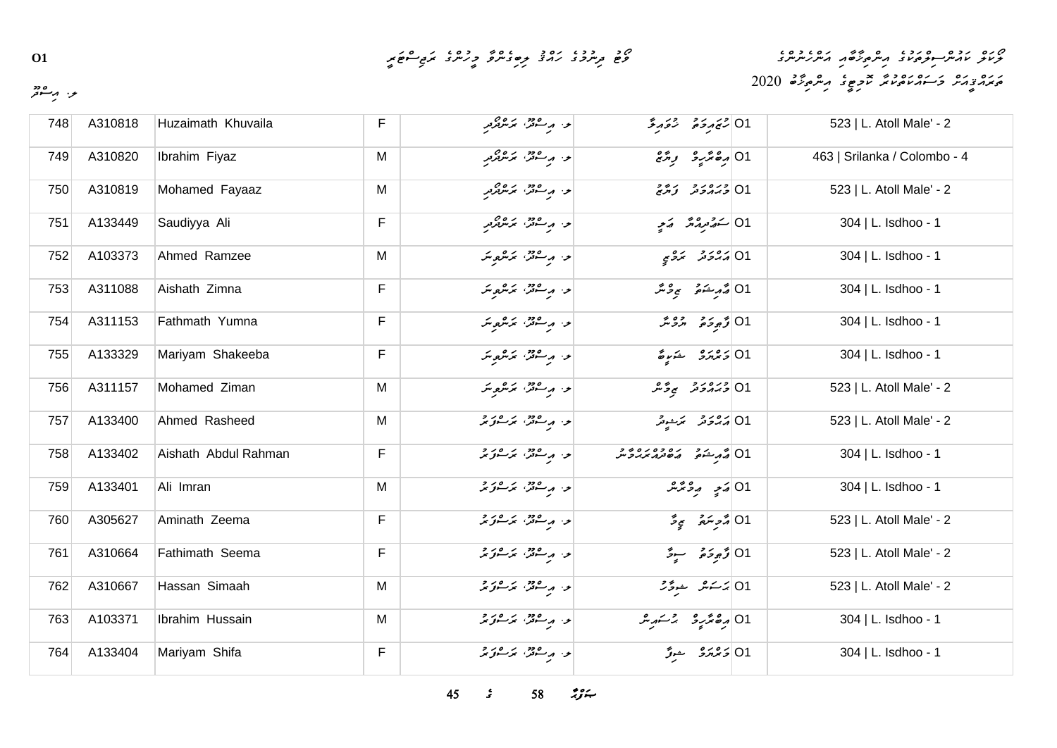| 748 | A310818 | Huzaimath Khuvaila | F | ل. إيسدهو، ރަންދާރި | ހުޒައިމަތު ޚުވައިލާ O1 | 523 \| L. Atoll Male' - 2 |
|---|---|---|---|---|---|---|
| 749 | A310820 | Ibrahim Fiyaz | M | ل. إيسدهو، ރަންދާރި | އިބްރާހީމް ފިޔާޒް O1 | 463 \| Srilanka / Colombo - 4 |
| 750 | A310819 | Mohamed Fayaaz | M | ل. إيسدهو، ރަންދާރި | މުޙައްމަދު ފަޔާޒް O1 | 523 \| L. Atoll Male' - 2 |
| 751 | A133449 | Saudiyya Ali | F | ل. إيسدهو، ރަންދާރި | ސައުދިއްޔާ ޢަލީ O1 | 304 \| L. Isdhoo - 1 |
| 752 | A103373 | Ahmed Ramzee | M | ل. إيسدهو، ރަންދެނަ | އަޙްމަދު ރަމްޒީ O1 | 304 \| L. Isdhoo - 1 |
| 753 | A311088 | Aishath Zimna | F | ل. إيسدهو، ރަންދެނަ | އާއިޝަތު ޒިމްނާ O1 | 304 \| L. Isdhoo - 1 |
| 754 | A311153 | Fathmath Yumna | F | ل. إيسدهو، ރަންދެނަ | ފާތިމަތު ޔުމްނާ O1 | 304 \| L. Isdhoo - 1 |
| 755 | A133329 | Mariyam Shakeeba | F | ل. إيسدهو، ރަންދެނަ | މަރިޔަމް ޝަކީބާ O1 | 304 \| L. Isdhoo - 1 |
| 756 | A311157 | Mohamed Ziman | M | ل. إيسدهو، ރަންދެނަ | މުޙައްމަދު ޒިމާން O1 | 523 \| L. Atoll Male' - 2 |
| 757 | A133400 | Ahmed Rasheed | M | ل. إيسدهو، ރަސްމަޅު | އަޙްމަދު ރަޝީދު O1 | 523 \| L. Atoll Male' - 2 |
| 758 | A133402 | Aishath Abdul Rahman | F | ل. إيسدهو، ރަސްމަޅު | އާއިޝަތު އަބްދުއްރަޙްމާން O1 | 304 \| L. Isdhoo - 1 |
| 759 | A133401 | Ali Imran | M | ل. إيسدهو، ރަސްމަޅު | ޢަލީ އިމްރާން O1 | 304 \| L. Isdhoo - 1 |
| 760 | A305627 | Aminath Zeema | F | ل. إيسدهو، ރަސްމަޅު | އާމިނަތު ޒީމާ O1 | 523 \| L. Atoll Male' - 2 |
| 761 | A310664 | Fathimath Seema | F | ل. إيسدهو، ރަސްމަޅު | ފާތިމަތު ސީމާ O1 | 523 \| L. Atoll Male' - 2 |
| 762 | A310667 | Hassan Simaah | M | ل. إيسدهو، ރަސްމަޅު | ޙަސަން ސިމާޙް O1 | 523 \| L. Atoll Male' - 2 |
| 763 | A103371 | Ibrahim Hussain | M | ل. إيسدهو، ރަސްމަޅު | އިބްރާހީމް ހުސައިން O1 | 304 \| L. Isdhoo - 1 |
| 764 | A133404 | Mariyam Shifa | F | ل. إيسدهو، ރަސްމަޅު | މަރިޔަމް ޝިފާ O1 | 304 \| L. Isdhoo - 1 |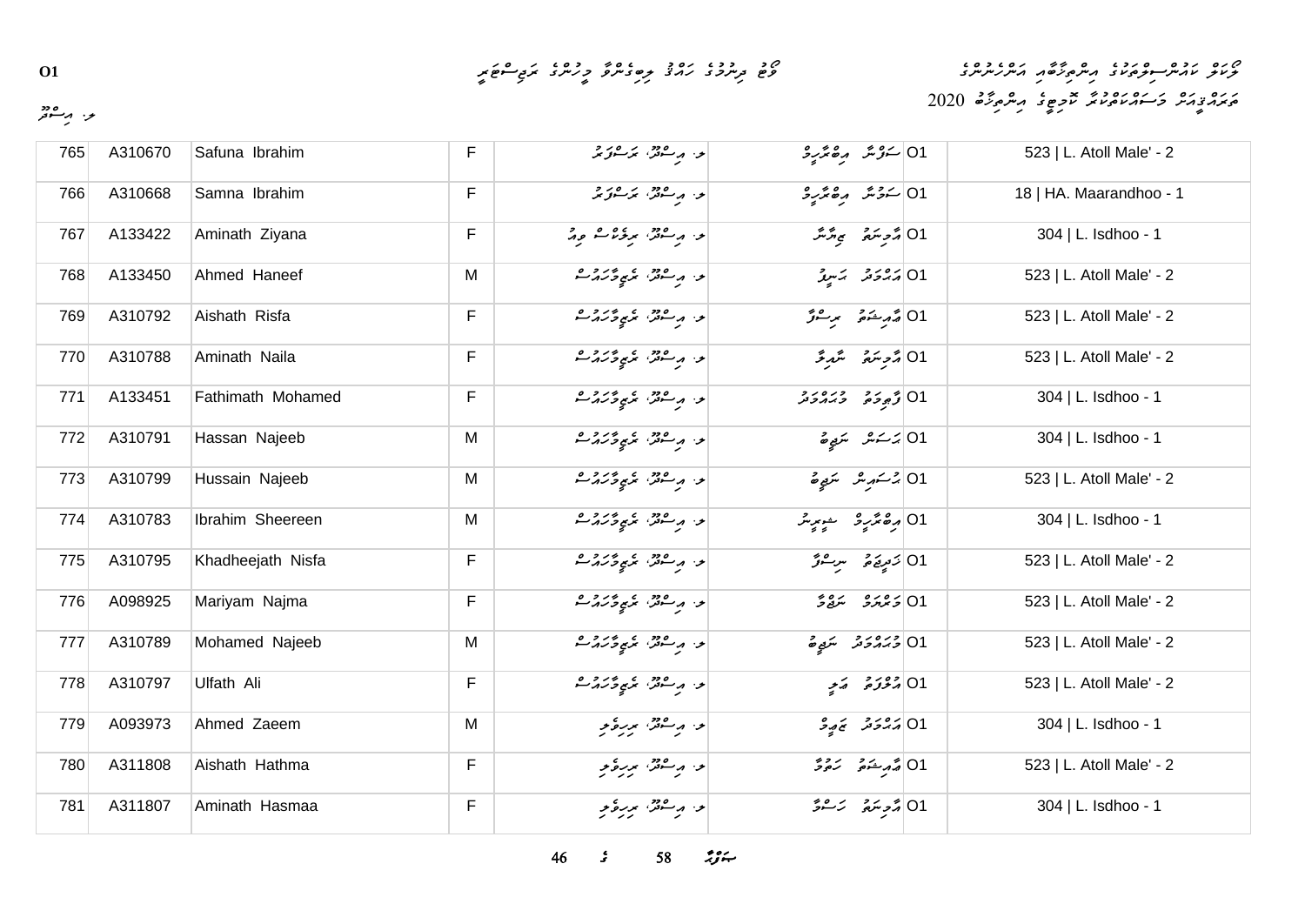| 765 | A310670 | Safuna Ibrahim | F | ޙ. އިސްދޫ، ރަސްވަރު | ސަފޫނާ އިބްރާހީމް | O1 | 523 \| L. Atoll Male' - 2 |
|---|---|---|---|---|---|---|---|
| 766 | A310668 | Samna Ibrahim | F | ޙ. އިސްދޫ، ރަސްވަރު | ސަމްނާ އިބްރާހީމް | O1 | 18 \| HA. Maarandhoo - 1 |
| 767 | A133422 | Aminath Ziyana | F | ޙ. އިސްދޫ، ރިވެލިން ވިލާ | އާމިނަތު ޒިޔާނާ | O1 | 304 \| L. Isdhoo - 1 |
| 768 | A133450 | Ahmed Haneef | M | ޙ. އިސްދޫ، ރޯޒްމަހަލްސް | އަޙްމަދު ޙަނީފު | O1 | 523 \| L. Atoll Male' - 2 |
| 769 | A310792 | Aishath Risfa | F | ޙ. އިސްދޫ، ރޯޒްމަހަލްސް | އާއިޝަތު ރިސްފާ | O1 | 523 \| L. Atoll Male' - 2 |
| 770 | A310788 | Aminath Naila | F | ޙ. އިސްދޫ، ރޯޒްމަހަލްސް | އާމިނަތު ނާއިލާ | O1 | 523 \| L. Atoll Male' - 2 |
| 771 | A133451 | Fathimath Mohamed | F | ޙ. އިސްދޫ، ރޯޒްމަހަލްސް | ފާތިމަތު މުޙައްމަދު | O1 | 304 \| L. Isdhoo - 1 |
| 772 | A310791 | Hassan Najeeb | M | ޙ. އިސްދޫ، ރޯޒްމަހަލްސް | ޙަސަން ނަޖީބު | O1 | 304 \| L. Isdhoo - 1 |
| 773 | A310799 | Hussain Najeeb | M | ޙ. އިސްދޫ، ރޯޒްމަހަލްސް | ޙުސައިން ނަޖީބު | O1 | 523 \| L. Atoll Male' - 2 |
| 774 | A310783 | Ibrahim Sheereen | M | ޙ. އިސްދޫ، ރޯޒްމަހަލްސް | އިބްރާހީމް ޝީރީން | O1 | 304 \| L. Isdhoo - 1 |
| 775 | A310795 | Khadheejath Nisfa | F | ޙ. އިސްދޫ، ރޯޒްމަހަލްސް | ޚަދީޖަތު ނިސްފާ | O1 | 523 \| L. Atoll Male' - 2 |
| 776 | A098925 | Mariyam Najma | F | ޙ. އިސްދޫ، ރޯޒްމަހަލްސް | މަރިޔަމް ނަޖްމާ | O1 | 523 \| L. Atoll Male' - 2 |
| 777 | A310789 | Mohamed Najeeb | M | ޙ. އިސްދޫ، ރޯޒްމަހަލްސް | މުޙައްމަދު ނަޖީބު | O1 | 523 \| L. Atoll Male' - 2 |
| 778 | A310797 | Ulfath Ali | F | ޙ. އިސްދޫ، ރޯޒްމަހަލްސް | އުލްފަތު އަލީ | O1 | 523 \| L. Atoll Male' - 2 |
| 779 | A093973 | Ahmed Zaeem | M | ޙ. އިސްދޫ، ރިހިވެލި | އަޙްމަދު ޒައީމް | O1 | 304 \| L. Isdhoo - 1 |
| 780 | A311808 | Aishath Hathma | F | ޙ. އިސްދޫ، ރިހިވެލި | އާއިޝަތު ހަތުމާ | O1 | 523 \| L. Atoll Male' - 2 |
| 781 | A311807 | Aminath Hasmaa | F | ޙ. އިސްދޫ، ރިހިވެލި | އާމިނަތު ހަސްމާ | O1 | 304 \| L. Isdhoo - 1 |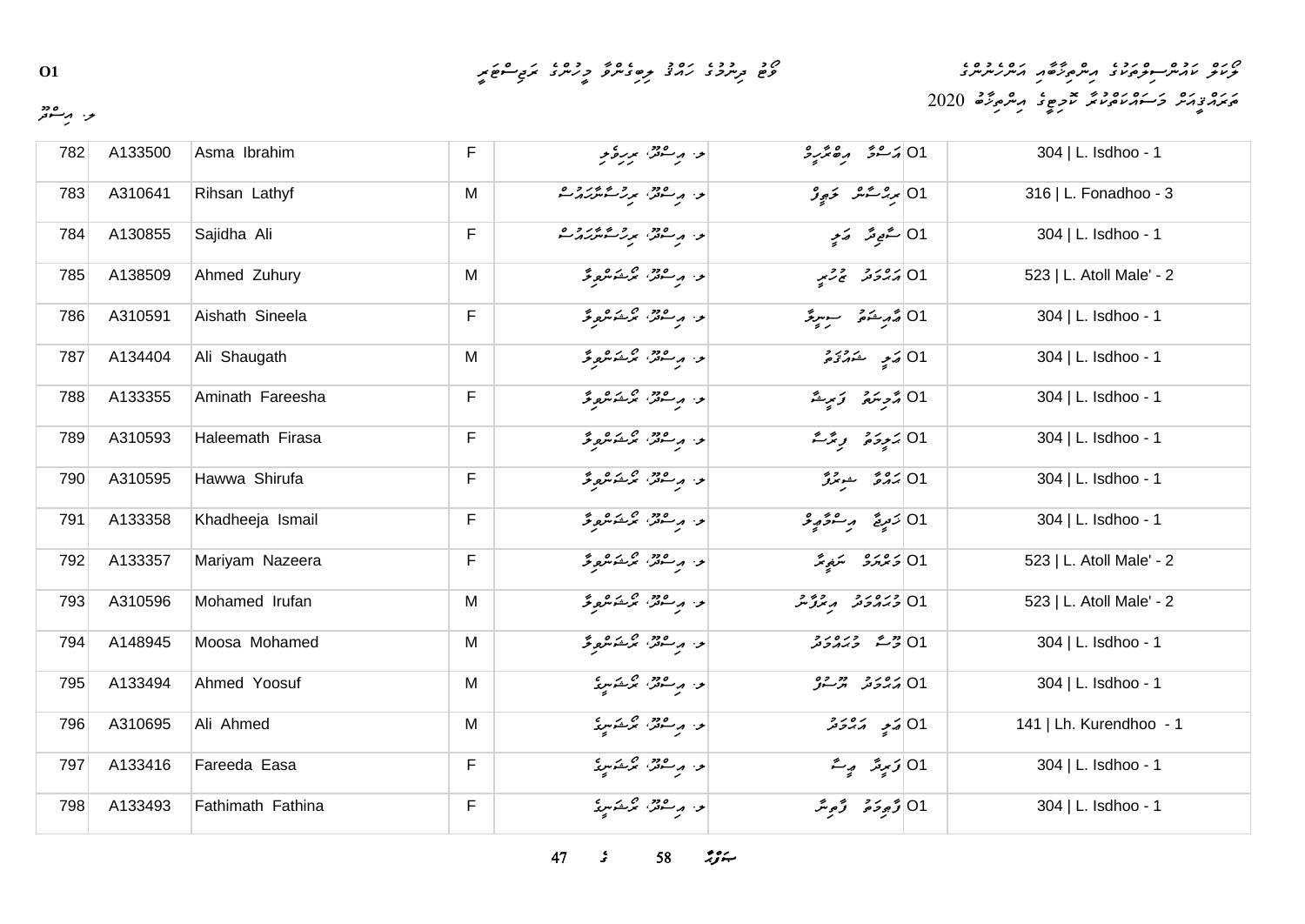| 782 | A133500 | Asma Ibrahim | F | ل. إسڈو، برروم | O1 أرسٹرو إرھنگرو | 304 \| L. Isdhoo - 1 |
|---|---|---|---|---|---|---|
| 783 | A310641 | Rihsan Lathyf | M | ل. إسڈو، برر شرائطمرح | O1 برشرسۃ توجو | 316 \| L. Fonadhoo - 3 |
| 784 | A130855 | Sajidha Ali | F | ل. إسڈو، برر شرائطمرح | O1 ستجوتر أرجو | 304 \| L. Isdhoo - 1 |
| 785 | A138509 | Ahmed Zuhury | M | ل. إسڈو، ترشتمروگ | O1 أبرومحمد ججرمو | 523 \| L. Atoll Male' - 2 |
| 786 | A310591 | Aishath Sineela | F | ل. إسڈو، ترشتمروگ | O1 أبرشحمد سبرگ | 304 \| L. Isdhoo - 1 |
| 787 | A134404 | Ali Shaugath | M | ل. إسڈو، ترشتمروگ | O1 أرجو شورتحمد | 304 \| L. Isdhoo - 1 |
| 788 | A133355 | Aminath Fareesha | F | ل. إسڈو، ترشتمروگ | O1 أرحبتحمد وتربرشہ | 304 \| L. Isdhoo - 1 |
| 789 | A310593 | Haleemath Firasa | F | ل. إسڈو، ترشتمروگ | O1 بروحمد وبرشہ | 304 \| L. Isdhoo - 1 |
| 790 | A310595 | Hawwa Shirufa | F | ل. إسڈو، ترشتمروگ | O1 بروحمد شوبرگ | 304 \| L. Isdhoo - 1 |
| 791 | A133358 | Khadheeja Ismail | F | ل. إسڈو، ترشتمروگ | O1 ترمرقع إرسٹورمرو | 304 \| L. Isdhoo - 1 |
| 792 | A133357 | Mariyam Nazeera | F | ل. إسڈو، ترشتمروگ | O1 وتربرو سربرمحمد | 523 \| L. Atoll Male' - 2 |
| 793 | A310596 | Mohamed Irufan | M | ل. إسڈو، ترشتمروگ | O1 وبرمحمد إرمروترشہ | 523 \| L. Atoll Male' - 2 |
| 794 | A148945 | Moosa Mohamed | M | ل. إسڈو، ترشتمروگ | O1 وحسہ وبرمحمد | 304 \| L. Isdhoo - 1 |
| 795 | A133494 | Ahmed Yoosuf | M | ل. إسڈو، ترشتمبری | O1 أبرومحمد ترسحو | 304 \| L. Isdhoo - 1 |
| 796 | A310695 | Ali Ahmed | M | ل. إسڈو، ترشتمبری | O1 أرجو أبرومحمد | 141 \| Lh. Kurendhoo - 1 |
| 797 | A133416 | Fareeda Easa | F | ل. إسڈو، ترشتمبری | O1 وتربرگ إرسہ | 304 \| L. Isdhoo - 1 |
| 798 | A133493 | Fathimath Fathina | F | ل. إسڈو، ترشتمبری | O1 وتحمد وتحبرگ | 304 \| L. Isdhoo - 1 |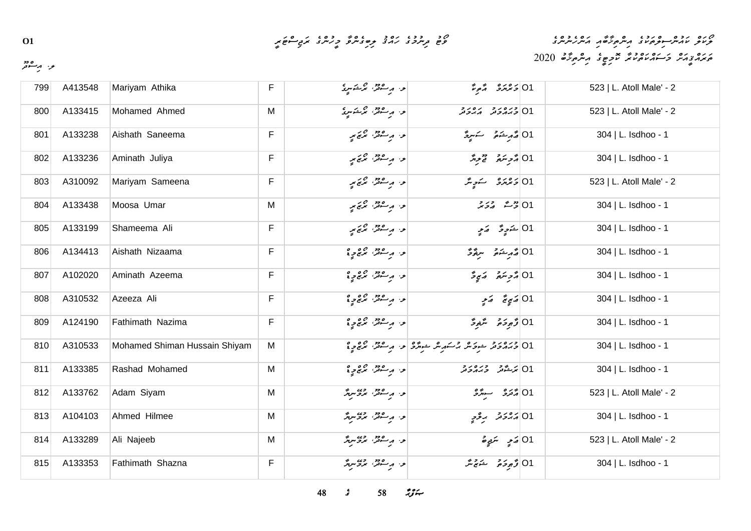| 799 | A413548 | Mariyam Athika | F | ل. إِسْدُوْ، تَرْشَاسِرِيْ | O1 وَبْرُبَرْدُ مُحْمِدٌ | 523 \| L. Atoll Male' - 2 |
|---|---|---|---|---|---|---|
| 800 | A133415 | Mohamed Ahmed | M | ل. إِسْدُوْ، تَرْشَاسِرِيْ | O1 وَبَرْدُرُدُ مَدْرُدُ | 523 \| L. Atoll Male' - 2 |
| 801 | A133238 | Aishath Saneema | F | ل. إِسْدُوْ، تَرْجَمِ | O1 مُجْهِ شَمْ سَسِرِدٌ | 304 \| L. Isdhoo - 1 |
| 802 | A133236 | Aminath Juliya | F | ل. إِسْدُوْ، تَرْجَمِ | O1 مُجْرِسَهْ قُحْوِيرٌ | 304 \| L. Isdhoo - 1 |
| 803 | A310092 | Mariyam Sameena | F | ل. إِسْدُوْ، تَرْجَمِ | O1 وَبْرُبَرْدُ سَحِيرٌ | 523 \| L. Atoll Male' - 2 |
| 804 | A133438 | Moosa Umar | M | ل. إِسْدُوْ، تَرْجَمِ | O1 وَسَّمَ مُرْحَمْ | 304 \| L. Isdhoo - 1 |
| 805 | A133199 | Shameema Ali | F | ل. إِسْدُوْ، تَرْجَمِ | O1 سْمَوِدٌ مَجِ | 304 \| L. Isdhoo - 1 |
| 806 | A134413 | Aishath Nizaama | F | ل. إِسْدُوْ، تَرْجَوِيْ | O1 مُجْهِ شَمْ سِرِّحٌ | 304 \| L. Isdhoo - 1 |
| 807 | A102020 | Aminath Azeema | F | ل. إِسْدُوْ، تَرْجَوِيْ | O1 مُجْرِسَهْ مَبِيدٌ | 304 \| L. Isdhoo - 1 |
| 808 | A310532 | Azeeza Ali | F | ل. إِسْدُوْ، تَرْجَوِيْ | O1 مَبِيجٌ مَجِ | 304 \| L. Isdhoo - 1 |
| 809 | A124190 | Fathimath Nazima | F | ل. إِسْدُوْ، تَرْجَوِيْ | O1 وَجْوِدَهْ سَجُودٌ | 304 \| L. Isdhoo - 1 |
| 810 | A310533 | Mohamed Shiman Hussain Shiyam | M | ل. إِسْدُوْ، تَرْجَوِيْ | O1 وَبَرْدُرُدُ سْوَدُسْ بُرْسَمِرِسْ سْوِرُدُ | 304 \| L. Isdhoo - 1 |
| 811 | A133385 | Rashad Mohamed | M | ل. إِسْدُوْ، تَرْجَوِيْ | O1 بَرْشَدُ وَبَرْدُرُدُ | 304 \| L. Isdhoo - 1 |
| 812 | A133762 | Adam Siyam | M | ل. إِسْدُوْ، تَرْوَسِرِدٌ | O1 مُدْرَدْ سِرْدُ | 523 \| L. Atoll Male' - 2 |
| 813 | A104103 | Ahmed Hilmee | M | ل. إِسْدُوْ، تَرْوَسِرِدٌ | O1 مَدْرُدُ بِرْدِ | 304 \| L. Isdhoo - 1 |
| 814 | A133289 | Ali Najeeb | M | ل. إِسْدُوْ، تَرْوَسِرِدٌ | O1 مَجِ سَرِّجْ | 523 \| L. Atoll Male' - 2 |
| 815 | A133353 | Fathimath Shazna | F | ل. إِسْدُوْ، تَرْوَسِرِدٌ | O1 وَجْوِدَهْ شَمْجْسٌ | 304 \| L. Isdhoo - 1 |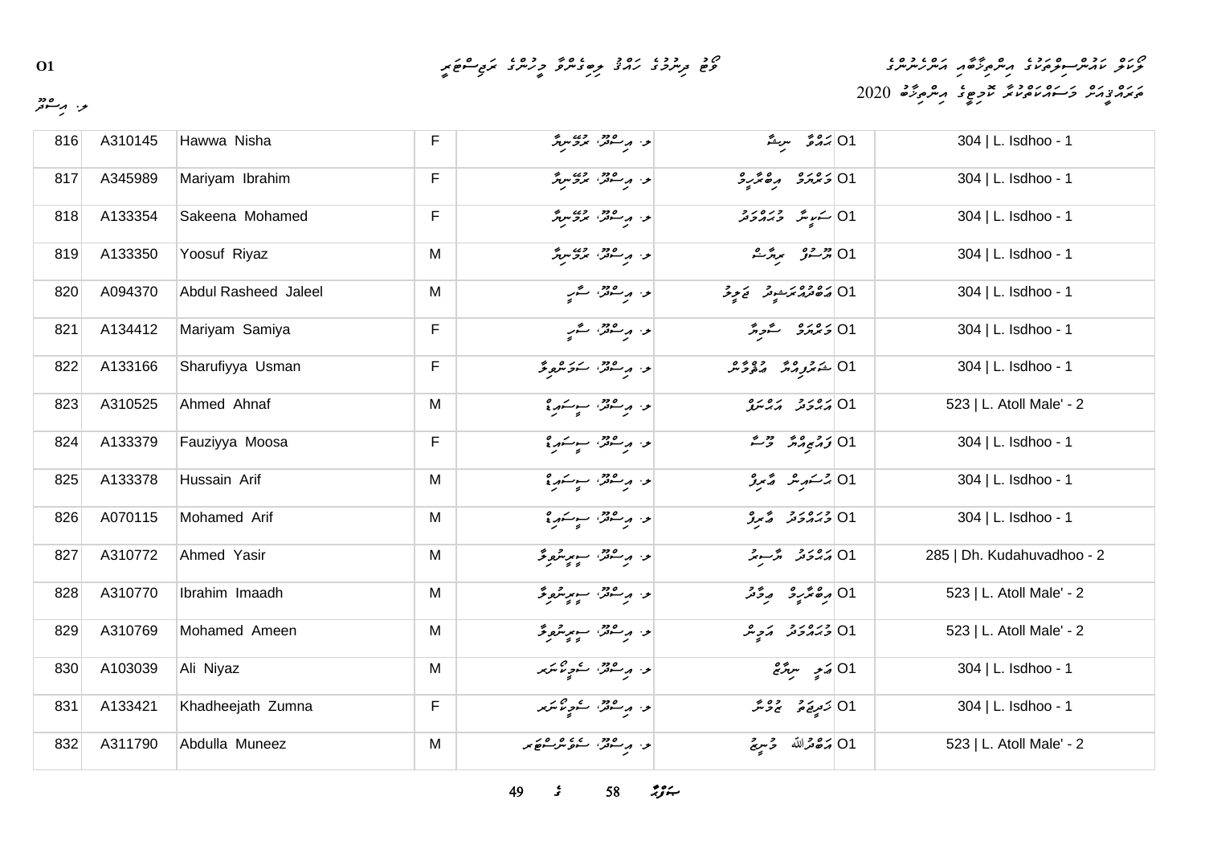| 816 | A310145 | Hawwa Nisha | F | ل. إسدهو، عروسرو | O1 بَرْوُ سِيشَ | 304 \| L. Isdhoo - 1 |
|---|---|---|---|---|---|---|
| 817 | A345989 | Mariyam Ibrahim | F | ل. إسدهو، عروسرو | O1 وَيُرْمَرُو رِهْ مُرْرِد | 304 \| L. Isdhoo - 1 |
| 818 | A133354 | Sakeena Mohamed | F | ل. إسدهو، عروسرو | O1 سَرِيرٌ وَرَوْدَر | 304 \| L. Isdhoo - 1 |
| 819 | A133350 | Yoosuf Riyaz | M | ل. إسدهو، عروسرو | O1 رُسْعُو بِرِمْرُ | 304 \| L. Isdhoo - 1 |
| 820 | A094370 | Abdul Rasheed Jaleel | M | ل. إسدهو، سُمِ | O1 رَهْ وْرُهْ بَرْسُوِقْ يَوِوْ | 304 \| L. Isdhoo - 1 |
| 821 | A134412 | Mariyam Samiya | F | ل. إسدهو، سُمِ | O1 وَيُرْمَرُو سُوِرٌ | 304 \| L. Isdhoo - 1 |
| 822 | A133166 | Sharufiyya Usman | F | ل. إسدهو، سَوَسُهِوَ | O1 شَمَرُوِرْمٌ رُهُوَ سُر | 304 \| L. Isdhoo - 1 |
| 823 | A310525 | Ahmed Ahnaf | M | ل. إسدهو، سِوِسَهِمْ | O1 رَبْرُوَ رَبْرُسَرُ | 523 \| L. Atoll Male' - 2 |
| 824 | A133379 | Fauziyya Moosa | F | ل. إسدهو، سِوِسَهِمْ | O1 وَرُجِ رُمُ رُ سُ | 304 \| L. Isdhoo - 1 |
| 825 | A133378 | Hussain Arif | M | ل. إسدهو، سِوِسَهِمْ | O1 رُسَهرِسْ رُيرُو | 304 \| L. Isdhoo - 1 |
| 826 | A070115 | Mohamed Arif | M | ل. إسدهو، سِوِسَهِمْ | O1 وَيُرْوَر رُيرُو | 304 \| L. Isdhoo - 1 |
| 827 | A310772 | Ahmed Yasir | M | ل. إسدهو، سِوِيرِسْهُوِ | O1 رَبْرُوَ رُسِيرُ | 285 \| Dh. Kudahuvadhoo - 2 |
| 828 | A310770 | Ibrahim Imaadh | M | ل. إسدهو، سِوِيرِسْهُوِ | O1 رِهْ مُرْرِد رِوُمُر | 523 \| L. Atoll Male' - 2 |
| 829 | A310769 | Mohamed Ameen | M | ل. إسدهو، سِوِيرِسْهُوِ | O1 وَيُرْوَر رَيِسْ | 523 \| L. Atoll Male' - 2 |
| 830 | A103039 | Ali Niyaz | M | ل. إسدهو، سُوِرِيَسَرَ | O1 رَبِي سِرُهُ | 304 \| L. Isdhoo - 1 |
| 831 | A133421 | Khadheejath Zumna | F | ل. إسدهو، سُوِرِيَسَرَ | O1 زَمِرِيَهْ يُوْسُرُ | 304 \| L. Isdhoo - 1 |
| 832 | A311790 | Abdulla Muneez | M | ل. إسدهو، سُوِسُرْسُهَبَرَ | O1 رَهْ قُرْ الله وُسِيٌ | 523 \| L. Atoll Male' - 2 |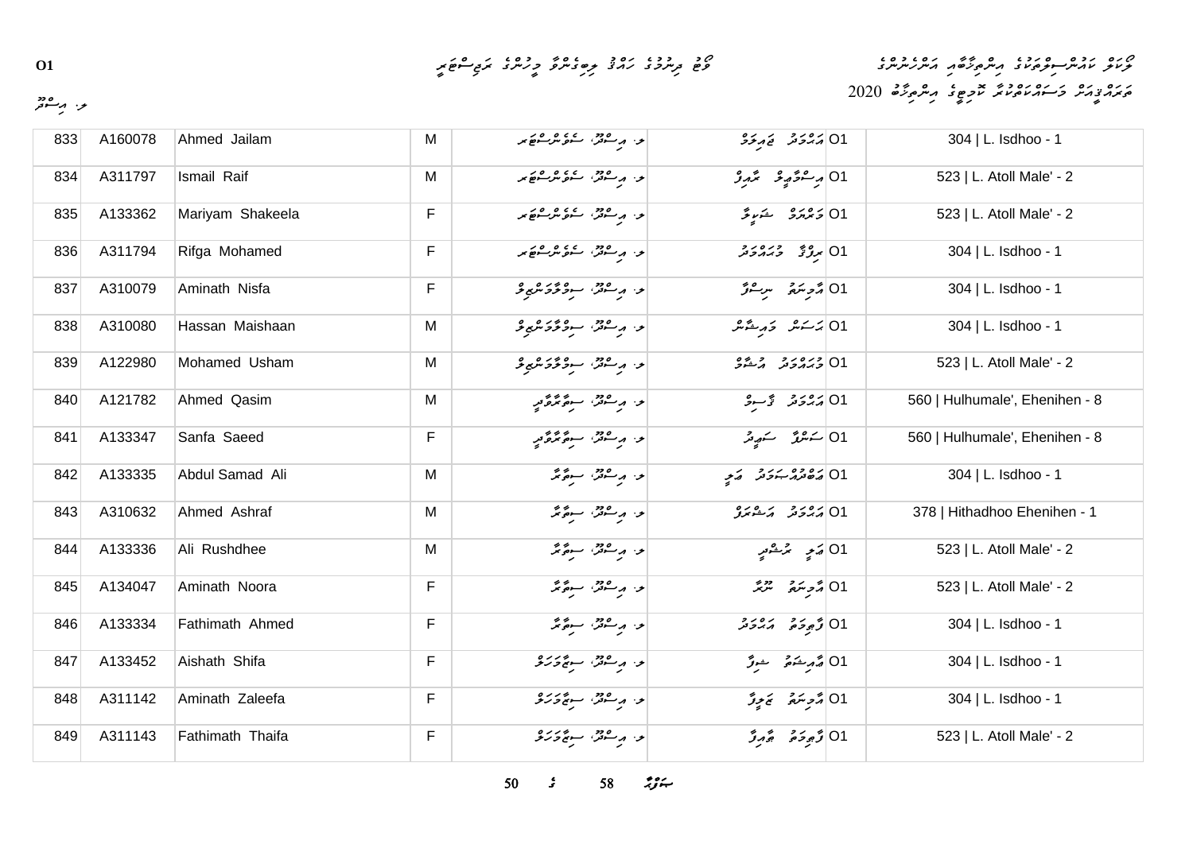| 833 | A160078 | Ahmed Jailam | M | ل. اِسްދޫ، ސޯލްޓްސްކަރ | O1 އަހުމަދު ޖައިލަމް | 304 \| L. Isdhoo - 1 |
|---|---|---|---|---|---|---|
| 834 | A311797 | Ismail Raif | M | ل. اِسްދޫ، ސޯލްޓްސްކަރ | O1 އިސްމާއީލް ރާއިފް | 523 \| L. Atoll Male' - 2 |
| 835 | A133362 | Mariyam Shakeela | F | ل. اِسްދޫ، ސޯލްޓްސްކަރ | O1 މަރިޔަމް ޝަކީލާ | 523 \| L. Atoll Male' - 2 |
| 836 | A311794 | Rifga Mohamed | F | ل. اِسްދޫ، ސޯލްޓްސްކަރ | O1 ރިފްގާ މުހައްމަދު | 304 \| L. Isdhoo - 1 |
| 837 | A310079 | Aminath Nisfa | F | ل. اِسްދޫ، ސިލްވަރލައިޓް | O1 އާމިނަތު ނިސްފާ | 304 \| L. Isdhoo - 1 |
| 838 | A310080 | Hassan Maishaan | M | ل. اِسްދޫ، ސިލްވަރލައިޓް | O1 ހަސަން މައިޝާން | 304 \| L. Isdhoo - 1 |
| 839 | A122980 | Mohamed Usham | M | ل. اِسްދޫ، ސިލްވަރލައިޓް | O1 މުހައްމަދު އުޝާމް | 523 \| L. Atoll Male' - 2 |
| 840 | A121782 | Ahmed Qasim | M | ل. اِسްދޫ، ސިތާރާގެ | O1 އަހުމަދު ޤާސިމް | 560 \| Hulhumale', Ehenihen - 8 |
| 841 | A133347 | Sanfa Saeed | F | ل. اِسްދޫ، ސިތާރާގެ | O1 ސަންފާ ސައީދު | 560 \| Hulhumale', Ehenihen - 8 |
| 842 | A133335 | Abdul Samad Ali | M | ل. اِسްދޫ، ސިތާރާ | O1 އަބްދުލްސަމަދު އަލި | 304 \| L. Isdhoo - 1 |
| 843 | A310632 | Ahmed Ashraf | M | ل. اِسްދޫ، ސިތާރާ | O1 އަހުމަދު އަޝްރަފް | 378 \| Hithadhoo Ehenihen - 1 |
| 844 | A133336 | Ali Rushdhee | M | ل. اِسްދޫ، ސިތާރާ | O1 އަލި ރުޝްދީ | 523 \| L. Atoll Male' - 2 |
| 845 | A134047 | Aminath Noora | F | ل. اِسްދޫ، ސިތާރާ | O1 އާމިނަތު ނޫރާ | 523 \| L. Atoll Male' - 2 |
| 846 | A133334 | Fathimath Ahmed | F | ل. اِسްދޫ، ސިތާރާ | O1 ފާތިމަތު އަހުމަދު | 304 \| L. Isdhoo - 1 |
| 847 | A133452 | Aishath Shifa | F | ل. اِسްދޫ، ސިޖަމަހަލް | O1 އާއިޝަތު ޝިފާ | 304 \| L. Isdhoo - 1 |
| 848 | A311142 | Aminath Zaleefa | F | ل. اِسްދޫ، ސިޖަމަހަލް | O1 އާމިނަތު ޒަލީފާ | 304 \| L. Isdhoo - 1 |
| 849 | A311143 | Fathimath Thaifa | F | ل. اِسްދޫ، ސިޖަމަހަލް | O1 ފާތިމަތު ޠާއިފާ | 523 \| L. Atoll Male' - 2 |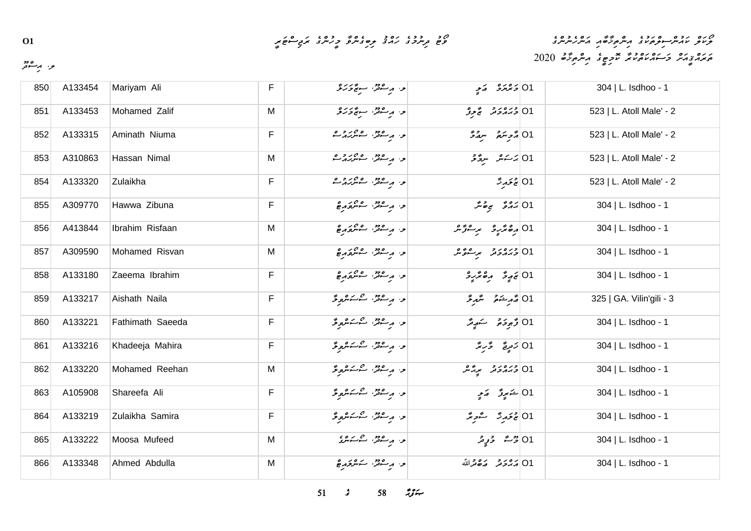| 850 | A133454 | Mariyam Ali | F | ل. إِسْدُّو، سِيمَوَرَوْ | O1 وَحْمَرُوْ مَعِ | 304 \| L. Isdhoo - 1 |
|---|---|---|---|---|---|---|
| 851 | A133453 | Mohamed Zalif | M | ل. إِسْدُّو، سِيمَوَرَوْ | O1 وَبَرْمَوَتْرُ مَحْوِرُ | 523 \| L. Atoll Male' - 2 |
| 852 | A133315 | Aminath Niuma | F | ل. إِسْدُّو، سُسْرَرَ وِسْ | O1 مُحِسَّمَهُ سِمَّة | 523 \| L. Atoll Male' - 2 |
| 853 | A310863 | Hassan Nimal | M | ل. إِسْدُّو، سُسْرَرَ وِسْ | O1 بَرَسَّسْ سِرِّثْرُ | 523 \| L. Atoll Male' - 2 |
| 854 | A133320 | Zulaikha | F | ل. إِسْدُّو، سُسْرَرَ وِسْ | O1 يُحَوِرُّ | 523 \| L. Atoll Male' - 2 |
| 855 | A309770 | Hawwa Zibuna | F | ل. إِسْدُّو، سُسْعَوِهِمْ | O1 بَرْمُرُ بِصِنْ | 304 \| L. Isdhoo - 1 |
| 856 | A413844 | Ibrahim Risfaan | M | ل. إِسْدُّو، سُسْعَوِهِمْ | O1 مِصْرَبِرْوْ بِرِسْوَّسْ | 304 \| L. Isdhoo - 1 |
| 857 | A309590 | Mohamed Risvan | M | ل. إِسْدُّو، سُسْعَوِهِمْ | O1 وَبَرْمَوَتْرُ بِرِسْوَّسْ | 304 \| L. Isdhoo - 1 |
| 858 | A133180 | Zaeema Ibrahim | F | ل. إِسْدُّو، سُسْعَوِهِمْ | O1 يَمِرِدَّ مِصْرَبِرْوْ | 304 \| L. Isdhoo - 1 |
| 859 | A133217 | Aishath Naila | F | ل. إِسْدُّو، سُسْكَسْعِوِدُّ | O1 مُهْرِشَوْ سُمْرِدُّ | 325 \| GA. Vilin'gili - 3 |
| 860 | A133221 | Fathimath Saeeda | F | ل. إِسْدُّو، سُسْكَسْعِوِدُّ | O1 زُوِحَوْ سَهِدُّ | 304 \| L. Isdhoo - 1 |
| 861 | A133216 | Khadeeja Mahira | F | ل. إِسْدُّو، سُسْكَسْعِوِدُّ | O1 رَمِرِجَّ وَّرِبَرُ | 304 \| L. Isdhoo - 1 |
| 862 | A133220 | Mohamed Reehan | M | ل. إِسْدُّو، سُسْكَسْعِوِدُّ | O1 وَبَرْمَوَتْرُ بِرِدُّسْ | 304 \| L. Isdhoo - 1 |
| 863 | A105908 | Shareefa Ali | F | ل. إِسْدُّو، سُسْكَسْعِوِدُّ | O1 شَمِرِدُّ مَعِ | 304 \| L. Isdhoo - 1 |
| 864 | A133219 | Zulaikha Samira | F | ل. إِسْدُّو، سُسْكَسْعِوِدُّ | O1 يُحَوِرُّ سَّوِبَرُ | 304 \| L. Isdhoo - 1 |
| 865 | A133222 | Moosa Mufeed | M | ل. إِسْدُّو، سُسْكَسْعِ | O1 وَّسَّ وُوِتْرُ | 304 \| L. Isdhoo - 1 |
| 866 | A133348 | Ahmed Abdulla | M | ل. إِسْدُّو، سَسْعَوِهِمْ | O1 مَرْدَوَتْرُ مَەھْتْرُاللّه | 304 \| L. Isdhoo - 1 |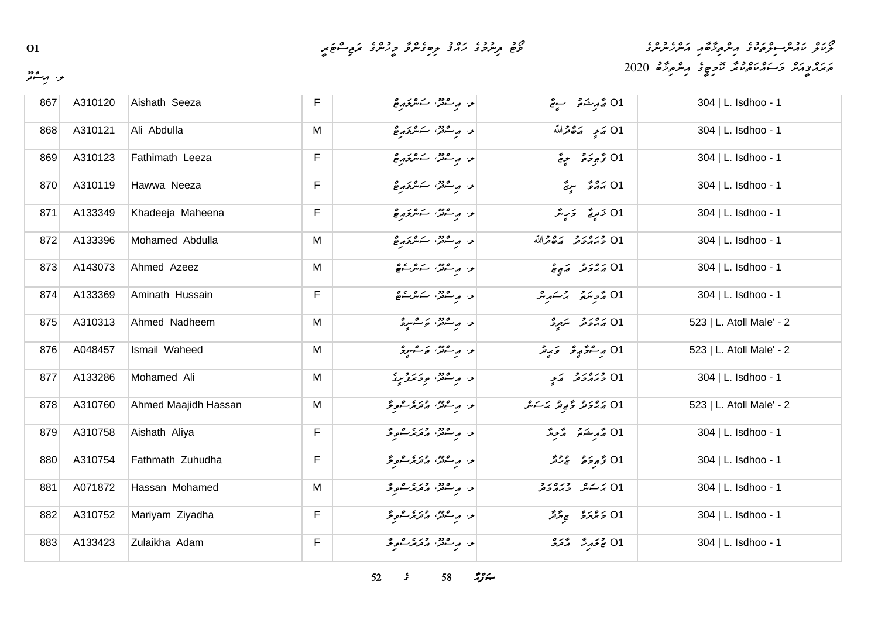| 867 | A310120 | Aishath Seeza | F | ل. އިސްދޫ، ސަންރައިޒް | O1 އައިޝަތު ސީޒާ | 304 \| L. Isdhoo - 1 |
|---|---|---|---|---|---|---|
| 868 | A310121 | Ali Abdulla | M | ل. އިސްދޫ، ސަންރައިޒް | O1 އަލި އަބްދުﷲ | 304 \| L. Isdhoo - 1 |
| 869 | A310123 | Fathimath Leeza | F | ل. އިސްދޫ، ސަންރައިޒް | O1 ފާތިމަތު ލީޒާ | 304 \| L. Isdhoo - 1 |
| 870 | A310119 | Hawwa Neeza | F | ل. އިސްދޫ، ސަންރައިޒް | O1 ހައްވާ ނީޒާ | 304 \| L. Isdhoo - 1 |
| 871 | A133349 | Khadeeja Maheena | F | ل. އިސްދޫ، ސަންރައިޒް | O1 ޚަދީޖާ މަހީނާ | 304 \| L. Isdhoo - 1 |
| 872 | A133396 | Mohamed Abdulla | M | ل. އިސްދޫ، ސަންރައިޒް | O1 މުހައްމަދު އަބްދުﷲ | 304 \| L. Isdhoo - 1 |
| 873 | A143073 | Ahmed Azeez | M | ل. އިސްދޫ، ސަންސެޓް | O1 އަހްމަދު އަޒީޒު | 304 \| L. Isdhoo - 1 |
| 874 | A133369 | Aminath Hussain | F | ل. އިސްދޫ، ސަންސެޓް | O1 އާމިނަތު ހުސައިން | 304 \| L. Isdhoo - 1 |
| 875 | A310313 | Ahmed Nadheem | M | ل. އިސްދޫ، ޖަސްމިން | O1 އަހްމަދު ނަދީމް | 523 \| L. Atoll Male' - 2 |
| 876 | A048457 | Ismail Waheed | M | ل. އިސްދޫ، ޖަސްމިން | O1 އިސްމާއީލް ވަހީދު | 523 \| L. Atoll Male' - 2 |
| 877 | A133286 | Mohamed Ali | M | ل. އިސްދޫ، ޖިމަރުފިނި | O1 މުހައްމަދު އަލި | 304 \| L. Isdhoo - 1 |
| 878 | A310760 | Ahmed Maajidh Hassan | M | ل. އިސްދޫ، އުދަރެސްވިލާ | O1 އަހްމަދު މާޖިދު ހަސަން | 523 \| L. Atoll Male' - 2 |
| 879 | A310758 | Aishath Aliya | F | ل. އިސްދޫ، އުދަރެސްވިލާ | O1 އައިޝަތު އާލިޔާ | 304 \| L. Isdhoo - 1 |
| 880 | A310754 | Fathmath Zuhudha | F | ل. އިސްދޫ، އުދަރެސްވިލާ | O1 ފާތިމަތު ޒުހުދާ | 304 \| L. Isdhoo - 1 |
| 881 | A071872 | Hassan Mohamed | M | ل. އިސްދޫ، އުދަރެސްވިލާ | O1 ހަސަން މުހައްމަދު | 304 \| L. Isdhoo - 1 |
| 882 | A310752 | Mariyam Ziyadha | F | ل. އިސްދޫ، އުދަރެސްވިލާ | O1 މަރިޔަމް ޒިޔާދާ | 304 \| L. Isdhoo - 1 |
| 883 | A133423 | Zulaikha Adam | F | ل. އިސްދޫ، އުދަރެސްވިލާ | O1 ޒުލައިޚާ އާދަމް | 304 \| L. Isdhoo - 1 |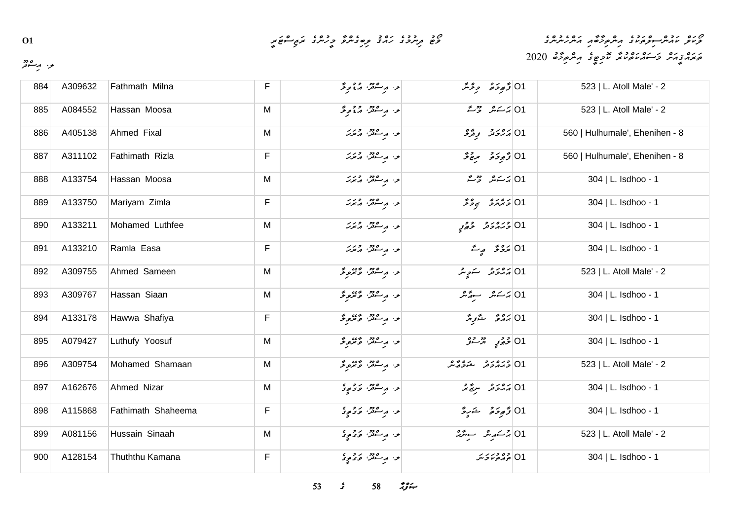| 884 | A309632 | Fathmath Milna | F | ޏ. އިސްދޫ، އުގުވިލާ | O1 ފާތިމަތު މިލްނާ | 523 \| L. Atoll Male' - 2 |
|---|---|---|---|---|---|---|
| 885 | A084552 | Hassan Moosa | M | ޏ. އިސްދޫ، އުގުވިލާ | O1 ހަސަން މޫސާ | 523 \| L. Atoll Male' - 2 |
| 886 | A405138 | Ahmed Fixal | M | ޏ. އިސްދޫ، އުރަހަ | O1 އަހްމަދު ފިޒާލް | 560 \| Hulhumale', Ehenihen - 8 |
| 887 | A311102 | Fathimath Rizla | F | ޏ. އިސްދޫ، އުރަހަ | O1 ފާތިމަތު ރިޒްލާ | 560 \| Hulhumale', Ehenihen - 8 |
| 888 | A133754 | Hassan Moosa | M | ޏ. އިސްދޫ، އުރަހަ | O1 ހަސަން މޫސާ | 304 \| L. Isdhoo - 1 |
| 889 | A133750 | Mariyam Zimla | F | ޏ. އިސްދޫ، އުރަހަ | O1 މަރިޔަމް ޒިމްލާ | 304 \| L. Isdhoo - 1 |
| 890 | A133211 | Mohamed Luthfee | M | ޏ. އިސްދޫ، އުރަހަ | O1 މުހައްމަދު ލުތުފީ | 304 \| L. Isdhoo - 1 |
| 891 | A133210 | Ramla Easa | F | ޏ. އިސްދޫ، އުރަހަ | O1 ރަމްލާ ޢީސާ | 304 \| L. Isdhoo - 1 |
| 892 | A309755 | Ahmed Sameen | M | ޏ. އިސްދޫ، ވާރުވިލާ | O1 އަހްމަދު ސަމީން | 523 \| L. Atoll Male' - 2 |
| 893 | A309767 | Hassan Siaan | M | ޏ. އިސްދޫ، ވާރުވިލާ | O1 ހަސަން ސިއާން | 304 \| L. Isdhoo - 1 |
| 894 | A133178 | Hawwa Shafiya | F | ޏ. އިސްދޫ، ވާރުވިލާ | O1 ހައްވާ ޝާފިޔާ | 304 \| L. Isdhoo - 1 |
| 895 | A079427 | Luthufy Yoosuf | M | ޏ. އިސްދޫ، ވާރުވިލާ | O1 ލުތުފީ ޔޫސުފް | 304 \| L. Isdhoo - 1 |
| 896 | A309754 | Mohamed Shamaan | M | ޏ. އިސްދޫ، ވާރުވިލާ | O1 މުހައްމަދު ޝަމްޢާން | 523 \| L. Atoll Male' - 2 |
| 897 | A162676 | Ahmed Nizar | M | ޏ. އިސްދޫ، ވަގުތީގެ | O1 އަހްމަދު ނިޒާރު | 304 \| L. Isdhoo - 1 |
| 898 | A115868 | Fathimath Shaheema | F | ޏ. އިސްދޫ، ވަގުތީގެ | O1 ފާތިމަތު ޝަހީމާ | 304 \| L. Isdhoo - 1 |
| 899 | A081156 | Hussain Sinaah | M | ޏ. އިސްދޫ، ވަގުތީގެ | O1 ހުސައިން ސިނާހް | 523 \| L. Atoll Male' - 2 |
| 900 | A128154 | Thuththu Kamana | F | ޏ. އިސްދޫ، ވަގުތީގެ | O1 ތުއްތުކަމަނަ | 304 \| L. Isdhoo - 1 |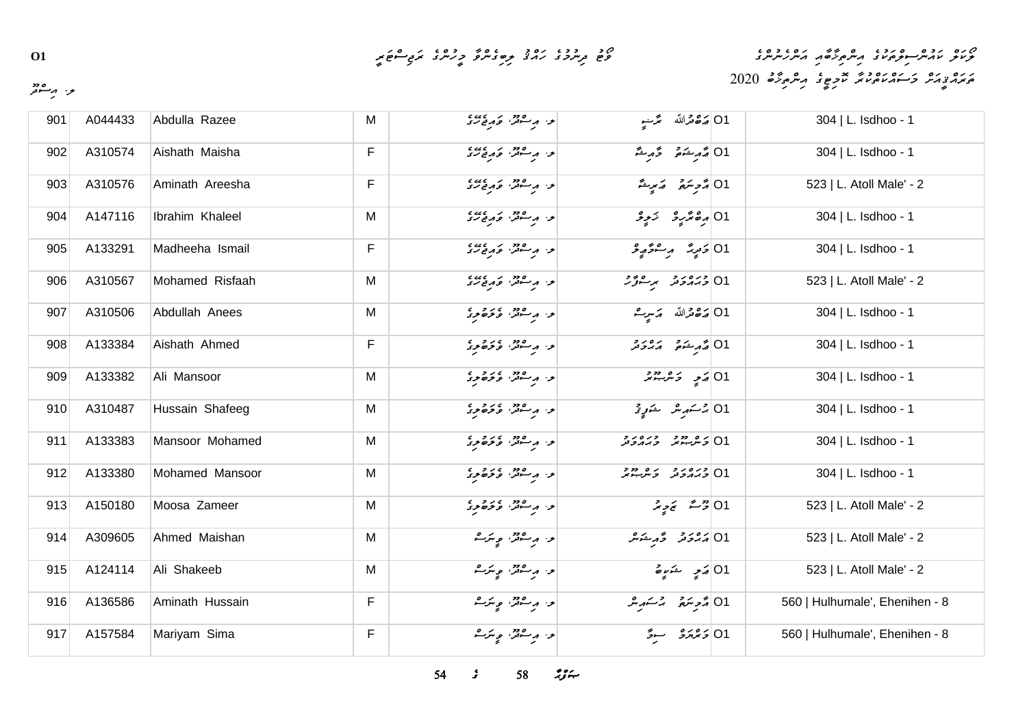| 901 | A044433 | Abdulla Razee | M | ލ. އިސްދޫ، ވައިޓްހާޒް | O1 އަބްދުﷲ ރާޒީ | 304 \| L. Isdhoo - 1 |
|---|---|---|---|---|---|---|
| 902 | A310574 | Aishath Maisha | F | ލ. އިސްދޫ، ވައިޓްހާޒް | O1 އާއިޝަތު މާއިޝާ | 304 \| L. Isdhoo - 1 |
| 903 | A310576 | Aminath Areesha | F | ލ. އިސްދޫ، ވައިޓްހާޒް | O1 އާމިނަތު އަރީޝާ | 523 \| L. Atoll Male' - 2 |
| 904 | A147116 | Ibrahim Khaleel | M | ލ. އިސްދޫ، ވައިޓްހާޒް | O1 އިބްރާހީމް ޚަލީލް | 304 \| L. Isdhoo - 1 |
| 905 | A133291 | Madheeha Ismail | F | ލ. އިސްދޫ، ވައިޓްހާޒް | O1 މަދީހާ އިސްމާޢީލް | 304 \| L. Isdhoo - 1 |
| 906 | A310567 | Mohamed Risfaah | M | ލ. އިސްދޫ، ވައިޓްހާޒް | O1 މުޙައްމަދު ރިސްފާހު | 523 \| L. Atoll Male' - 2 |
| 907 | A310506 | Abdullah Anees | M | ލ. އިސްދޫ، ވެލަބޮޑު | O1 އަބްދުﷲ އަނީސް | 304 \| L. Isdhoo - 1 |
| 908 | A133384 | Aishath Ahmed | F | ލ. އިސްދޫ، ވެލަބޮޑު | O1 އާއިޝަތު އަޙްމަދު | 304 \| L. Isdhoo - 1 |
| 909 | A133382 | Ali Mansoor | M | ލ. އިސްދޫ، ވެލަބޮޑު | O1 އަލި މަންސޫރު | 304 \| L. Isdhoo - 1 |
| 910 | A310487 | Hussain Shafeeg | M | ލ. އިސްދޫ، ވެލަބޮޑު | O1 ހުސައިން ޝަފީގު | 304 \| L. Isdhoo - 1 |
| 911 | A133383 | Mansoor Mohamed | M | ލ. އިސްދޫ، ވެލަބޮޑު | O1 މަންސޫރު މުޙައްމަދު | 304 \| L. Isdhoo - 1 |
| 912 | A133380 | Mohamed Mansoor | M | ލ. އިސްދޫ، ވެލަބޮޑު | O1 މުޙައްމަދު މަންސޫރު | 304 \| L. Isdhoo - 1 |
| 913 | A150180 | Moosa Zameer | M | ލ. އިސްދޫ، ވެލަބޮޑު | O1 މޫސާ ޒަމީރު | 523 \| L. Atoll Male' - 2 |
| 914 | A309605 | Ahmed Maishan | M | ލ. އިސްދޫ، ވިނަސް | O1 އަޙްމަދު މާއިޝަން | 523 \| L. Atoll Male' - 2 |
| 915 | A124114 | Ali Shakeeb | M | ލ. އިސްދޫ، ވިނަސް | O1 އަލި ޝަކީބު | 523 \| L. Atoll Male' - 2 |
| 916 | A136586 | Aminath Hussain | F | ލ. އިސްދޫ، ވިނަސް | O1 އާމިނަތު ހުސައިން | 560 \| Hulhumale', Ehenihen - 8 |
| 917 | A157584 | Mariyam Sima | F | ލ. އިސްދޫ، ވިނަސް | O1 މަރިޔަމް ސިމާ | 560 \| Hulhumale', Ehenihen - 8 |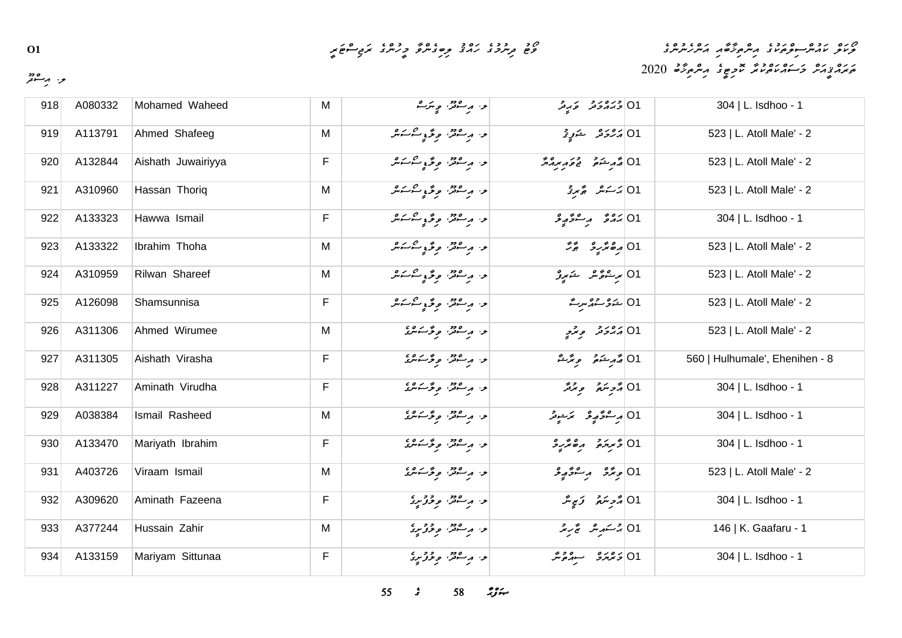| 918 | A080332 | Mohamed Waheed | M | ل. އިސްދޫ، ވިނަސް | O1 | މުހައްމަދު ވަހީދު | 304 \| L. Isdhoo - 1 |
|---|---|---|---|---|---|---|---|
| 919 | A113791 | Ahmed Shafeeg | M | ل. އިސްދޫ، ވިލާގެސްކަން | O1 | އަހުމަދު ޝަފީގު | 523 \| L. Atoll Male' - 2 |
| 920 | A132844 | Aishath Juwairiyya | F | ل. އިސްދޫ، ވިލާގެސްކަން | O1 | އާއިޝަތު ޖުވައިރިއްޔާ | 523 \| L. Atoll Male' - 2 |
| 921 | A310960 | Hassan Thoriq | M | ل. އިސްދޫ، ވިލާގެސްކަން | O1 | ހަސަން ތާރިޤު | 523 \| L. Atoll Male' - 2 |
| 922 | A133323 | Hawwa Ismail | F | ل. އިސްދޫ، ވިލާގެސްކަން | O1 | ހައްވާ އިސްމާއީލު | 304 \| L. Isdhoo - 1 |
| 923 | A133322 | Ibrahim Thoha | M | ل. އިސްދޫ، ވިލާގެސްކަން | O1 | އިބްރާހީމް ތާހާ | 523 \| L. Atoll Male' - 2 |
| 924 | A310959 | Rilwan Shareef | M | ل. އިސްދޫ، ވިލާގެސްކަން | O1 | ރިލްވާން ޝަރީފު | 523 \| L. Atoll Male' - 2 |
| 925 | A126098 | Shamsunnisa | F | ل. އިސްދޫ، ވިލާގެސްކަން | O1 | ޝަމްސުންނިސާ | 523 \| L. Atoll Male' - 2 |
| 926 | A311306 | Ahmed Wirumee | M | ل. އިސްދޫ، ވިލާސަންގު | O1 | އަހުމަދު ވިރުމީ | 523 \| L. Atoll Male' - 2 |
| 927 | A311305 | Aishath Virasha | F | ل. އިސްދޫ، ވިލާސަންގު | O1 | އާއިޝަތު ވިރާޝާ | 560 \| Hulhumale', Ehenihen - 8 |
| 928 | A311227 | Aminath Virudha | F | ل. އިސްދޫ، ވިލާސަންގު | O1 | އާމިނަތު ވިރުދާ | 304 \| L. Isdhoo - 1 |
| 929 | A038384 | Ismail Rasheed | M | ل. އިސްދޫ، ވިލާސަންގު | O1 | އިސްމާއީލު ރަޝީދު | 304 \| L. Isdhoo - 1 |
| 930 | A133470 | Mariyath Ibrahim | F | ل. އިސްދޫ، ވިލާސަންގު | O1 | މާރިޔަތު އިބްރާހީމް | 304 \| L. Isdhoo - 1 |
| 931 | A403726 | Viraam Ismail | M | ل. އިސްދޫ، ވިލާސަންގު | O1 | ވިރާމް އިސްމާއީލު | 523 \| L. Atoll Male' - 2 |
| 932 | A309620 | Aminath Fazeena | F | ل. އިސްދޫ، ވިލުފުށީގެ | O1 | އާމިނަތު ފަޒީނާ | 304 \| L. Isdhoo - 1 |
| 933 | A377244 | Hussain Zahir | M | ل. އިސްދޫ، ވިލުފުށީގެ | O1 | ހުސައިން ޒާހިރު | 146 \| K. Gaafaru - 1 |
| 934 | A133159 | Mariyam Sittunaa | F | ل. އިސްދޫ، ވިލުފުށީގެ | O1 | މަރިޔަމް ސިއްތުނާ | 304 \| L. Isdhoo - 1 |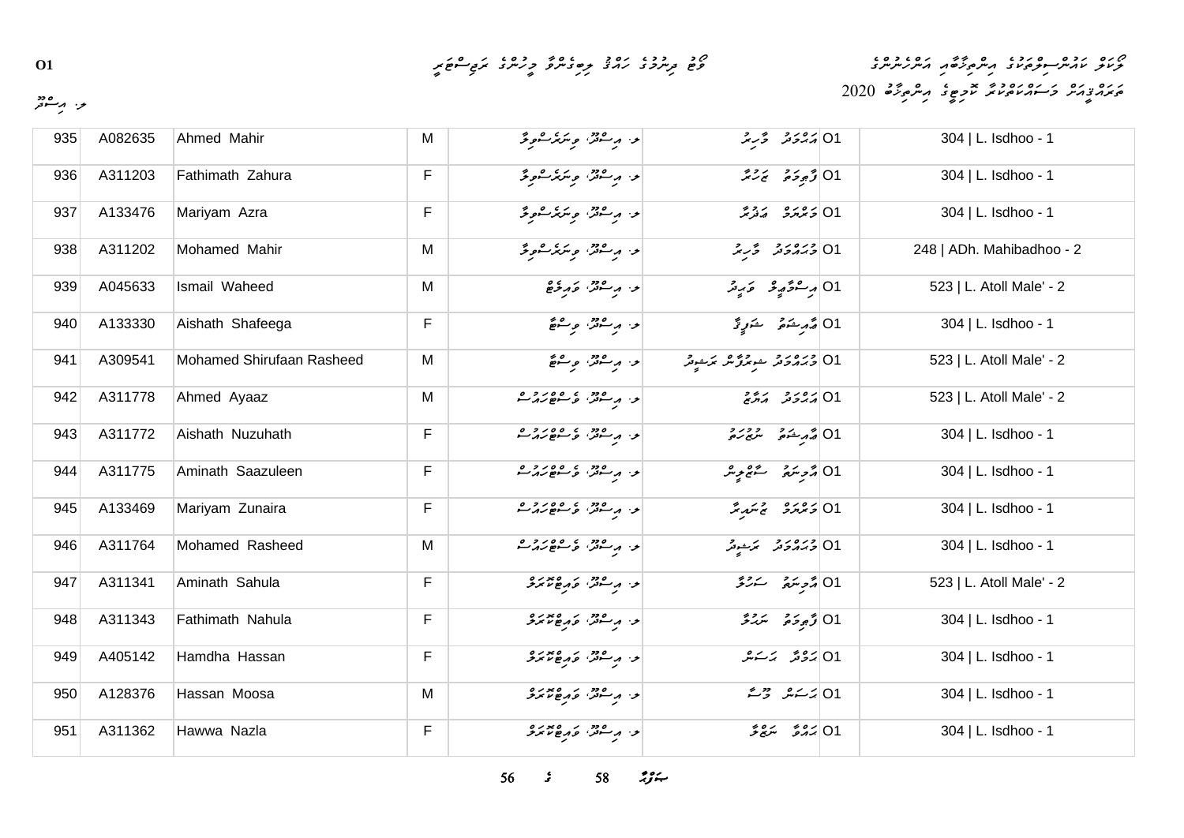| 935 | A082635 | Ahmed Mahir | M | ل. إِسْدُّوْ، وِسَرَيْرُ سَوَرَ | O1 ﻣَﺪْﺩَﻗﺮْ ﻭَّﺮِﻳﺮُ | 304 \| L. Isdhoo - 1 |
|---|---|---|---|---|---|---|
| 936 | A311203 | Fathimath Zahura | F | ل. إِسْدُّوْ، وِسَرَيْرُ سَوَرَ | O1 ﺯَّﻮِﺩَﻣُ ﻳَﺮْﺗَ | 304 \| L. Isdhoo - 1 |
| 937 | A133476 | Mariyam Azra | F | ل. إِسْدُّوْ، وِسَرَيْرُ سَوَرَ | O1 ﺩَﻳُﺮَﺗُ ﻣَﺮْﻳَ | 304 \| L. Isdhoo - 1 |
| 938 | A311202 | Mohamed Mahir | M | ل. إِسْدُّوْ، وِسَرَيْرُ سَوَرَ | O1 ﺩُﺗَﻣُﺩَﺗْ ﻭَّﺮِﻳﺮُ | 248 \| ADh. Mahibadhoo - 2 |
| 939 | A045633 | Ismail Waheed | M | ل. إِسْدُّوْ، ءَمِرُعْ | O1 ﻣِﺮِﺳْﻘُﻣِﻳُ ﻭَﺗِﻳُ | 523 \| L. Atoll Male' - 2 |
| 940 | A133330 | Aishath Shafeega | F | ل. إِسْدُّوْ، وِسْعَ | O1 ﻣُﺪِﺳْﻘَﻣُ ﺳَﻘُﻮِﺗِ | 304 \| L. Isdhoo - 1 |
| 941 | A309541 | Mohamed Shirufaan Rasheed | M | ل. إِسْدُّوْ، وِسْعَ | O1 ﺩُﺗَﻣُﺩَﺗْ ﺳِﻳُﺮُﻭَّﻧْ ﺗَﺳِﻳُ | 523 \| L. Atoll Male' - 2 |
| 942 | A311778 | Ahmed Ayaaz | M | ل. إِسْدُّوْ، ءُ سْعَ رَيْرُ سْ | O1 ﻣَﺪْﺩَﻗﺮْ ﻣَﺪَّﻳُ | 523 \| L. Atoll Male' - 2 |
| 943 | A311772 | Aishath Nuzuhath | F | ل. إِسْدُّوْ، ءُ سْعَ رَيْرُ سْ | O1 ﻣُﺪِﺳْﻘَﻣُ ﺳُﻳُﺮَﻗُ | 304 \| L. Isdhoo - 1 |
| 944 | A311775 | Aminath Saazuleen | F | ل. إِسْدُّوْ، ءُ سْعَ رَيْرُ سْ | O1 ﻣُّﺮِﺳَﻣُ ﺳُّﻳُﺮِﺳْ | 304 \| L. Isdhoo - 1 |
| 945 | A133469 | Mariyam Zunaira | F | ل. إِسْدُّوْ، ءُ سْعَ رَيْرُ سْ | O1 ﺩَﻳُﺮَﺗُ ﻳُﺳَﻣِﻳَ | 304 \| L. Isdhoo - 1 |
| 946 | A311764 | Mohamed Rasheed | M | ل. إِسْدُّوْ، ءُ سْعَ رَيْرُ سْ | O1 ﺩُﺗَﻣُﺩَﺗْ ﺗَﺳِﻳُ | 304 \| L. Isdhoo - 1 |
| 947 | A311341 | Aminath Sahula | F | ل. إِسْدُّوْ، ءَمِعْ تَارَوْ | O1 ﻣُّﺮِﺳَﻣُ ﺳَﺮُﻳَ | 523 \| L. Atoll Male' - 2 |
| 948 | A311343 | Fathimath Nahula | F | ل. إِسْدُّوْ، ءَمِعْ تَارَوْ | O1 ﺯَّﻮِﺩَﻣُ ﺳَﺮُﻳَ | 304 \| L. Isdhoo - 1 |
| 949 | A405142 | Hamdha Hassan | F | ل. إِسْدُّوْ، ءَمِعْ تَارَوْ | O1 ﺗَﺩْﻗَ ﺗَﺳَﺳْ | 304 \| L. Isdhoo - 1 |
| 950 | A128376 | Hassan Moosa | M | ل. إِسْدُّوْ، ءَمِعْ تَارَوْ | O1 ﺗَﺳَﺳْ ﺩُّﺳَّ | 304 \| L. Isdhoo - 1 |
| 951 | A311362 | Hawwa Nazla | F | ل. إِسْدُّوْ، ءَمِعْ تَارَوْ | O1 ﺗَﻣْﻳَّ ﺳَﻳْﻳَ | 304 \| L. Isdhoo - 1 |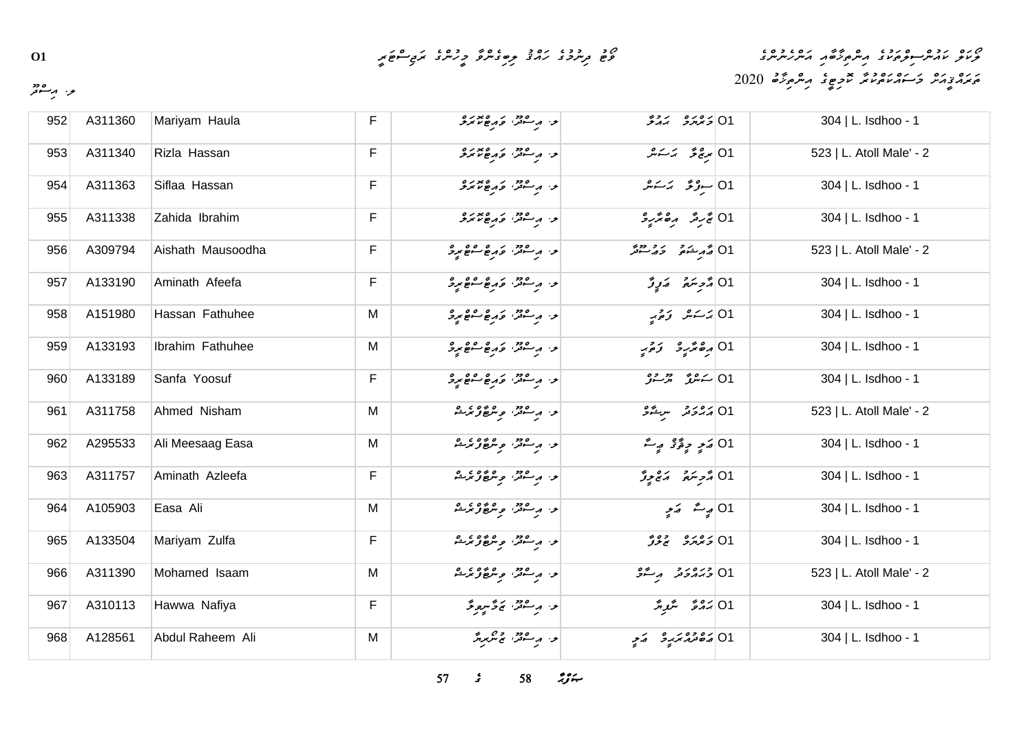| 952 | A311360 | Mariyam Haula | F | ޅ. އިސްދޫ، ވައިޓުކަރަވް | O1 ވަރިއަމް ހައުލާ | 304 \| L. Isdhoo - 1 |
|---|---|---|---|---|---|---|
| 953 | A311340 | Rizla Hassan | F | ޅ. އިސްދޫ، ވައިޓުކަރަވް | O1 ރިޒްލާ ހަސަން | 523 \| L. Atoll Male' - 2 |
| 954 | A311363 | Siflaa Hassan | F | ޅ. އިސްދޫ، ވައިޓުކަރަވް | O1 ސިފްލާ ހަސަން | 304 \| L. Isdhoo - 1 |
| 955 | A311338 | Zahida Ibrahim | F | ޅ. އިސްދޫ، ވައިޓުކަރަވް | O1 ޒާހިދާ އިބްރާހިމް | 304 \| L. Isdhoo - 1 |
| 956 | A309794 | Aishath Mausoodha | F | ޅ. އިސްދޫ، ވައިޓްސްޓޯރޫމް | O1 އާއިޝަތު މައުސޫދާ | 523 \| L. Atoll Male' - 2 |
| 957 | A133190 | Aminath Afeefa | F | ޅ. އިސްދޫ، ވައިޓްސްޓޯރޫމް | O1 އާމިނަތު އަފީފާ | 304 \| L. Isdhoo - 1 |
| 958 | A151980 | Hassan Fathuhee | M | ޅ. އިސްދޫ، ވައިޓްސްޓޯރޫމް | O1 ހަސަން ފަތުހީ | 304 \| L. Isdhoo - 1 |
| 959 | A133193 | Ibrahim Fathuhee | M | ޅ. އިސްދޫ، ވައިޓްސްޓޯރޫމް | O1 އިބްރާހިމް ފަތުހީ | 304 \| L. Isdhoo - 1 |
| 960 | A133189 | Sanfa Yoosuf | F | ޅ. އިސްދޫ، ވައިޓްސްޓޯރޫމް | O1 ސަންފާ ޔޫސުފް | 304 \| L. Isdhoo - 1 |
| 961 | A311758 | Ahmed Nisham | M | ޅ. އިސްދޫ، ވިންޓޭޖްހަރުސް | O1 އަހުމަދު ނިޝާމް | 523 \| L. Atoll Male' - 2 |
| 962 | A295533 | Ali Meesaag Easa | M | ޅ. އިސްދޫ، ވިންޓޭޖްހަރުސް | O1 އަލި މީސާގު ޢީސާ | 304 \| L. Isdhoo - 1 |
| 963 | A311757 | Aminath Azleefa | F | ޅ. އިސްދޫ، ވިންޓޭޖްހަރުސް | O1 އާމިނަތު އަޒްލީފާ | 304 \| L. Isdhoo - 1 |
| 964 | A105903 | Easa Ali | M | ޅ. އިސްދޫ، ވިންޓޭޖްހަރުސް | O1 ޢީސާ އަލި | 304 \| L. Isdhoo - 1 |
| 965 | A133504 | Mariyam Zulfa | F | ޅ. އިސްދޫ، ވިންޓޭޖްހަރުސް | O1 މަރިއަމް ޒުލްފާ | 304 \| L. Isdhoo - 1 |
| 966 | A311390 | Mohamed Isaam | M | ޅ. އިސްދޫ، ވިންޓޭޖްހަރުސް | O1 މުހައްމަދު އިސާމް | 523 \| L. Atoll Male' - 2 |
| 967 | A310113 | Hawwa Nafiya | F | ޅ. އިސްދޫ، ޒަވާނިލާ | O1 ހައްވާ ނާފިޔާ | 304 \| L. Isdhoo - 1 |
| 968 | A128561 | Abdul Raheem Ali | M | ޅ. އިސްދޫ، ޒެންރިނާ | O1 އަބްދުއްރަހީމް އަލި | 304 \| L. Isdhoo - 1 |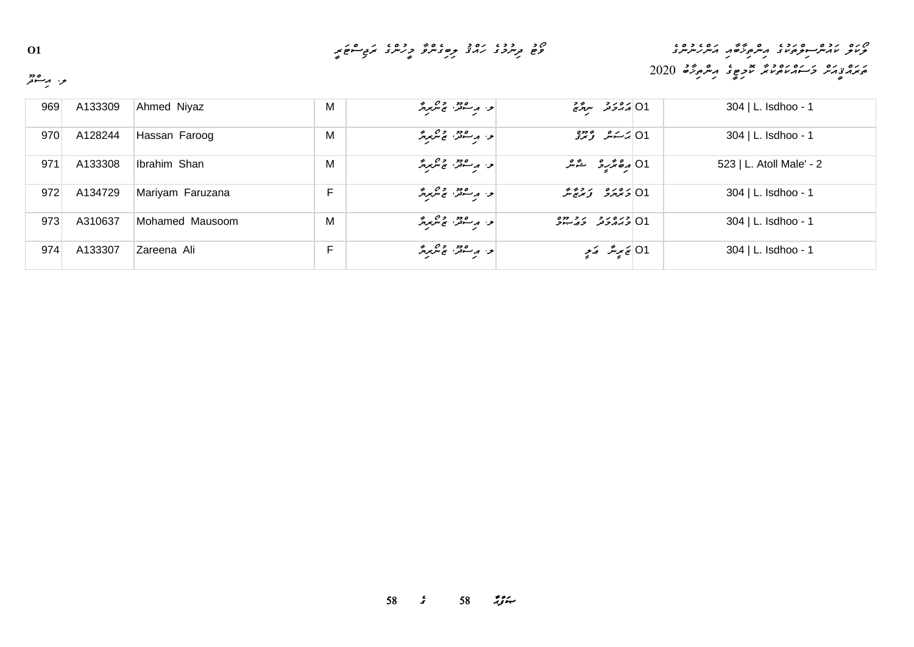| | | | | | | |
|---|---|---|---|---|---|---|
| 969 | A133309 | Ahmed Niyaz | M | ل. إسدھو، ޖަންނަތި | O1 أحمد نياز | 304 \| L. Isdhoo - 1 |
| 970 | A128244 | Hassan Faroog | M | ل. إسدھو، ޖަންނަތި | O1 حسن فاروق | 304 \| L. Isdhoo - 1 |
| 971 | A133308 | Ibrahim Shan | M | ل. إسدھو، ޖަންނަތި | O1 إبراهيم شان | 523 \| L. Atoll Male' - 2 |
| 972 | A134729 | Mariyam Faruzana | F | ل. إسدھو، ޖަންނަތި | O1 مريم فرزانة | 304 \| L. Isdhoo - 1 |
| 973 | A310637 | Mohamed Mausoom | M | ل. إسدھو، ޖަންނަތި | O1 محمد معصوم | 304 \| L. Isdhoo - 1 |
| 974 | A133307 | Zareena Ali | F | ل. إسدھو، ޖަންނަތި | O1 زرينا علي | 304 \| L. Isdhoo - 1 |